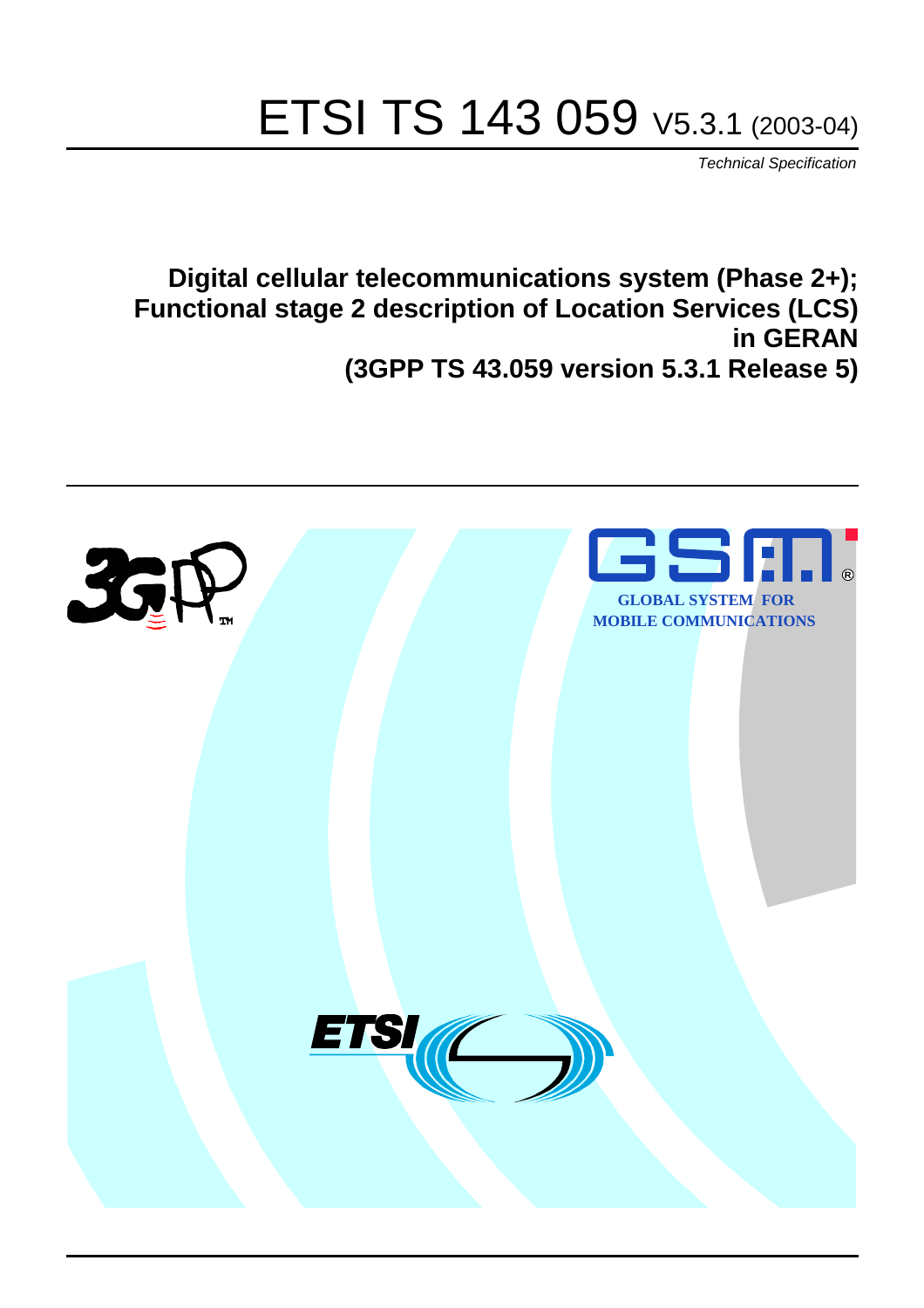# ETSI TS 143 059 V5.3.1 (2003-04)

*Technical Specification*

**Digital cellular telecommunications system (Phase 2+); Functional stage 2 description of Location Services (LCS) in GERAN (3GPP TS 43.059 version 5.3.1 Release 5)**

GLOBAL SYSTEM FOR MOBILE COMMUNICATIONS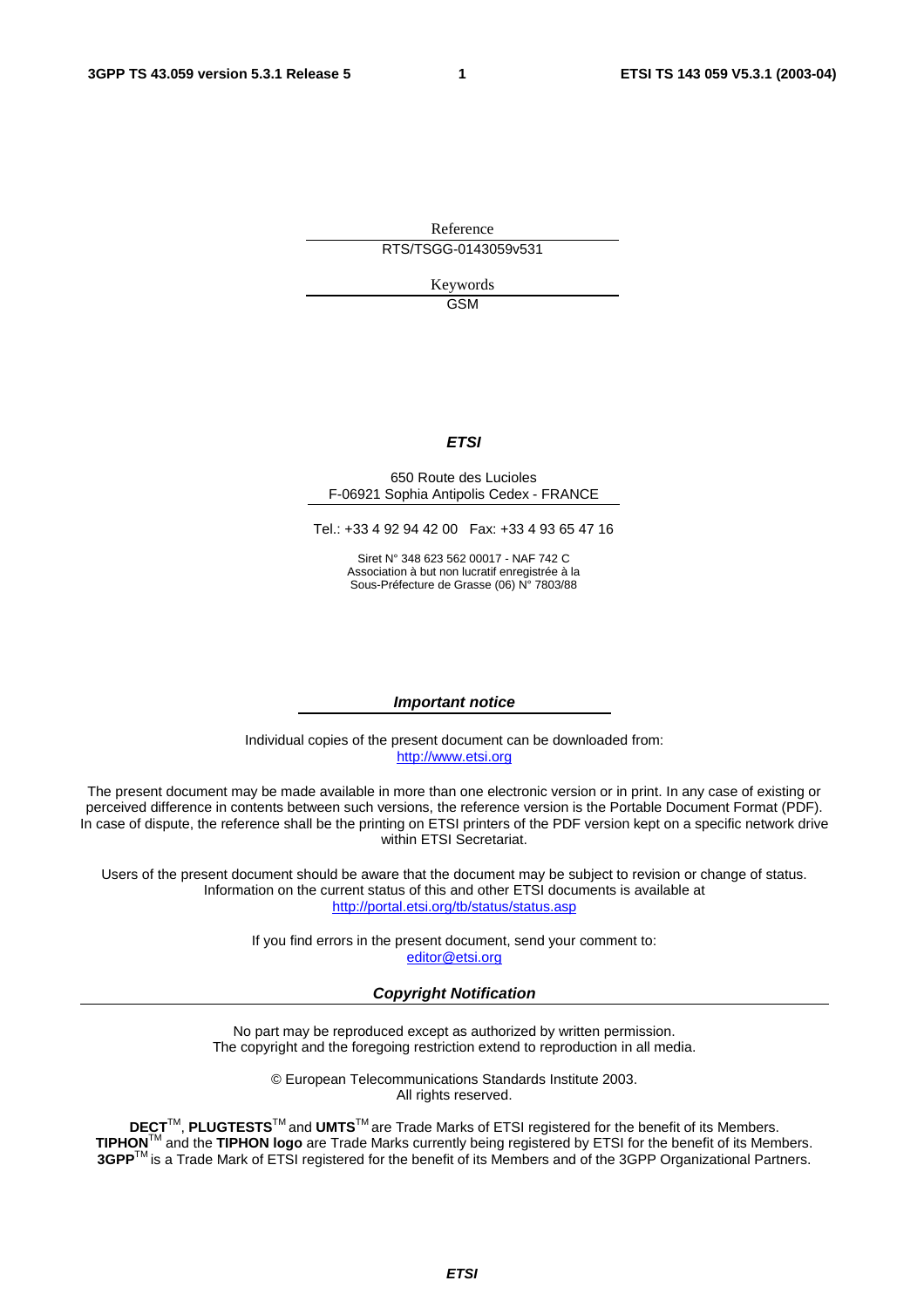Reference

RTS/TSGG-0143059v531

Keywords

GSM

***ETSI***

650 Route des Lucioles
F-06921 Sophia Antipolis Cedex - FRANCE

Tel.: +33 4 92 94 42 00 Fax: +33 4 93 65 47 16

Siret N° 348 623 562 00017 - NAF 742 C
Association à but non lucratif enregistrée à la
Sous-Préfecture de Grasse (06) N° 7803/88

***Important notice***

Individual copies of the present document can be downloaded from:
http://www.etsi.org

The present document may be made available in more than one electronic version or in print. In any case of existing or perceived difference in contents between such versions, the reference version is the Portable Document Format (PDF). In case of dispute, the reference shall be the printing on ETSI printers of the PDF version kept on a specific network drive within ETSI Secretariat.

Users of the present document should be aware that the document may be subject to revision or change of status. Information on the current status of this and other ETSI documents is available at
http://portal.etsi.org/tb/status/status.asp

If you find errors in the present document, send your comment to:
editor@etsi.org

***Copyright Notification***

No part may be reproduced except as authorized by written permission.
The copyright and the foregoing restriction extend to reproduction in all media.

© European Telecommunications Standards Institute 2003.
All rights reserved.

**DECT**™, **PLUGTESTS**™ and **UMTS**™ are Trade Marks of ETSI registered for the benefit of its Members.
**TIPHON**™ and the **TIPHON logo** are Trade Marks currently being registered by ETSI for the benefit of its Members.
**3GPP**™ is a Trade Mark of ETSI registered for the benefit of its Members and of the 3GPP Organizational Partners.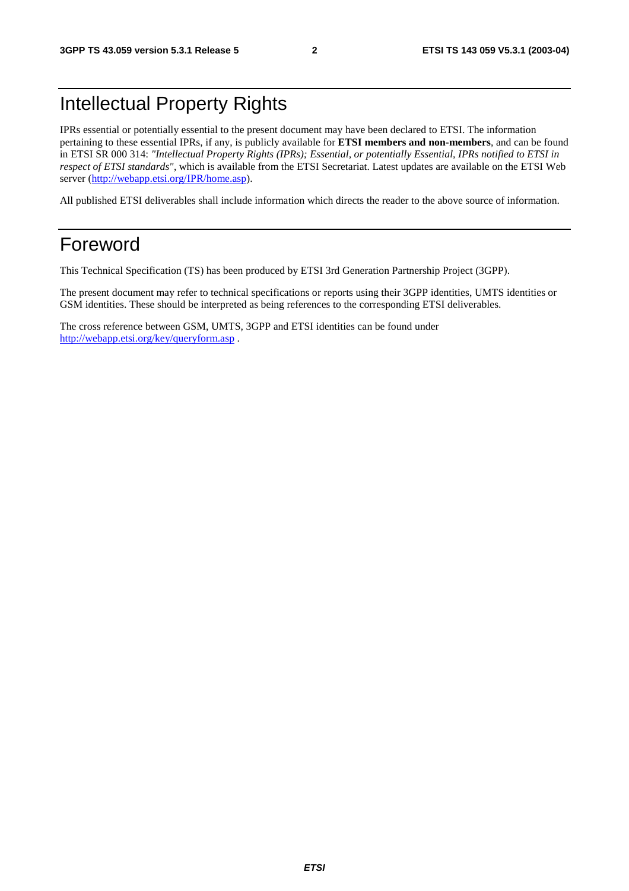# Intellectual Property Rights

IPRs essential or potentially essential to the present document may have been declared to ETSI. The information pertaining to these essential IPRs, if any, is publicly available for **ETSI members and non-members**, and can be found in ETSI SR 000 314: *"Intellectual Property Rights (IPRs); Essential, or potentially Essential, IPRs notified to ETSI in respect of ETSI standards"*, which is available from the ETSI Secretariat. Latest updates are available on the ETSI Web server (http://webapp.etsi.org/IPR/home.asp).

All published ETSI deliverables shall include information which directs the reader to the above source of information.

# Foreword

This Technical Specification (TS) has been produced by ETSI 3rd Generation Partnership Project (3GPP).

The present document may refer to technical specifications or reports using their 3GPP identities, UMTS identities or GSM identities. These should be interpreted as being references to the corresponding ETSI deliverables.

The cross reference between GSM, UMTS, 3GPP and ETSI identities can be found under http://webapp.etsi.org/key/queryform.asp .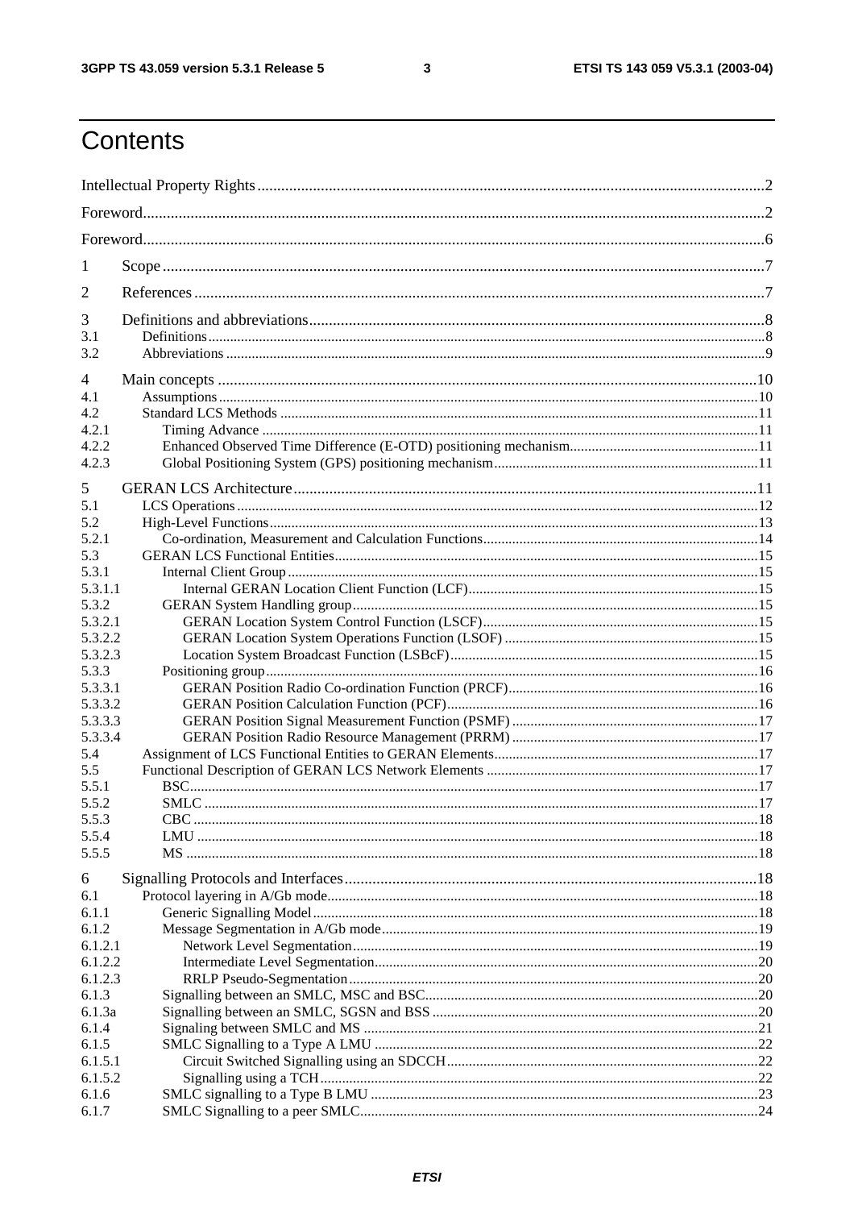# Contents

Intellectual Property Rights ....................................................................................................................... 2

Foreword ................................................................................................................................................... 2

Foreword ................................................................................................................................................... 6

1 Scope ...................................................................................................................................................... 7

2 References .............................................................................................................................................. 7

3 Definitions and abbreviations ................................................................................................................. 8
3.1 Definitions ............................................................................................................................................ 8
3.2 Abbreviations ........................................................................................................................................ 9

4 Main concepts ....................................................................................................................................... 10
4.1 Assumptions ........................................................................................................................................ 10
4.2 Standard LCS Methods ....................................................................................................................... 11
4.2.1 Timing Advance ............................................................................................................................... 11
4.2.2 Enhanced Observed Time Difference (E-OTD) positioning mechanism ............................................ 11
4.2.3 Global Positioning System (GPS) positioning mechanism ................................................................. 11

5 GERAN LCS Architecture .................................................................................................................... 11
5.1 LCS Operations ................................................................................................................................... 12
5.2 High-Level Functions ........................................................................................................................... 13
5.2.1 Co-ordination, Measurement and Calculation Functions .................................................................... 14
5.3 GERAN LCS Functional Entities ......................................................................................................... 15
5.3.1 Internal Client Group ........................................................................................................................ 15
5.3.1.1 Internal GERAN Location Client Function (LCF) ........................................................................... 15
5.3.2 GERAN System Handling group ....................................................................................................... 15
5.3.2.1 GERAN Location System Control Function (LSCF) ...................................................................... 15
5.3.2.2 GERAN Location System Operations Function (LSOF) ................................................................. 15
5.3.2.3 Location System Broadcast Function (LSBcF) ............................................................................... 15
5.3.3 Positioning group .............................................................................................................................. 16
5.3.3.1 GERAN Position Radio Co-ordination Function (PRCF) ................................................................ 16
5.3.3.2 GERAN Position Calculation Function (PCF) ................................................................................ 16
5.3.3.3 GERAN Position Signal Measurement Function (PSMF) ................................................................ 17
5.3.3.4 GERAN Position Radio Resource Management (PRRM) ................................................................ 17
5.4 Assignment of LCS Functional Entities to GERAN Elements .............................................................. 17
5.5 Functional Description of GERAN LCS Network Elements ................................................................. 17
5.5.1 BSC .................................................................................................................................................. 17
5.5.2 SMLC ............................................................................................................................................... 17
5.5.3 CBC .................................................................................................................................................. 18
5.5.4 LMU ................................................................................................................................................. 18
5.5.5 MS .................................................................................................................................................... 18

6 Signalling Protocols and Interfaces ....................................................................................................... 18
6.1 Protocol layering in A/Gb mode ........................................................................................................... 18
6.1.1 Generic Signalling Model .................................................................................................................. 18
6.1.2 Message Segmentation in A/Gb mode ............................................................................................... 19
6.1.2.1 Network Level Segmentation .......................................................................................................... 19
6.1.2.2 Intermediate Level Segmentation .................................................................................................... 20
6.1.2.3 RRLP Pseudo-Segmentation ........................................................................................................... 20
6.1.3 Signalling between an SMLC, MSC and BSC ..................................................................................... 20
6.1.3a Signalling between an SMLC, SGSN and BSS .................................................................................. 20
6.1.4 Signaling between SMLC and MS ..................................................................................................... 21
6.1.5 SMLC Signalling to a Type A LMU ................................................................................................... 22
6.1.5.1 Circuit Switched Signalling using an SDCCH ................................................................................. 22
6.1.5.2 Signalling using a TCH ................................................................................................................... 22
6.1.6 SMLC signalling to a Type B LMU ................................................................................................... 23
6.1.7 SMLC Signalling to a peer SMLC ...................................................................................................... 24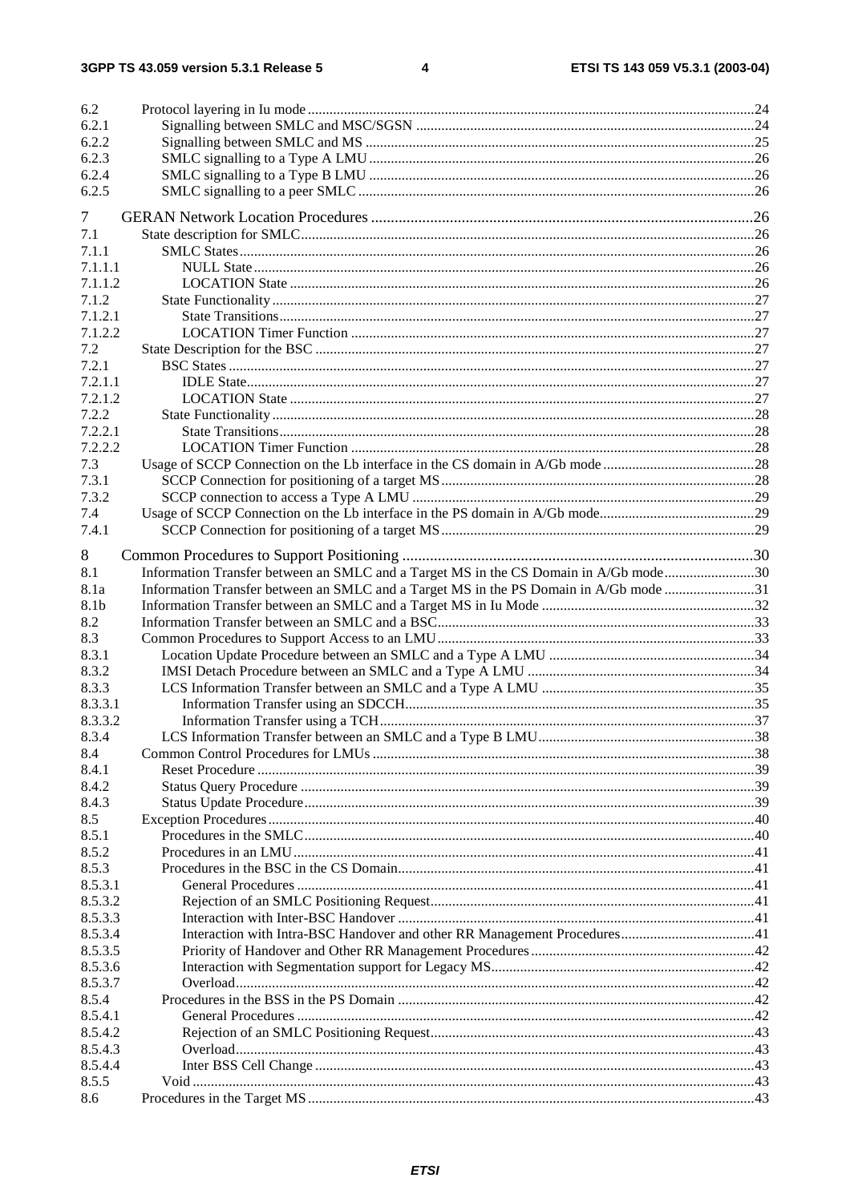6.2 Protocol layering in Iu mode ........ 24
6.2.1 Signalling between SMLC and MSC/SGSN ........ 24
6.2.2 Signalling between SMLC and MS ........ 25
6.2.3 SMLC signalling to a Type A LMU ........ 26
6.2.4 SMLC signalling to a Type B LMU ........ 26
6.2.5 SMLC signalling to a peer SMLC ........ 26

7 GERAN Network Location Procedures ........ 26
7.1 State description for SMLC ........ 26
7.1.1 SMLC States ........ 26
7.1.1.1 NULL State ........ 26
7.1.1.2 LOCATION State ........ 26
7.1.2 State Functionality ........ 27
7.1.2.1 State Transitions ........ 27
7.1.2.2 LOCATION Timer Function ........ 27
7.2 State Description for the BSC ........ 27
7.2.1 BSC States ........ 27
7.2.1.1 IDLE State ........ 27
7.2.1.2 LOCATION State ........ 27
7.2.2 State Functionality ........ 28
7.2.2.1 State Transitions ........ 28
7.2.2.2 LOCATION Timer Function ........ 28
7.3 Usage of SCCP Connection on the Lb interface in the CS domain in A/Gb mode ........ 28
7.3.1 SCCP Connection for positioning of a target MS ........ 28
7.3.2 SCCP connection to access a Type A LMU ........ 29
7.4 Usage of SCCP Connection on the Lb interface in the PS domain in A/Gb mode ........ 29
7.4.1 SCCP Connection for positioning of a target MS ........ 29

8 Common Procedures to Support Positioning ........ 30
8.1 Information Transfer between an SMLC and a Target MS in the CS Domain in A/Gb mode ........ 30
8.1a Information Transfer between an SMLC and a Target MS in the PS Domain in A/Gb mode ........ 31
8.1b Information Transfer between an SMLC and a Target MS in Iu Mode ........ 32
8.2 Information Transfer between an SMLC and a BSC ........ 33
8.3 Common Procedures to Support Access to an LMU ........ 33
8.3.1 Location Update Procedure between an SMLC and a Type A LMU ........ 34
8.3.2 IMSI Detach Procedure between an SMLC and a Type A LMU ........ 34
8.3.3 LCS Information Transfer between an SMLC and a Type A LMU ........ 35
8.3.3.1 Information Transfer using an SDCCH ........ 35
8.3.3.2 Information Transfer using a TCH ........ 37
8.3.4 LCS Information Transfer between an SMLC and a Type B LMU ........ 38
8.4 Common Control Procedures for LMUs ........ 38
8.4.1 Reset Procedure ........ 39
8.4.2 Status Query Procedure ........ 39
8.4.3 Status Update Procedure ........ 39
8.5 Exception Procedures ........ 40
8.5.1 Procedures in the SMLC ........ 40
8.5.2 Procedures in an LMU ........ 41
8.5.3 Procedures in the BSC in the CS Domain ........ 41
8.5.3.1 General Procedures ........ 41
8.5.3.2 Rejection of an SMLC Positioning Request ........ 41
8.5.3.3 Interaction with Inter-BSC Handover ........ 41
8.5.3.4 Interaction with Intra-BSC Handover and other RR Management Procedures ........ 41
8.5.3.5 Priority of Handover and Other RR Management Procedures ........ 42
8.5.3.6 Interaction with Segmentation support for Legacy MS ........ 42
8.5.3.7 Overload ........ 42
8.5.4 Procedures in the BSS in the PS Domain ........ 42
8.5.4.1 General Procedures ........ 42
8.5.4.2 Rejection of an SMLC Positioning Request ........ 43
8.5.4.3 Overload ........ 43
8.5.4.4 Inter BSS Cell Change ........ 43
8.5.5 Void ........ 43
8.6 Procedures in the Target MS ........ 43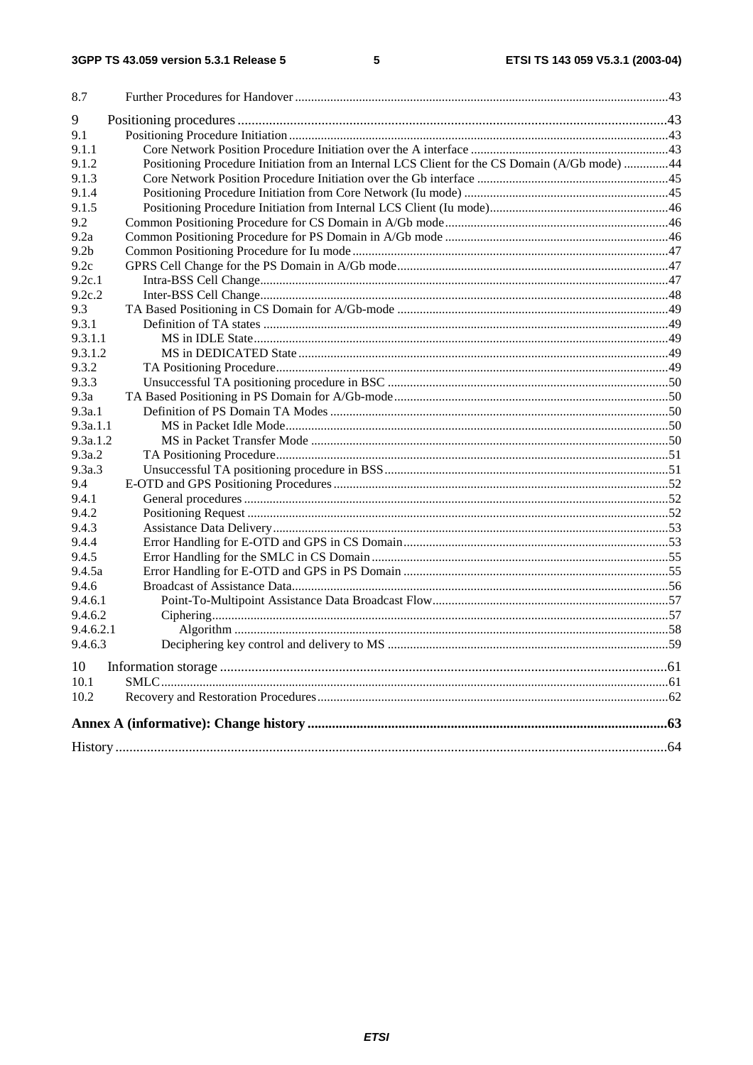8.7 Further Procedures for Handover ....43

9 Positioning procedures ....43
9.1 Positioning Procedure Initiation ....43
9.1.1 Core Network Position Procedure Initiation over the A interface ....43
9.1.2 Positioning Procedure Initiation from an Internal LCS Client for the CS Domain (A/Gb mode) ....44
9.1.3 Core Network Position Procedure Initiation over the Gb interface ....45
9.1.4 Positioning Procedure Initiation from Core Network (Iu mode) ....45
9.1.5 Positioning Procedure Initiation from Internal LCS Client (Iu mode) ....46
9.2 Common Positioning Procedure for CS Domain in A/Gb mode ....46
9.2a Common Positioning Procedure for PS Domain in A/Gb mode ....46
9.2b Common Positioning Procedure for Iu mode ....47
9.2c GPRS Cell Change for the PS Domain in A/Gb mode ....47
9.2c.1 Intra-BSS Cell Change ....47
9.2c.2 Inter-BSS Cell Change ....48
9.3 TA Based Positioning in CS Domain for A/Gb-mode ....49
9.3.1 Definition of TA states ....49
9.3.1.1 MS in IDLE State ....49
9.3.1.2 MS in DEDICATED State ....49
9.3.2 TA Positioning Procedure ....49
9.3.3 Unsuccessful TA positioning procedure in BSC ....50
9.3a TA Based Positioning in PS Domain for A/Gb-mode ....50
9.3a.1 Definition of PS Domain TA Modes ....50
9.3a.1.1 MS in Packet Idle Mode ....50
9.3a.1.2 MS in Packet Transfer Mode ....50
9.3a.2 TA Positioning Procedure ....51
9.3a.3 Unsuccessful TA positioning procedure in BSS ....51
9.4 E-OTD and GPS Positioning Procedures ....52
9.4.1 General procedures ....52
9.4.2 Positioning Request ....52
9.4.3 Assistance Data Delivery ....53
9.4.4 Error Handling for E-OTD and GPS in CS Domain ....53
9.4.5 Error Handling for the SMLC in CS Domain ....55
9.4.5a Error Handling for E-OTD and GPS in PS Domain ....55
9.4.6 Broadcast of Assistance Data ....56
9.4.6.1 Point-To-Multipoint Assistance Data Broadcast Flow ....57
9.4.6.2 Ciphering ....57
9.4.6.2.1 Algorithm ....58
9.4.6.3 Deciphering key control and delivery to MS ....59

10 Information storage ....61
10.1 SMLC ....61
10.2 Recovery and Restoration Procedures ....62

**Annex A (informative): Change history ....63**

History ....64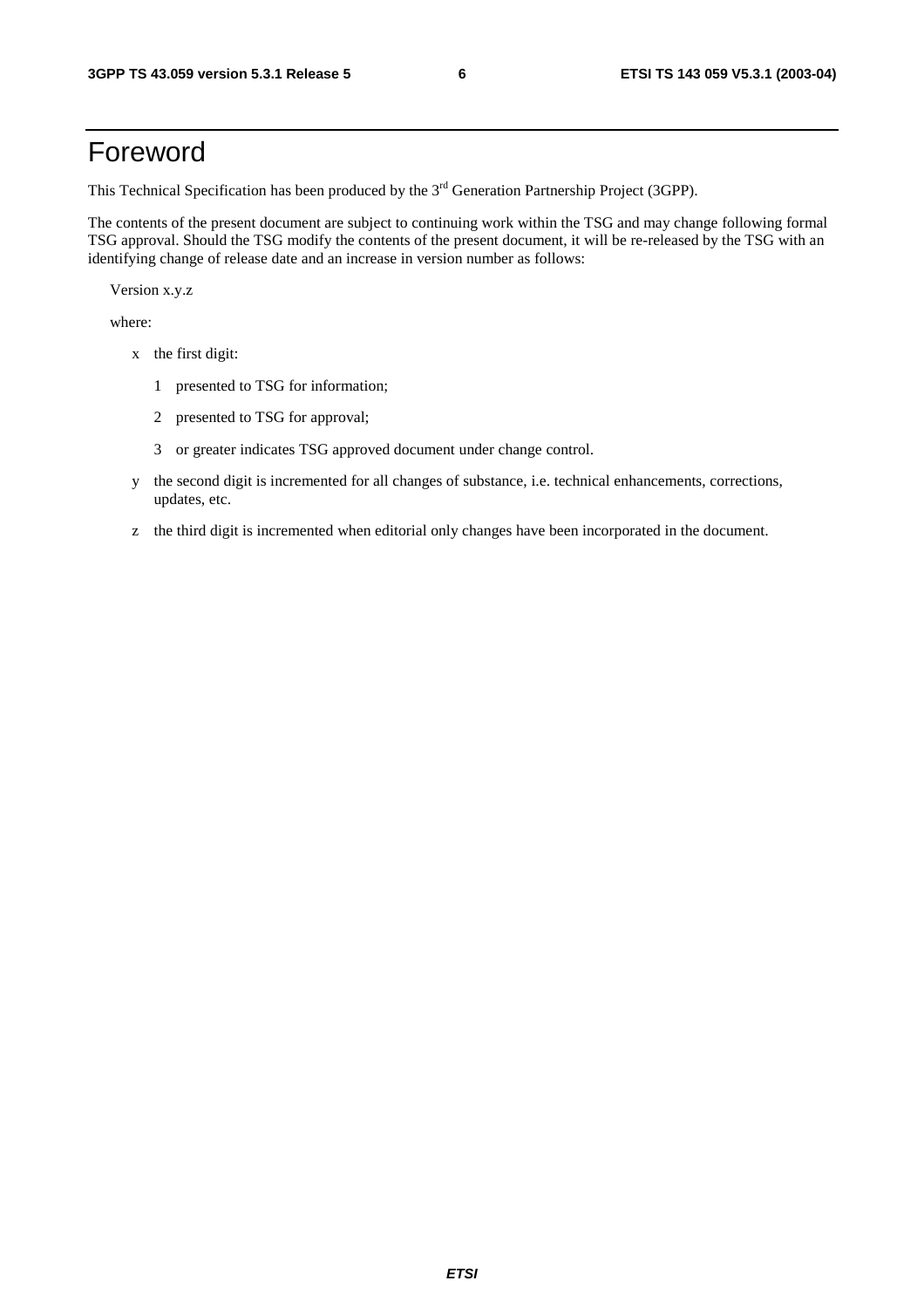# Foreword

This Technical Specification has been produced by the 3rd Generation Partnership Project (3GPP).

The contents of the present document are subject to continuing work within the TSG and may change following formal TSG approval. Should the TSG modify the contents of the present document, it will be re-released by the TSG with an identifying change of release date and an increase in version number as follows:

Version x.y.z

where:

- x the first digit:
  - 1 presented to TSG for information;
  - 2 presented to TSG for approval;
  - 3 or greater indicates TSG approved document under change control.
- y the second digit is incremented for all changes of substance, i.e. technical enhancements, corrections, updates, etc.
- z the third digit is incremented when editorial only changes have been incorporated in the document.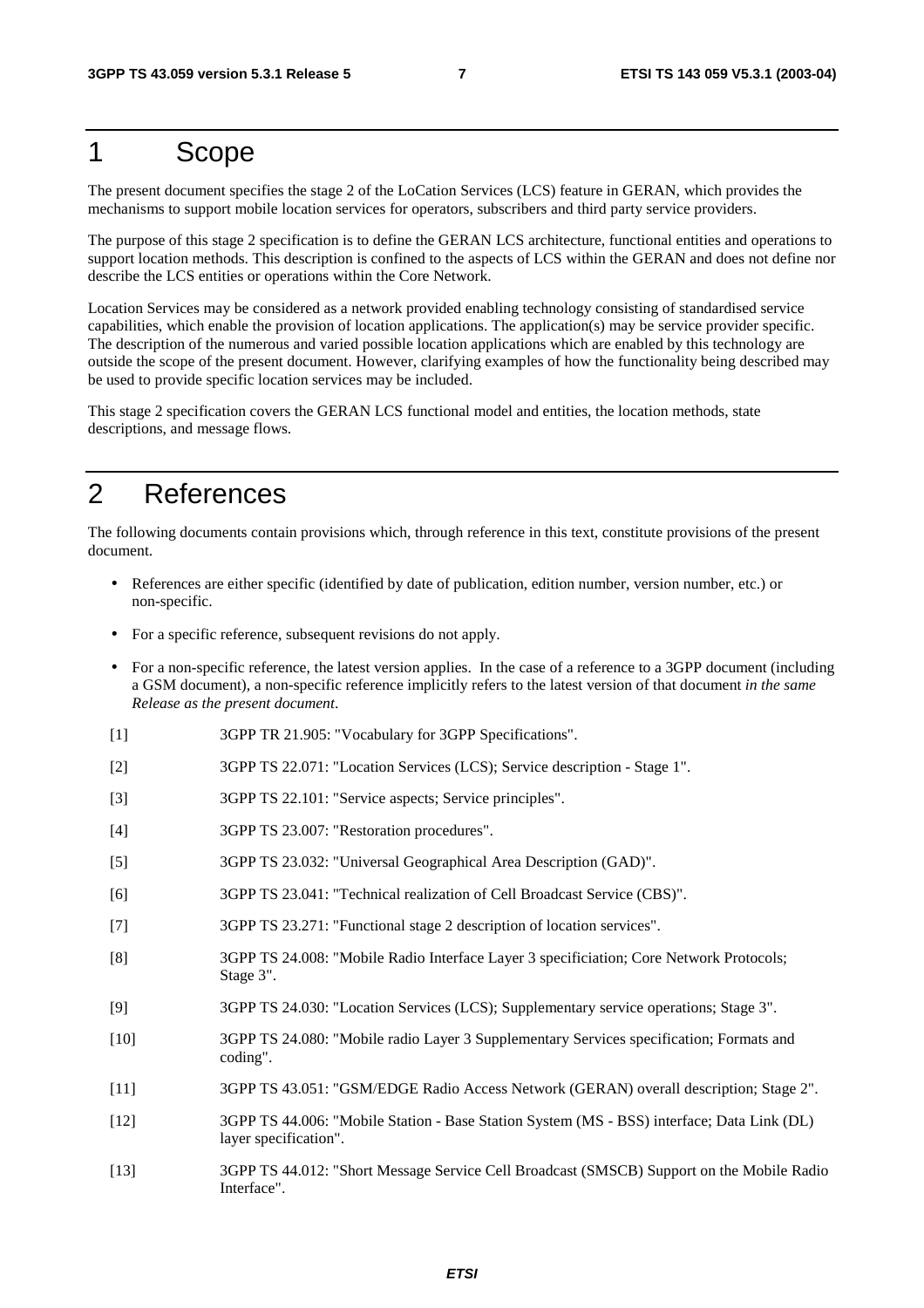# 1 Scope

The present document specifies the stage 2 of the LoCation Services (LCS) feature in GERAN, which provides the mechanisms to support mobile location services for operators, subscribers and third party service providers.

The purpose of this stage 2 specification is to define the GERAN LCS architecture, functional entities and operations to support location methods. This description is confined to the aspects of LCS within the GERAN and does not define nor describe the LCS entities or operations within the Core Network.

Location Services may be considered as a network provided enabling technology consisting of standardised service capabilities, which enable the provision of location applications. The application(s) may be service provider specific. The description of the numerous and varied possible location applications which are enabled by this technology are outside the scope of the present document. However, clarifying examples of how the functionality being described may be used to provide specific location services may be included.

This stage 2 specification covers the GERAN LCS functional model and entities, the location methods, state descriptions, and message flows.

# 2 References

The following documents contain provisions which, through reference in this text, constitute provisions of the present document.

- References are either specific (identified by date of publication, edition number, version number, etc.) or non-specific.
- For a specific reference, subsequent revisions do not apply.
- For a non-specific reference, the latest version applies. In the case of a reference to a 3GPP document (including a GSM document), a non-specific reference implicitly refers to the latest version of that document *in the same Release as the present document*.

[1] 3GPP TR 21.905: "Vocabulary for 3GPP Specifications".

[2] 3GPP TS 22.071: "Location Services (LCS); Service description - Stage 1".

[3] 3GPP TS 22.101: "Service aspects; Service principles".

[4] 3GPP TS 23.007: "Restoration procedures".

[5] 3GPP TS 23.032: "Universal Geographical Area Description (GAD)".

[6] 3GPP TS 23.041: "Technical realization of Cell Broadcast Service (CBS)".

[7] 3GPP TS 23.271: "Functional stage 2 description of location services".

[8] 3GPP TS 24.008: "Mobile Radio Interface Layer 3 specificiation; Core Network Protocols; Stage 3".

[9] 3GPP TS 24.030: "Location Services (LCS); Supplementary service operations; Stage 3".

[10] 3GPP TS 24.080: "Mobile radio Layer 3 Supplementary Services specification; Formats and coding".

[11] 3GPP TS 43.051: "GSM/EDGE Radio Access Network (GERAN) overall description; Stage 2".

[12] 3GPP TS 44.006: "Mobile Station - Base Station System (MS - BSS) interface; Data Link (DL) layer specification".

[13] 3GPP TS 44.012: "Short Message Service Cell Broadcast (SMSCB) Support on the Mobile Radio Interface".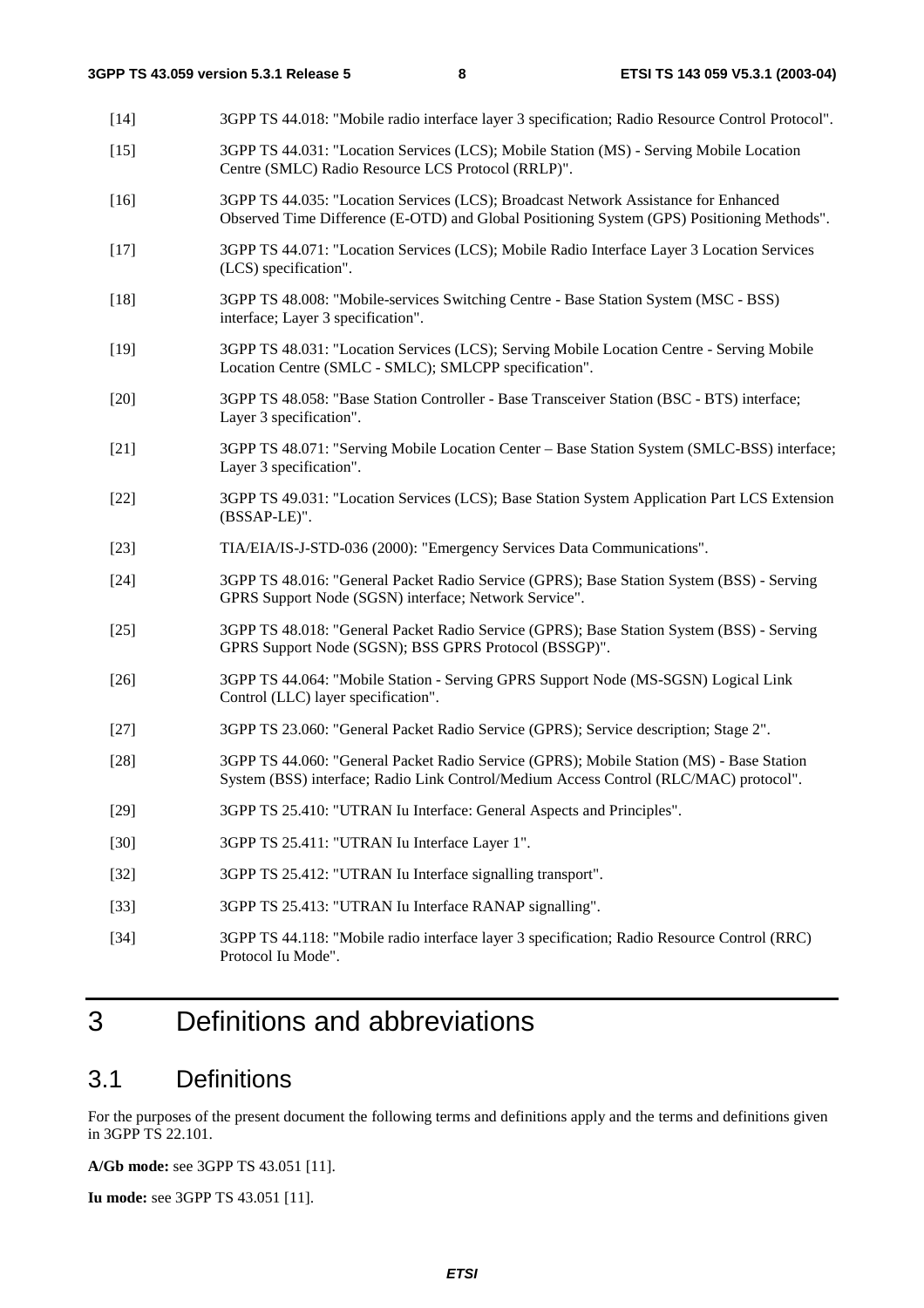[14] 3GPP TS 44.018: "Mobile radio interface layer 3 specification; Radio Resource Control Protocol".

[15] 3GPP TS 44.031: "Location Services (LCS); Mobile Station (MS) - Serving Mobile Location Centre (SMLC) Radio Resource LCS Protocol (RRLP)".

[16] 3GPP TS 44.035: "Location Services (LCS); Broadcast Network Assistance for Enhanced Observed Time Difference (E-OTD) and Global Positioning System (GPS) Positioning Methods".

[17] 3GPP TS 44.071: "Location Services (LCS); Mobile Radio Interface Layer 3 Location Services (LCS) specification".

[18] 3GPP TS 48.008: "Mobile-services Switching Centre - Base Station System (MSC - BSS) interface; Layer 3 specification".

[19] 3GPP TS 48.031: "Location Services (LCS); Serving Mobile Location Centre - Serving Mobile Location Centre (SMLC - SMLC); SMLCPP specification".

[20] 3GPP TS 48.058: "Base Station Controller - Base Transceiver Station (BSC - BTS) interface; Layer 3 specification".

[21] 3GPP TS 48.071: "Serving Mobile Location Center – Base Station System (SMLC-BSS) interface; Layer 3 specification".

[22] 3GPP TS 49.031: "Location Services (LCS); Base Station System Application Part LCS Extension (BSSAP-LE)".

[23] TIA/EIA/IS-J-STD-036 (2000): "Emergency Services Data Communications".

[24] 3GPP TS 48.016: "General Packet Radio Service (GPRS); Base Station System (BSS) - Serving GPRS Support Node (SGSN) interface; Network Service".

[25] 3GPP TS 48.018: "General Packet Radio Service (GPRS); Base Station System (BSS) - Serving GPRS Support Node (SGSN); BSS GPRS Protocol (BSSGP)".

[26] 3GPP TS 44.064: "Mobile Station - Serving GPRS Support Node (MS-SGSN) Logical Link Control (LLC) layer specification".

[27] 3GPP TS 23.060: "General Packet Radio Service (GPRS); Service description; Stage 2".

[28] 3GPP TS 44.060: "General Packet Radio Service (GPRS); Mobile Station (MS) - Base Station System (BSS) interface; Radio Link Control/Medium Access Control (RLC/MAC) protocol".

[29] 3GPP TS 25.410: "UTRAN Iu Interface: General Aspects and Principles".

[30] 3GPP TS 25.411: "UTRAN Iu Interface Layer 1".

[32] 3GPP TS 25.412: "UTRAN Iu Interface signalling transport".

[33] 3GPP TS 25.413: "UTRAN Iu Interface RANAP signalling".

[34] 3GPP TS 44.118: "Mobile radio interface layer 3 specification; Radio Resource Control (RRC) Protocol Iu Mode".

# 3 Definitions and abbreviations

## 3.1 Definitions

For the purposes of the present document the following terms and definitions apply and the terms and definitions given in 3GPP TS 22.101.

**A/Gb mode:** see 3GPP TS 43.051 [11].

**Iu mode:** see 3GPP TS 43.051 [11].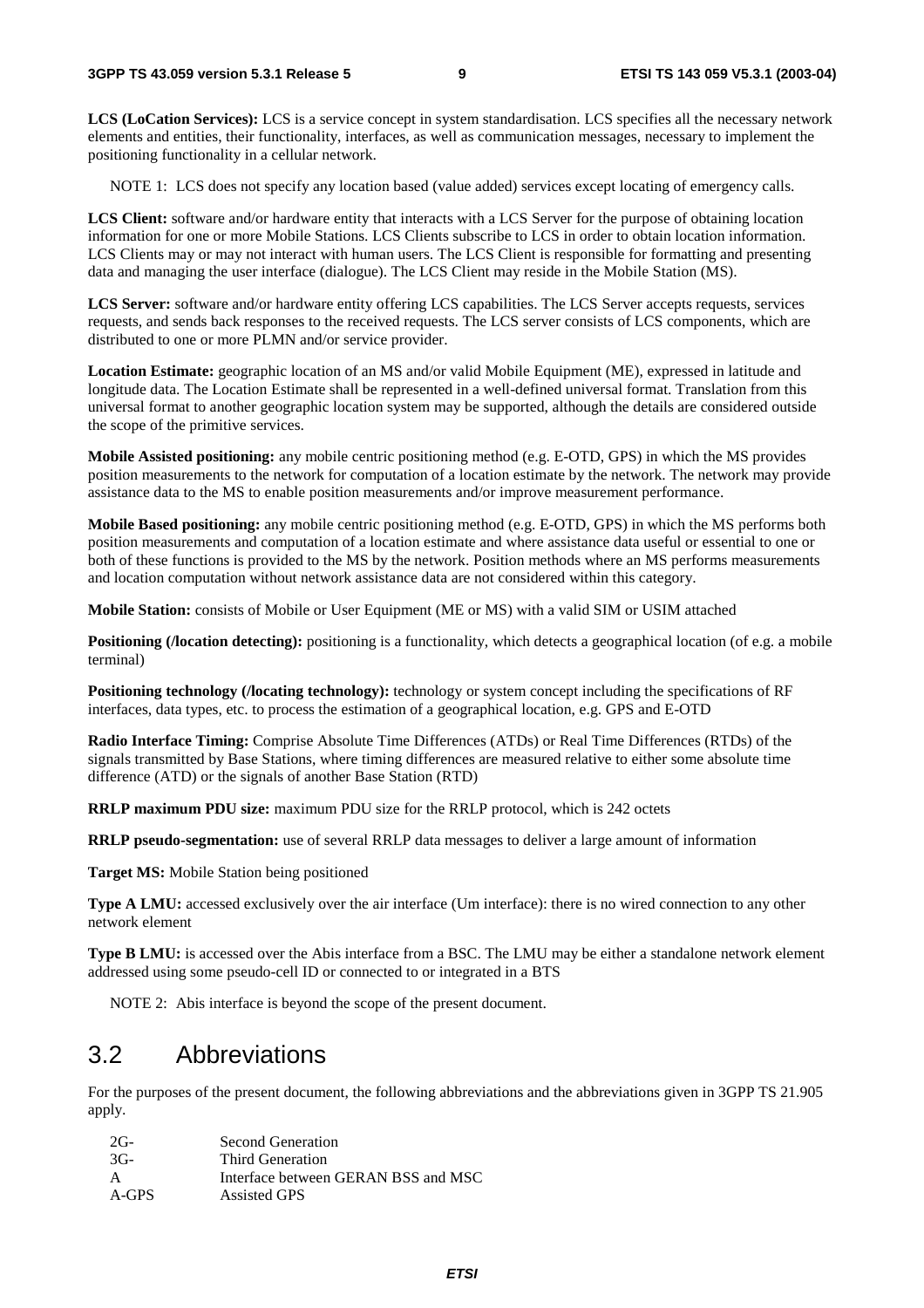**LCS (LoCation Services):** LCS is a service concept in system standardisation. LCS specifies all the necessary network elements and entities, their functionality, interfaces, as well as communication messages, necessary to implement the positioning functionality in a cellular network.

NOTE 1: LCS does not specify any location based (value added) services except locating of emergency calls.

**LCS Client:** software and/or hardware entity that interacts with a LCS Server for the purpose of obtaining location information for one or more Mobile Stations. LCS Clients subscribe to LCS in order to obtain location information. LCS Clients may or may not interact with human users. The LCS Client is responsible for formatting and presenting data and managing the user interface (dialogue). The LCS Client may reside in the Mobile Station (MS).

**LCS Server:** software and/or hardware entity offering LCS capabilities. The LCS Server accepts requests, services requests, and sends back responses to the received requests. The LCS server consists of LCS components, which are distributed to one or more PLMN and/or service provider.

**Location Estimate:** geographic location of an MS and/or valid Mobile Equipment (ME), expressed in latitude and longitude data. The Location Estimate shall be represented in a well-defined universal format. Translation from this universal format to another geographic location system may be supported, although the details are considered outside the scope of the primitive services.

**Mobile Assisted positioning:** any mobile centric positioning method (e.g. E-OTD, GPS) in which the MS provides position measurements to the network for computation of a location estimate by the network. The network may provide assistance data to the MS to enable position measurements and/or improve measurement performance.

**Mobile Based positioning:** any mobile centric positioning method (e.g. E-OTD, GPS) in which the MS performs both position measurements and computation of a location estimate and where assistance data useful or essential to one or both of these functions is provided to the MS by the network. Position methods where an MS performs measurements and location computation without network assistance data are not considered within this category.

**Mobile Station:** consists of Mobile or User Equipment (ME or MS) with a valid SIM or USIM attached

**Positioning (/location detecting):** positioning is a functionality, which detects a geographical location (of e.g. a mobile terminal)

**Positioning technology (/locating technology):** technology or system concept including the specifications of RF interfaces, data types, etc. to process the estimation of a geographical location, e.g. GPS and E-OTD

**Radio Interface Timing:** Comprise Absolute Time Differences (ATDs) or Real Time Differences (RTDs) of the signals transmitted by Base Stations, where timing differences are measured relative to either some absolute time difference (ATD) or the signals of another Base Station (RTD)

**RRLP maximum PDU size:** maximum PDU size for the RRLP protocol, which is 242 octets

**RRLP pseudo-segmentation:** use of several RRLP data messages to deliver a large amount of information

**Target MS:** Mobile Station being positioned

**Type A LMU:** accessed exclusively over the air interface (Um interface): there is no wired connection to any other network element

**Type B LMU:** is accessed over the Abis interface from a BSC. The LMU may be either a standalone network element addressed using some pseudo-cell ID or connected to or integrated in a BTS

NOTE 2: Abis interface is beyond the scope of the present document.

## 3.2 Abbreviations

For the purposes of the present document, the following abbreviations and the abbreviations given in 3GPP TS 21.905 apply.

| | |
|---|---|
| 2G- | Second Generation |
| 3G- | Third Generation |
| A | Interface between GERAN BSS and MSC |
| A-GPS | Assisted GPS |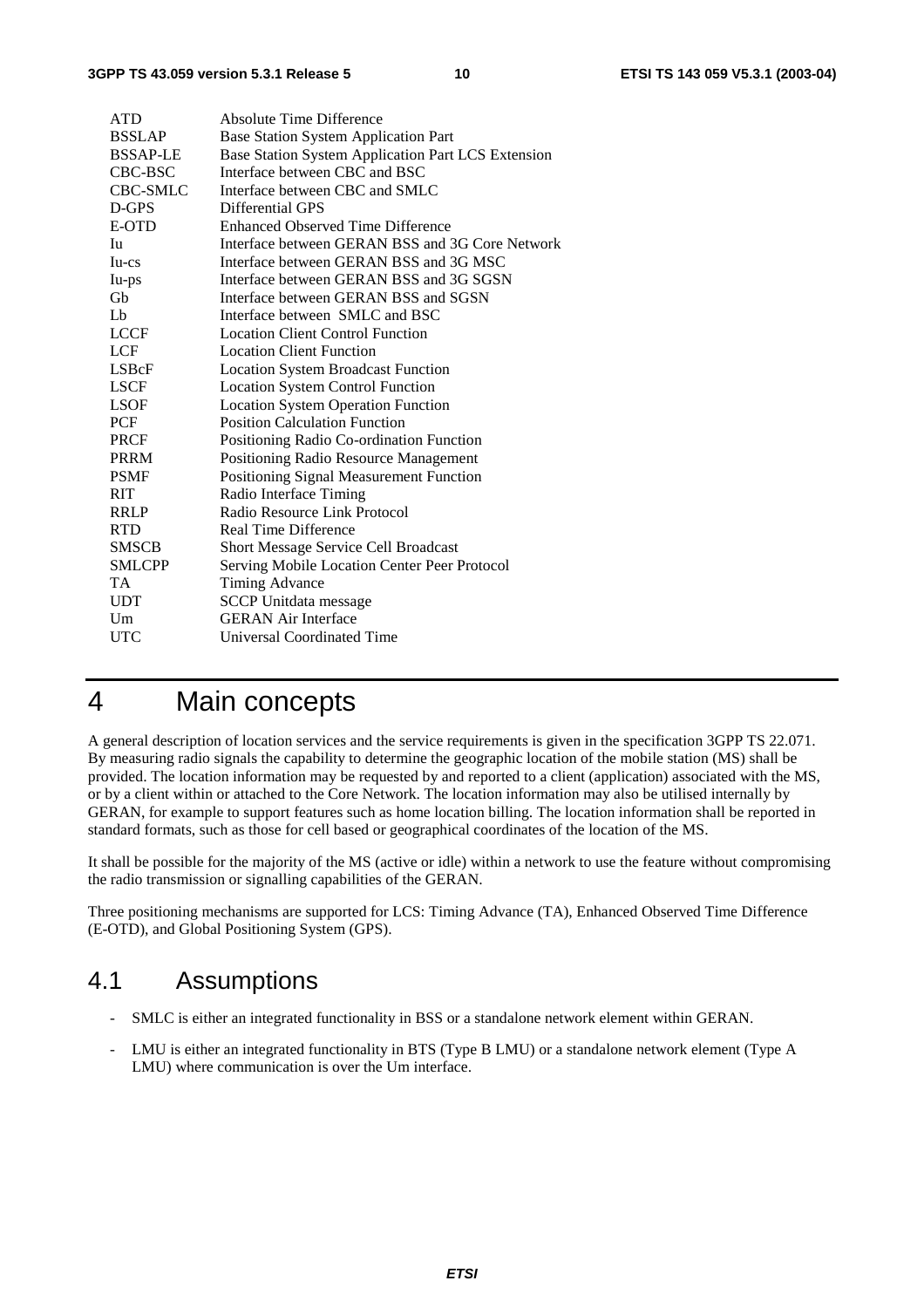| | |
|---|---|
| ATD | Absolute Time Difference |
| BSSLAP | Base Station System Application Part |
| BSSAP-LE | Base Station System Application Part LCS Extension |
| CBC-BSC | Interface between CBC and BSC |
| CBC-SMLC | Interface between CBC and SMLC |
| D-GPS | Differential GPS |
| E-OTD | Enhanced Observed Time Difference |
| Iu | Interface between GERAN BSS and 3G Core Network |
| Iu-cs | Interface between GERAN BSS and 3G MSC |
| Iu-ps | Interface between GERAN BSS and 3G SGSN |
| Gb | Interface between GERAN BSS and SGSN |
| Lb | Interface between SMLC and BSC |
| LCCF | Location Client Control Function |
| LCF | Location Client Function |
| LSBcF | Location System Broadcast Function |
| LSCF | Location System Control Function |
| LSOF | Location System Operation Function |
| PCF | Position Calculation Function |
| PRCF | Positioning Radio Co-ordination Function |
| PRRM | Positioning Radio Resource Management |
| PSMF | Positioning Signal Measurement Function |
| RIT | Radio Interface Timing |
| RRLP | Radio Resource Link Protocol |
| RTD | Real Time Difference |
| SMSCB | Short Message Service Cell Broadcast |
| SMLCPP | Serving Mobile Location Center Peer Protocol |
| TA | Timing Advance |
| UDT | SCCP Unitdata message |
| Um | GERAN Air Interface |
| UTC | Universal Coordinated Time |

# 4 Main concepts

A general description of location services and the service requirements is given in the specification 3GPP TS 22.071. By measuring radio signals the capability to determine the geographic location of the mobile station (MS) shall be provided. The location information may be requested by and reported to a client (application) associated with the MS, or by a client within or attached to the Core Network. The location information may also be utilised internally by GERAN, for example to support features such as home location billing. The location information shall be reported in standard formats, such as those for cell based or geographical coordinates of the location of the MS.

It shall be possible for the majority of the MS (active or idle) within a network to use the feature without compromising the radio transmission or signalling capabilities of the GERAN.

Three positioning mechanisms are supported for LCS: Timing Advance (TA), Enhanced Observed Time Difference (E-OTD), and Global Positioning System (GPS).

## 4.1 Assumptions

- SMLC is either an integrated functionality in BSS or a standalone network element within GERAN.
- LMU is either an integrated functionality in BTS (Type B LMU) or a standalone network element (Type A LMU) where communication is over the Um interface.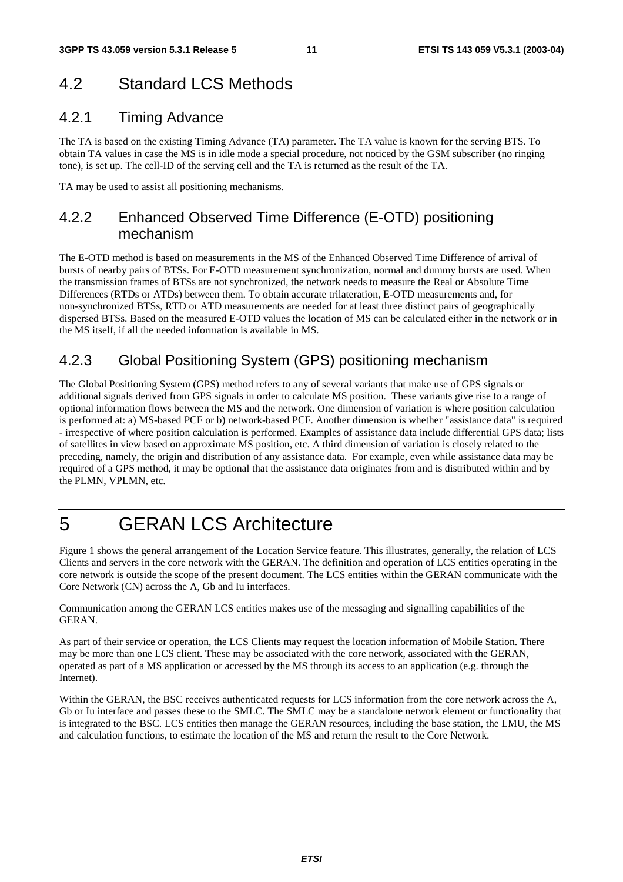## 4.2 Standard LCS Methods

### 4.2.1 Timing Advance

The TA is based on the existing Timing Advance (TA) parameter. The TA value is known for the serving BTS. To obtain TA values in case the MS is in idle mode a special procedure, not noticed by the GSM subscriber (no ringing tone), is set up. The cell-ID of the serving cell and the TA is returned as the result of the TA.

TA may be used to assist all positioning mechanisms.

### 4.2.2 Enhanced Observed Time Difference (E-OTD) positioning mechanism

The E-OTD method is based on measurements in the MS of the Enhanced Observed Time Difference of arrival of bursts of nearby pairs of BTSs. For E-OTD measurement synchronization, normal and dummy bursts are used. When the transmission frames of BTSs are not synchronized, the network needs to measure the Real or Absolute Time Differences (RTDs or ATDs) between them. To obtain accurate trilateration, E-OTD measurements and, for non-synchronized BTSs, RTD or ATD measurements are needed for at least three distinct pairs of geographically dispersed BTSs. Based on the measured E-OTD values the location of MS can be calculated either in the network or in the MS itself, if all the needed information is available in MS.

### 4.2.3 Global Positioning System (GPS) positioning mechanism

The Global Positioning System (GPS) method refers to any of several variants that make use of GPS signals or additional signals derived from GPS signals in order to calculate MS position. These variants give rise to a range of optional information flows between the MS and the network. One dimension of variation is where position calculation is performed at: a) MS-based PCF or b) network-based PCF. Another dimension is whether "assistance data" is required - irrespective of where position calculation is performed. Examples of assistance data include differential GPS data; lists of satellites in view based on approximate MS position, etc. A third dimension of variation is closely related to the preceding, namely, the origin and distribution of any assistance data. For example, even while assistance data may be required of a GPS method, it may be optional that the assistance data originates from and is distributed within and by the PLMN, VPLMN, etc.

# 5 GERAN LCS Architecture

Figure 1 shows the general arrangement of the Location Service feature. This illustrates, generally, the relation of LCS Clients and servers in the core network with the GERAN. The definition and operation of LCS entities operating in the core network is outside the scope of the present document. The LCS entities within the GERAN communicate with the Core Network (CN) across the A, Gb and Iu interfaces.

Communication among the GERAN LCS entities makes use of the messaging and signalling capabilities of the GERAN.

As part of their service or operation, the LCS Clients may request the location information of Mobile Station. There may be more than one LCS client. These may be associated with the core network, associated with the GERAN, operated as part of a MS application or accessed by the MS through its access to an application (e.g. through the Internet).

Within the GERAN, the BSC receives authenticated requests for LCS information from the core network across the A, Gb or Iu interface and passes these to the SMLC. The SMLC may be a standalone network element or functionality that is integrated to the BSC. LCS entities then manage the GERAN resources, including the base station, the LMU, the MS and calculation functions, to estimate the location of the MS and return the result to the Core Network.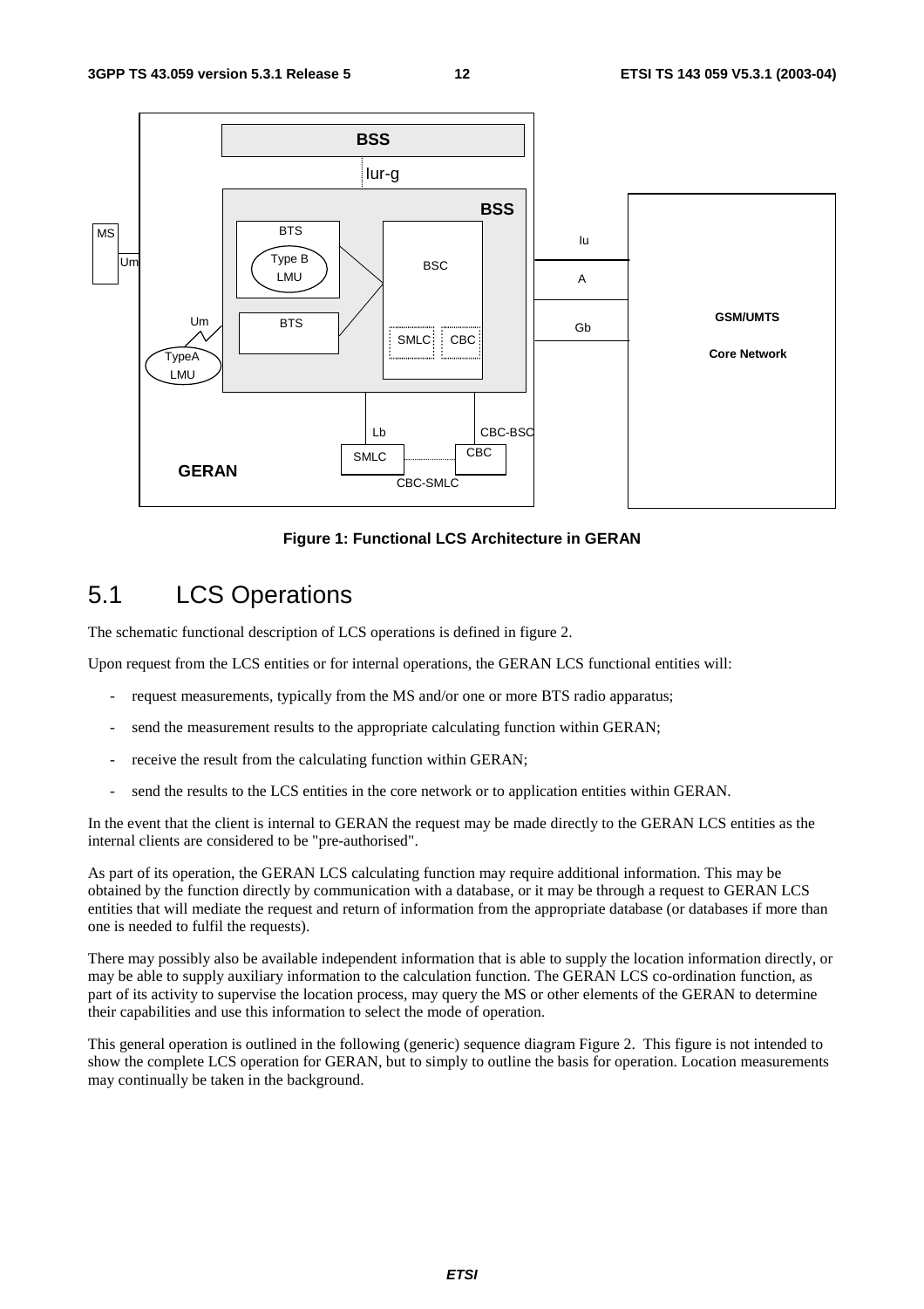Figure 1: Functional LCS Architecture in GERAN

## 5.1 LCS Operations

The schematic functional description of LCS operations is defined in figure 2.

Upon request from the LCS entities or for internal operations, the GERAN LCS functional entities will:

- request measurements, typically from the MS and/or one or more BTS radio apparatus;
- send the measurement results to the appropriate calculating function within GERAN;
- receive the result from the calculating function within GERAN;
- send the results to the LCS entities in the core network or to application entities within GERAN.

In the event that the client is internal to GERAN the request may be made directly to the GERAN LCS entities as the internal clients are considered to be "pre-authorised".

As part of its operation, the GERAN LCS calculating function may require additional information. This may be obtained by the function directly by communication with a database, or it may be through a request to GERAN LCS entities that will mediate the request and return of information from the appropriate database (or databases if more than one is needed to fulfil the requests).

There may possibly also be available independent information that is able to supply the location information directly, or may be able to supply auxiliary information to the calculation function. The GERAN LCS co-ordination function, as part of its activity to supervise the location process, may query the MS or other elements of the GERAN to determine their capabilities and use this information to select the mode of operation.

This general operation is outlined in the following (generic) sequence diagram Figure 2. This figure is not intended to show the complete LCS operation for GERAN, but to simply to outline the basis for operation. Location measurements may continually be taken in the background.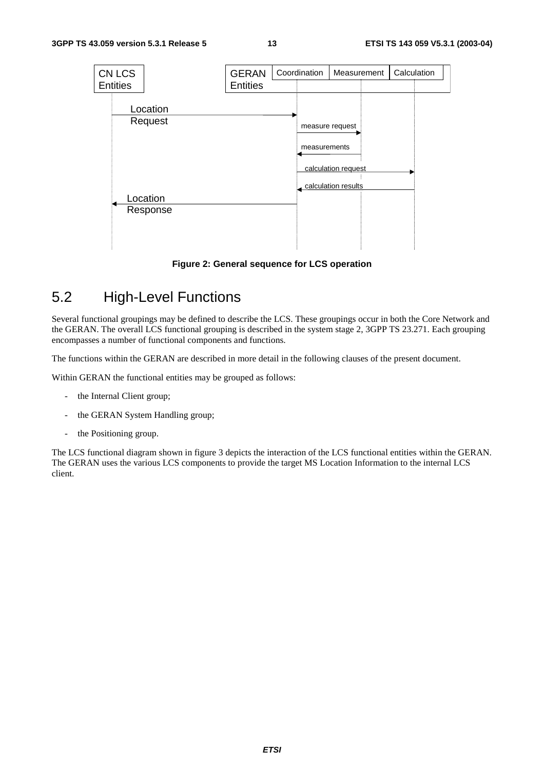Figure 2: General sequence for LCS operation

## 5.2 High-Level Functions

Several functional groupings may be defined to describe the LCS. These groupings occur in both the Core Network and the GERAN. The overall LCS functional grouping is described in the system stage 2, 3GPP TS 23.271. Each grouping encompasses a number of functional components and functions.

The functions within the GERAN are described in more detail in the following clauses of the present document.

Within GERAN the functional entities may be grouped as follows:

- the Internal Client group;
- the GERAN System Handling group;
- the Positioning group.

The LCS functional diagram shown in figure 3 depicts the interaction of the LCS functional entities within the GERAN. The GERAN uses the various LCS components to provide the target MS Location Information to the internal LCS client.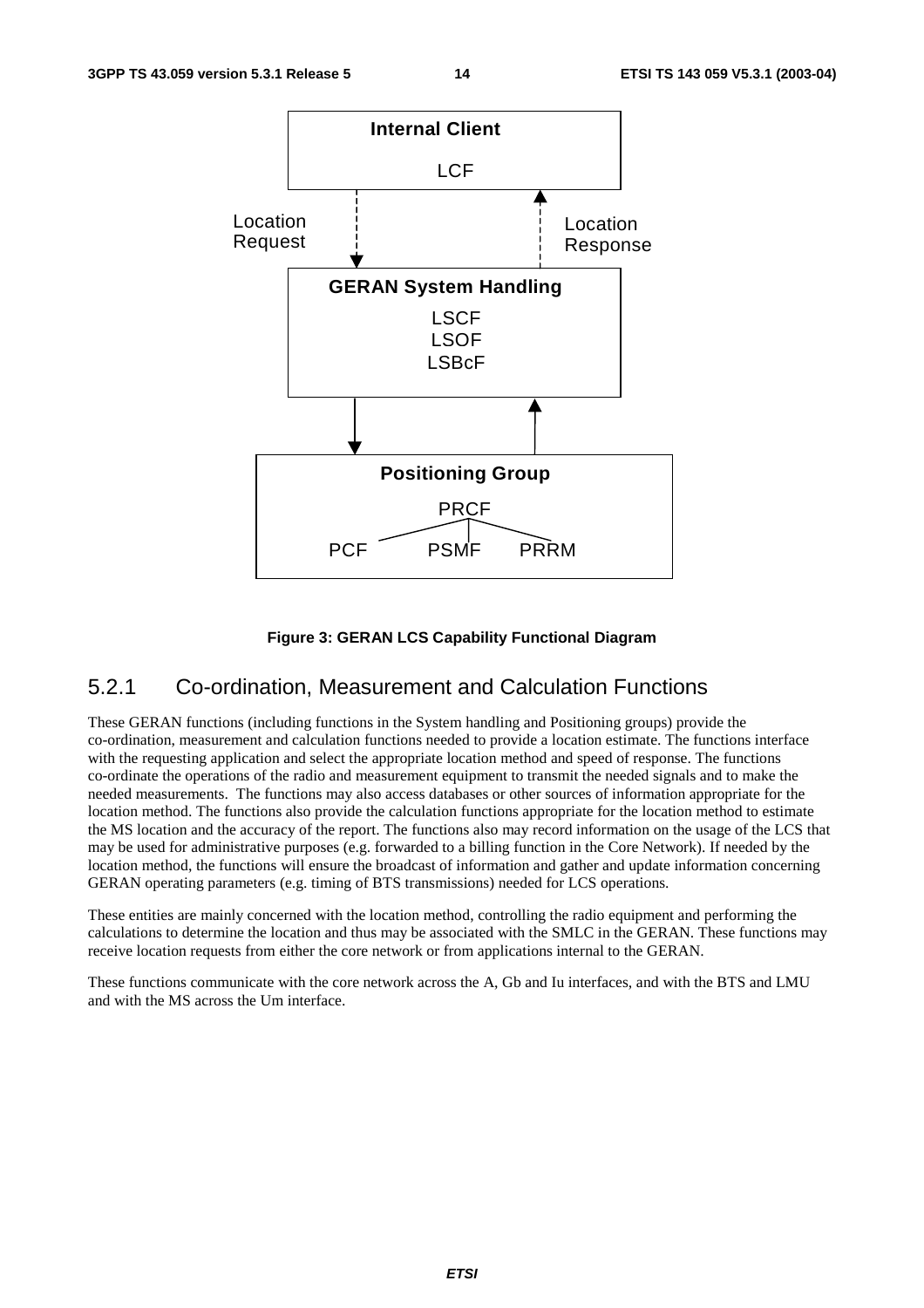Internal Client

LCF

Location Request

Location Response

GERAN System Handling

LSCF
LSOF
LSBcF

Positioning Group

PRCF

PCF PSMF PRRM

**Figure 3: GERAN LCS Capability Functional Diagram**

### 5.2.1 Co-ordination, Measurement and Calculation Functions

These GERAN functions (including functions in the System handling and Positioning groups) provide the co-ordination, measurement and calculation functions needed to provide a location estimate. The functions interface with the requesting application and select the appropriate location method and speed of response. The functions co-ordinate the operations of the radio and measurement equipment to transmit the needed signals and to make the needed measurements. The functions may also access databases or other sources of information appropriate for the location method. The functions also provide the calculation functions appropriate for the location method to estimate the MS location and the accuracy of the report. The functions also may record information on the usage of the LCS that may be used for administrative purposes (e.g. forwarded to a billing function in the Core Network). If needed by the location method, the functions will ensure the broadcast of information and gather and update information concerning GERAN operating parameters (e.g. timing of BTS transmissions) needed for LCS operations.

These entities are mainly concerned with the location method, controlling the radio equipment and performing the calculations to determine the location and thus may be associated with the SMLC in the GERAN. These functions may receive location requests from either the core network or from applications internal to the GERAN.

These functions communicate with the core network across the A, Gb and Iu interfaces, and with the BTS and LMU and with the MS across the Um interface.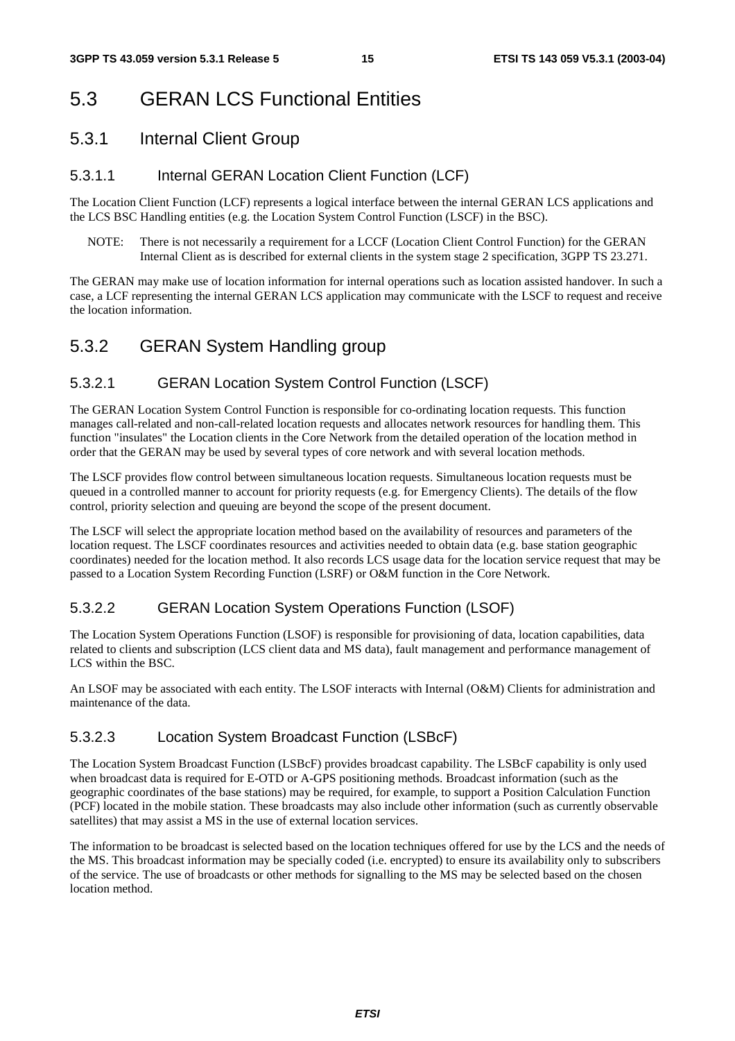# 5.3 GERAN LCS Functional Entities

## 5.3.1 Internal Client Group

### 5.3.1.1 Internal GERAN Location Client Function (LCF)

The Location Client Function (LCF) represents a logical interface between the internal GERAN LCS applications and the LCS BSC Handling entities (e.g. the Location System Control Function (LSCF) in the BSC).

NOTE: There is not necessarily a requirement for a LCCF (Location Client Control Function) for the GERAN Internal Client as is described for external clients in the system stage 2 specification, 3GPP TS 23.271.

The GERAN may make use of location information for internal operations such as location assisted handover. In such a case, a LCF representing the internal GERAN LCS application may communicate with the LSCF to request and receive the location information.

## 5.3.2 GERAN System Handling group

### 5.3.2.1 GERAN Location System Control Function (LSCF)

The GERAN Location System Control Function is responsible for co-ordinating location requests. This function manages call-related and non-call-related location requests and allocates network resources for handling them. This function "insulates" the Location clients in the Core Network from the detailed operation of the location method in order that the GERAN may be used by several types of core network and with several location methods.

The LSCF provides flow control between simultaneous location requests. Simultaneous location requests must be queued in a controlled manner to account for priority requests (e.g. for Emergency Clients). The details of the flow control, priority selection and queuing are beyond the scope of the present document.

The LSCF will select the appropriate location method based on the availability of resources and parameters of the location request. The LSCF coordinates resources and activities needed to obtain data (e.g. base station geographic coordinates) needed for the location method. It also records LCS usage data for the location service request that may be passed to a Location System Recording Function (LSRF) or O&M function in the Core Network.

### 5.3.2.2 GERAN Location System Operations Function (LSOF)

The Location System Operations Function (LSOF) is responsible for provisioning of data, location capabilities, data related to clients and subscription (LCS client data and MS data), fault management and performance management of LCS within the BSC.

An LSOF may be associated with each entity. The LSOF interacts with Internal (O&M) Clients for administration and maintenance of the data.

### 5.3.2.3 Location System Broadcast Function (LSBcF)

The Location System Broadcast Function (LSBcF) provides broadcast capability. The LSBcF capability is only used when broadcast data is required for E-OTD or A-GPS positioning methods. Broadcast information (such as the geographic coordinates of the base stations) may be required, for example, to support a Position Calculation Function (PCF) located in the mobile station. These broadcasts may also include other information (such as currently observable satellites) that may assist a MS in the use of external location services.

The information to be broadcast is selected based on the location techniques offered for use by the LCS and the needs of the MS. This broadcast information may be specially coded (i.e. encrypted) to ensure its availability only to subscribers of the service. The use of broadcasts or other methods for signalling to the MS may be selected based on the chosen location method.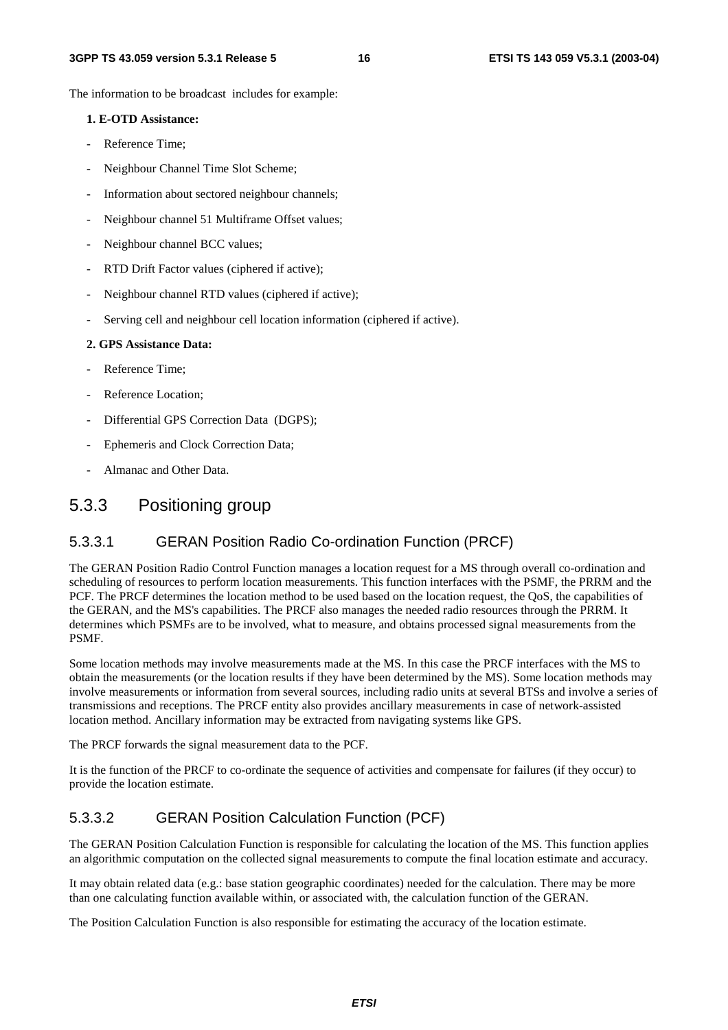The information to be broadcast includes for example:

**1. E-OTD Assistance:**

- Reference Time;
- Neighbour Channel Time Slot Scheme;
- Information about sectored neighbour channels;
- Neighbour channel 51 Multiframe Offset values;
- Neighbour channel BCC values;
- RTD Drift Factor values (ciphered if active);
- Neighbour channel RTD values (ciphered if active);
- Serving cell and neighbour cell location information (ciphered if active).

**2. GPS Assistance Data:**

- Reference Time;
- Reference Location;
- Differential GPS Correction Data (DGPS);
- Ephemeris and Clock Correction Data;
- Almanac and Other Data.

## 5.3.3 Positioning group

### 5.3.3.1 GERAN Position Radio Co-ordination Function (PRCF)

The GERAN Position Radio Control Function manages a location request for a MS through overall co-ordination and scheduling of resources to perform location measurements. This function interfaces with the PSMF, the PRRM and the PCF. The PRCF determines the location method to be used based on the location request, the QoS, the capabilities of the GERAN, and the MS's capabilities. The PRCF also manages the needed radio resources through the PRRM. It determines which PSMFs are to be involved, what to measure, and obtains processed signal measurements from the PSMF.

Some location methods may involve measurements made at the MS. In this case the PRCF interfaces with the MS to obtain the measurements (or the location results if they have been determined by the MS). Some location methods may involve measurements or information from several sources, including radio units at several BTSs and involve a series of transmissions and receptions. The PRCF entity also provides ancillary measurements in case of network-assisted location method. Ancillary information may be extracted from navigating systems like GPS.

The PRCF forwards the signal measurement data to the PCF.

It is the function of the PRCF to co-ordinate the sequence of activities and compensate for failures (if they occur) to provide the location estimate.

### 5.3.3.2 GERAN Position Calculation Function (PCF)

The GERAN Position Calculation Function is responsible for calculating the location of the MS. This function applies an algorithmic computation on the collected signal measurements to compute the final location estimate and accuracy.

It may obtain related data (e.g.: base station geographic coordinates) needed for the calculation. There may be more than one calculating function available within, or associated with, the calculation function of the GERAN.

The Position Calculation Function is also responsible for estimating the accuracy of the location estimate.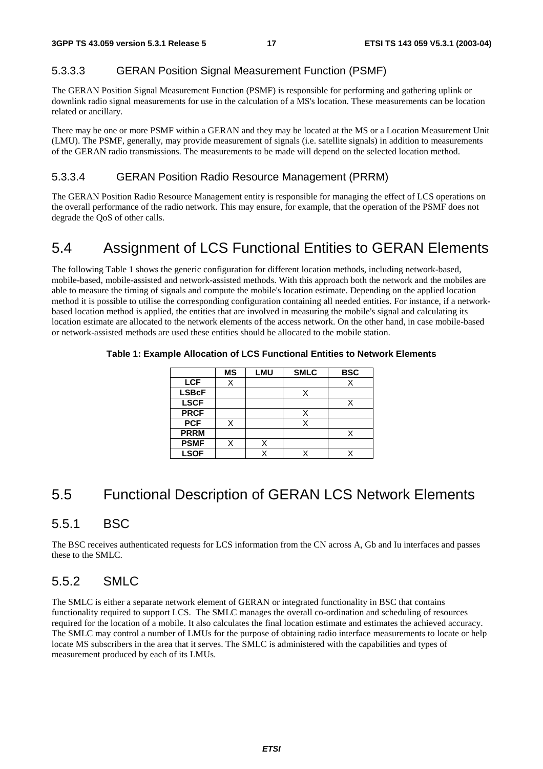#### 5.3.3.3 GERAN Position Signal Measurement Function (PSMF)

The GERAN Position Signal Measurement Function (PSMF) is responsible for performing and gathering uplink or downlink radio signal measurements for use in the calculation of a MS's location. These measurements can be location related or ancillary.

There may be one or more PSMF within a GERAN and they may be located at the MS or a Location Measurement Unit (LMU). The PSMF, generally, may provide measurement of signals (i.e. satellite signals) in addition to measurements of the GERAN radio transmissions. The measurements to be made will depend on the selected location method.

#### 5.3.3.4 GERAN Position Radio Resource Management (PRRM)

The GERAN Position Radio Resource Management entity is responsible for managing the effect of LCS operations on the overall performance of the radio network. This may ensure, for example, that the operation of the PSMF does not degrade the QoS of other calls.

## 5.4 Assignment of LCS Functional Entities to GERAN Elements

The following Table 1 shows the generic configuration for different location methods, including network-based, mobile-based, mobile-assisted and network-assisted methods. With this approach both the network and the mobiles are able to measure the timing of signals and compute the mobile's location estimate. Depending on the applied location method it is possible to utilise the corresponding configuration containing all needed entities. For instance, if a network-based location method is applied, the entities that are involved in measuring the mobile's signal and calculating its location estimate are allocated to the network elements of the access network. On the other hand, in case mobile-based or network-assisted methods are used these entities should be allocated to the mobile station.

**Table 1: Example Allocation of LCS Functional Entities to Network Elements**

| | MS | LMU | SMLC | BSC |
|---|---|---|---|---|
| **LCF** | X | | | X |
| **LSBcF** | | | X | |
| **LSCF** | | | | X |
| **PRCF** | | | X | |
| **PCF** | X | | X | |
| **PRRM** | | | | X |
| **PSMF** | X | X | | |
| **LSOF** | | X | X | X |

## 5.5 Functional Description of GERAN LCS Network Elements

### 5.5.1 BSC

The BSC receives authenticated requests for LCS information from the CN across A, Gb and Iu interfaces and passes these to the SMLC.

### 5.5.2 SMLC

The SMLC is either a separate network element of GERAN or integrated functionality in BSC that contains functionality required to support LCS. The SMLC manages the overall co-ordination and scheduling of resources required for the location of a mobile. It also calculates the final location estimate and estimates the achieved accuracy. The SMLC may control a number of LMUs for the purpose of obtaining radio interface measurements to locate or help locate MS subscribers in the area that it serves. The SMLC is administered with the capabilities and types of measurement produced by each of its LMUs.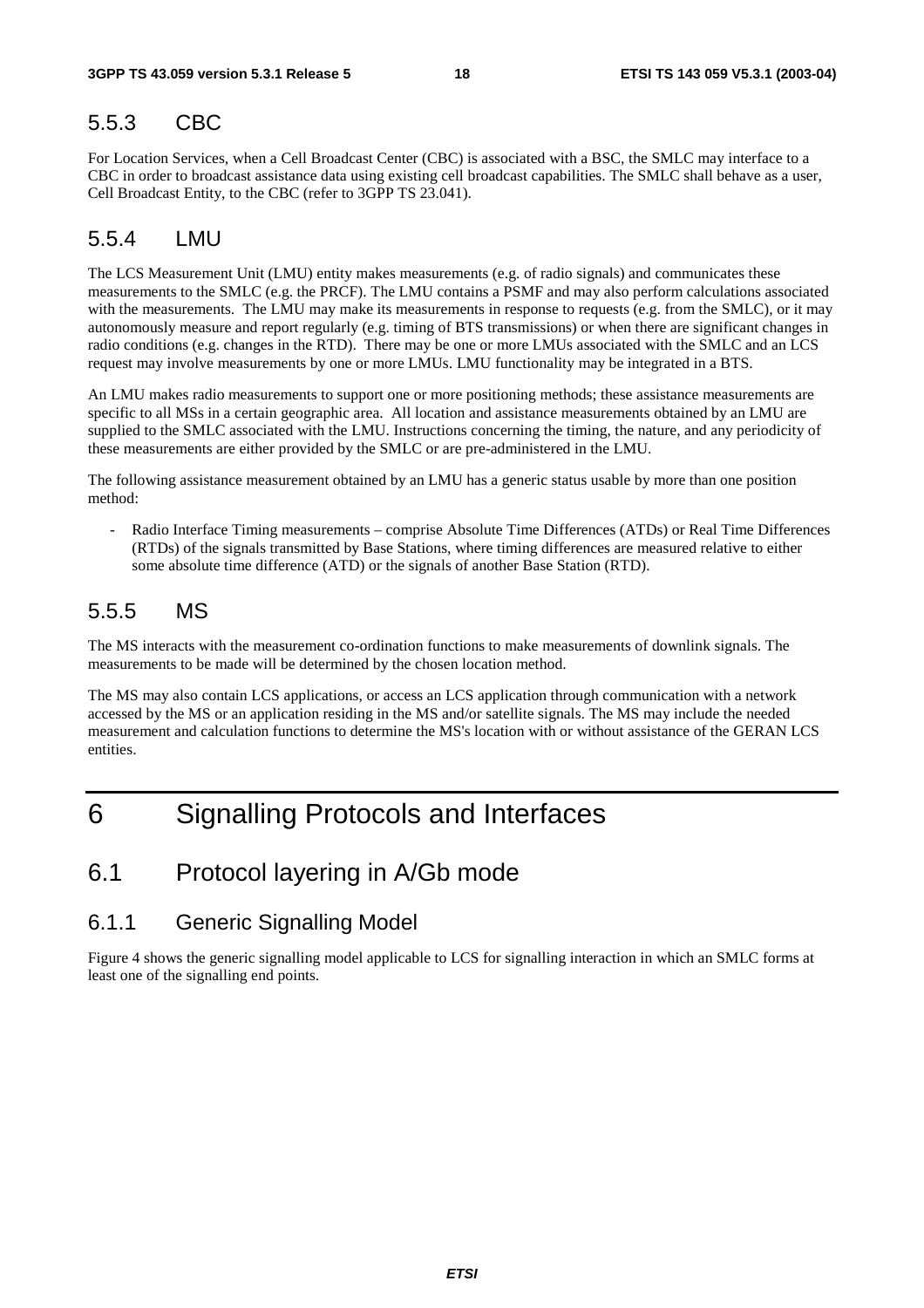### 5.5.3 CBC

For Location Services, when a Cell Broadcast Center (CBC) is associated with a BSC, the SMLC may interface to a CBC in order to broadcast assistance data using existing cell broadcast capabilities. The SMLC shall behave as a user, Cell Broadcast Entity, to the CBC (refer to 3GPP TS 23.041).

### 5.5.4 LMU

The LCS Measurement Unit (LMU) entity makes measurements (e.g. of radio signals) and communicates these measurements to the SMLC (e.g. the PRCF). The LMU contains a PSMF and may also perform calculations associated with the measurements. The LMU may make its measurements in response to requests (e.g. from the SMLC), or it may autonomously measure and report regularly (e.g. timing of BTS transmissions) or when there are significant changes in radio conditions (e.g. changes in the RTD). There may be one or more LMUs associated with the SMLC and an LCS request may involve measurements by one or more LMUs. LMU functionality may be integrated in a BTS.

An LMU makes radio measurements to support one or more positioning methods; these assistance measurements are specific to all MSs in a certain geographic area. All location and assistance measurements obtained by an LMU are supplied to the SMLC associated with the LMU. Instructions concerning the timing, the nature, and any periodicity of these measurements are either provided by the SMLC or are pre-administered in the LMU.

The following assistance measurement obtained by an LMU has a generic status usable by more than one position method:

- Radio Interface Timing measurements – comprise Absolute Time Differences (ATDs) or Real Time Differences (RTDs) of the signals transmitted by Base Stations, where timing differences are measured relative to either some absolute time difference (ATD) or the signals of another Base Station (RTD).

### 5.5.5 MS

The MS interacts with the measurement co-ordination functions to make measurements of downlink signals. The measurements to be made will be determined by the chosen location method.

The MS may also contain LCS applications, or access an LCS application through communication with a network accessed by the MS or an application residing in the MS and/or satellite signals. The MS may include the needed measurement and calculation functions to determine the MS's location with or without assistance of the GERAN LCS entities.

# 6 Signalling Protocols and Interfaces

## 6.1 Protocol layering in A/Gb mode

### 6.1.1 Generic Signalling Model

Figure 4 shows the generic signalling model applicable to LCS for signalling interaction in which an SMLC forms at least one of the signalling end points.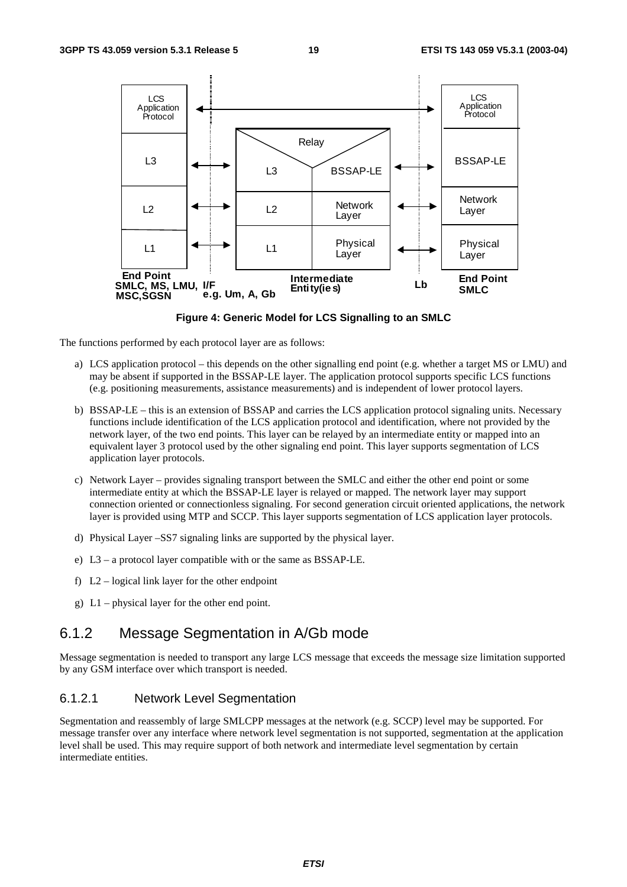**Figure 4: Generic Model for LCS Signalling to an SMLC**

The functions performed by each protocol layer are as follows:

a) LCS application protocol – this depends on the other signalling end point (e.g. whether a target MS or LMU) and may be absent if supported in the BSSAP-LE layer. The application protocol supports specific LCS functions (e.g. positioning measurements, assistance measurements) and is independent of lower protocol layers.

b) BSSAP-LE – this is an extension of BSSAP and carries the LCS application protocol signaling units. Necessary functions include identification of the LCS application protocol and identification, where not provided by the network layer, of the two end points. This layer can be relayed by an intermediate entity or mapped into an equivalent layer 3 protocol used by the other signaling end point. This layer supports segmentation of LCS application layer protocols.

c) Network Layer – provides signaling transport between the SMLC and either the other end point or some intermediate entity at which the BSSAP-LE layer is relayed or mapped. The network layer may support connection oriented or connectionless signaling. For second generation circuit oriented applications, the network layer is provided using MTP and SCCP. This layer supports segmentation of LCS application layer protocols.

d) Physical Layer –SS7 signaling links are supported by the physical layer.

e) L3 – a protocol layer compatible with or the same as BSSAP-LE.

f) L2 – logical link layer for the other endpoint

g) L1 – physical layer for the other end point.

## 6.1.2 Message Segmentation in A/Gb mode

Message segmentation is needed to transport any large LCS message that exceeds the message size limitation supported by any GSM interface over which transport is needed.

### 6.1.2.1 Network Level Segmentation

Segmentation and reassembly of large SMLCPP messages at the network (e.g. SCCP) level may be supported. For message transfer over any interface where network level segmentation is not supported, segmentation at the application level shall be used. This may require support of both network and intermediate level segmentation by certain intermediate entities.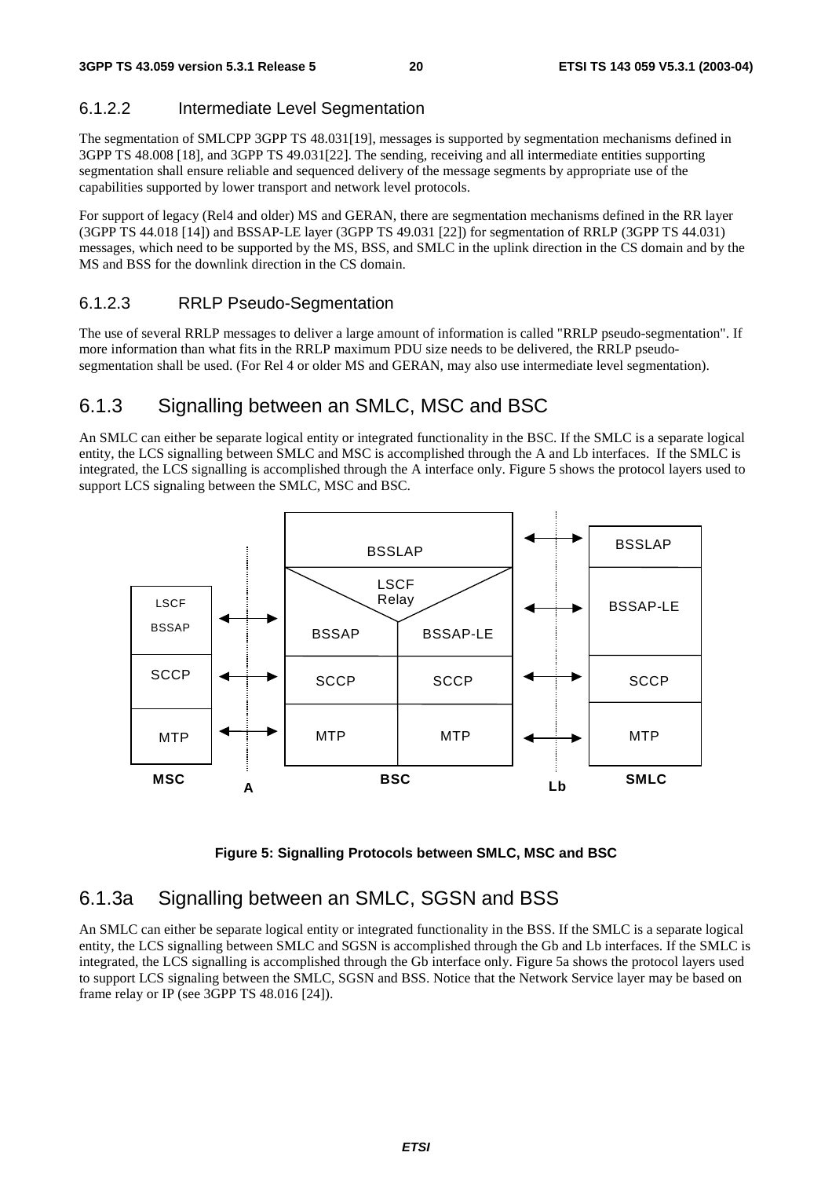#### 6.1.2.2 Intermediate Level Segmentation

The segmentation of SMLCPP 3GPP TS 48.031[19], messages is supported by segmentation mechanisms defined in 3GPP TS 48.008 [18], and 3GPP TS 49.031[22]. The sending, receiving and all intermediate entities supporting segmentation shall ensure reliable and sequenced delivery of the message segments by appropriate use of the capabilities supported by lower transport and network level protocols.

For support of legacy (Rel4 and older) MS and GERAN, there are segmentation mechanisms defined in the RR layer (3GPP TS 44.018 [14]) and BSSAP-LE layer (3GPP TS 49.031 [22]) for segmentation of RRLP (3GPP TS 44.031) messages, which need to be supported by the MS, BSS, and SMLC in the uplink direction in the CS domain and by the MS and BSS for the downlink direction in the CS domain.

#### 6.1.2.3 RRLP Pseudo-Segmentation

The use of several RRLP messages to deliver a large amount of information is called "RRLP pseudo-segmentation". If more information than what fits in the RRLP maximum PDU size needs to be delivered, the RRLP pseudo-segmentation shall be used. (For Rel 4 or older MS and GERAN, may also use intermediate level segmentation).

### 6.1.3 Signalling between an SMLC, MSC and BSC

An SMLC can either be separate logical entity or integrated functionality in the BSC. If the SMLC is a separate logical entity, the LCS signalling between SMLC and MSC is accomplished through the A and Lb interfaces. If the SMLC is integrated, the LCS signalling is accomplished through the A interface only. Figure 5 shows the protocol layers used to support LCS signaling between the SMLC, MSC and BSC.

| MSC | A | BSC | | Lb | SMLC |
|---|---|---|---|---|---|
| | | BSSLAP | | ↔ | BSSLAP |
| LSCF BSSAP | ↔ | LSCF Relay: BSSAP | BSSAP-LE | ↔ | BSSAP-LE |
| SCCP | ↔ | SCCP | SCCP | ↔ | SCCP |
| MTP | ↔ | MTP | MTP | ↔ | MTP |

**Figure 5: Signalling Protocols between SMLC, MSC and BSC**

### 6.1.3a Signalling between an SMLC, SGSN and BSS

An SMLC can either be separate logical entity or integrated functionality in the BSS. If the SMLC is a separate logical entity, the LCS signalling between SMLC and SGSN is accomplished through the Gb and Lb interfaces. If the SMLC is integrated, the LCS signalling is accomplished through the Gb interface only. Figure 5a shows the protocol layers used to support LCS signaling between the SMLC, SGSN and BSS. Notice that the Network Service layer may be based on frame relay or IP (see 3GPP TS 48.016 [24]).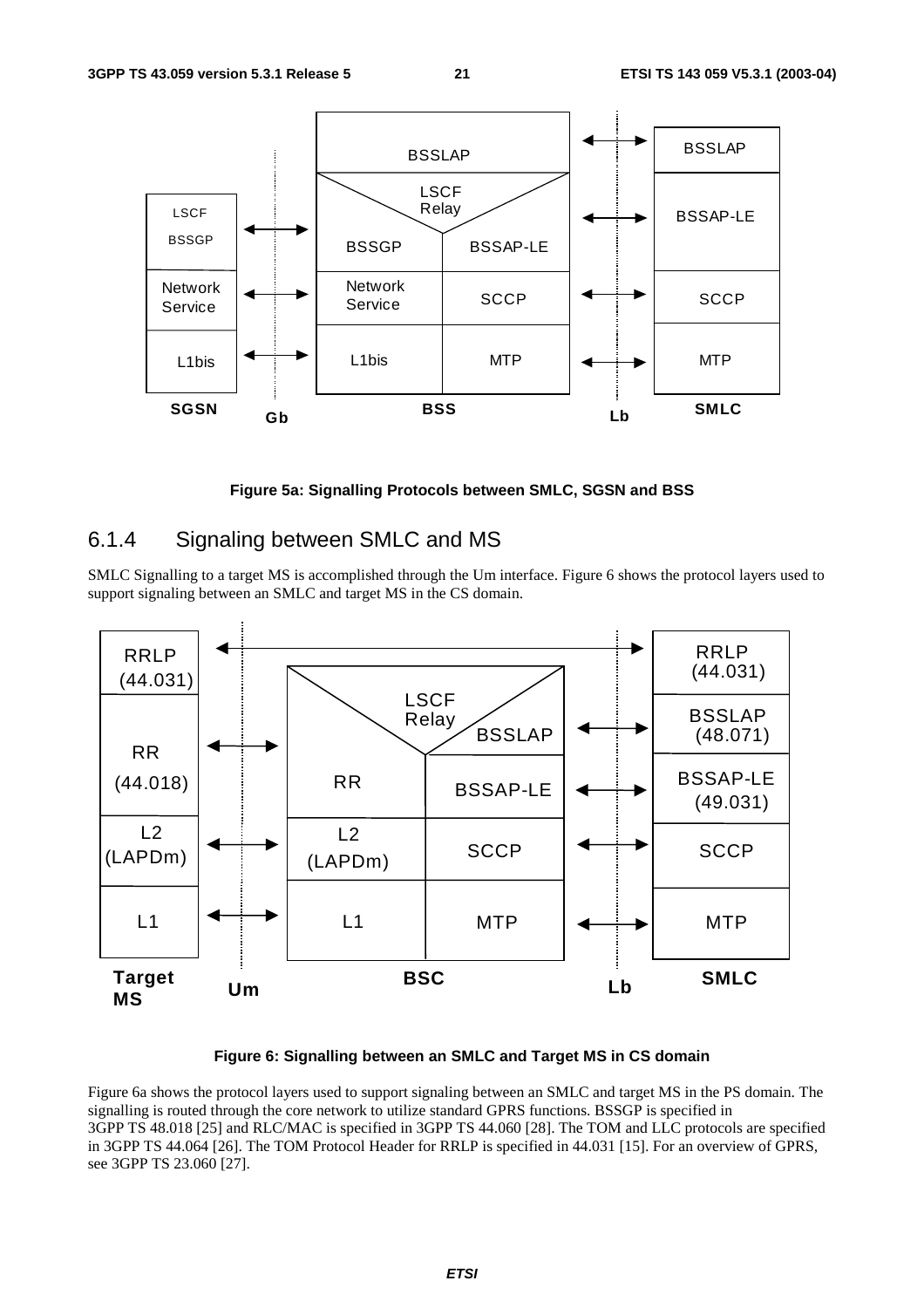**Figure 5a: Signalling Protocols between SMLC, SGSN and BSS**

### 6.1.4 Signaling between SMLC and MS

SMLC Signalling to a target MS is accomplished through the Um interface. Figure 6 shows the protocol layers used to support signaling between an SMLC and target MS in the CS domain.

**Figure 6: Signalling between an SMLC and Target MS in CS domain**

Figure 6a shows the protocol layers used to support signaling between an SMLC and target MS in the PS domain. The signalling is routed through the core network to utilize standard GPRS functions. BSSGP is specified in 3GPP TS 48.018 [25] and RLC/MAC is specified in 3GPP TS 44.060 [28]. The TOM and LLC protocols are specified in 3GPP TS 44.064 [26]. The TOM Protocol Header for RRLP is specified in 44.031 [15]. For an overview of GPRS, see 3GPP TS 23.060 [27].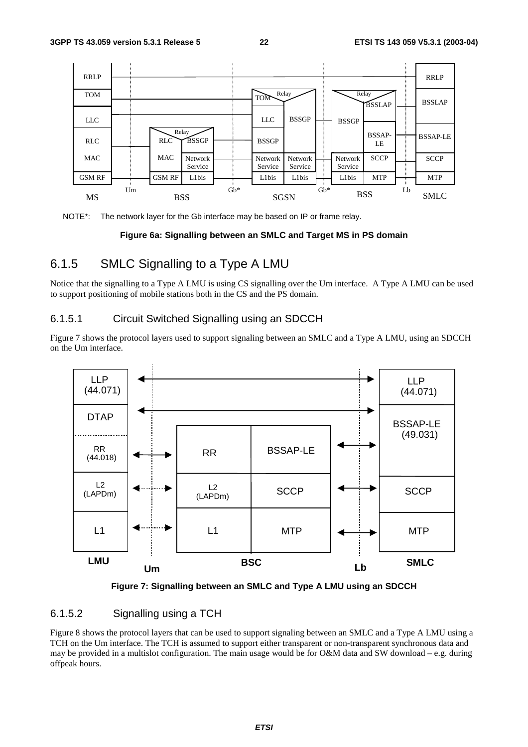NOTE*: The network layer for the Gb interface may be based on IP or frame relay.

**Figure 6a: Signalling between an SMLC and Target MS in PS domain**

### 6.1.5 SMLC Signalling to a Type A LMU

Notice that the signalling to a Type A LMU is using CS signalling over the Um interface. A Type A LMU can be used to support positioning of mobile stations both in the CS and the PS domain.

#### 6.1.5.1 Circuit Switched Signalling using an SDCCH

Figure 7 shows the protocol layers used to support signaling between an SMLC and a Type A LMU, using an SDCCH on the Um interface.

**Figure 7: Signalling between an SMLC and Type A LMU using an SDCCH**

#### 6.1.5.2 Signalling using a TCH

Figure 8 shows the protocol layers that can be used to support signaling between an SMLC and a Type A LMU using a TCH on the Um interface. The TCH is assumed to support either transparent or non-transparent synchronous data and may be provided in a multislot configuration. The main usage would be for O&M data and SW download – e.g. during offpeak hours.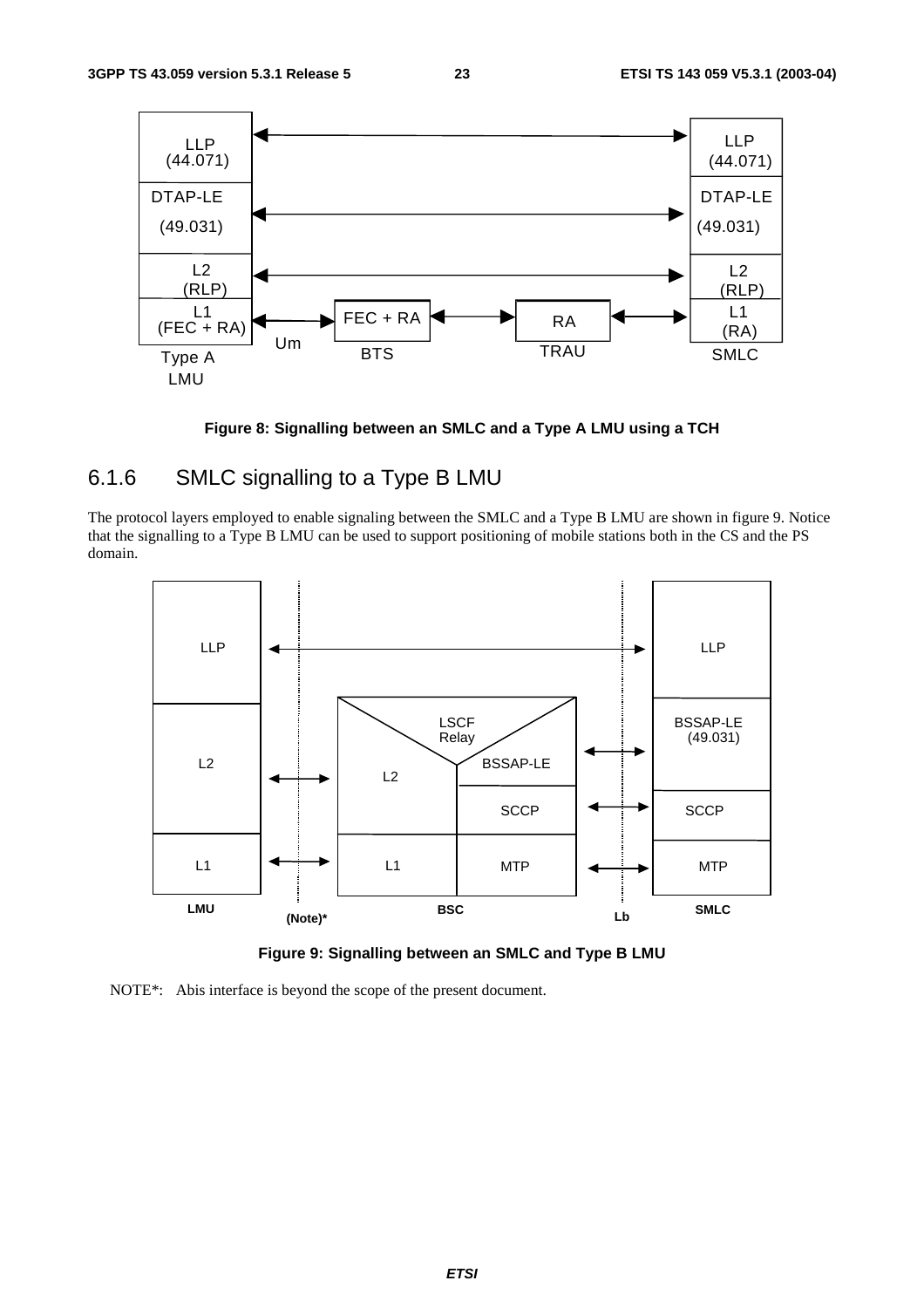Figure 8: Signalling between an SMLC and a Type A LMU using a TCH

## 6.1.6 SMLC signalling to a Type B LMU

The protocol layers employed to enable signaling between the SMLC and a Type B LMU are shown in figure 9. Notice that the signalling to a Type B LMU can be used to support positioning of mobile stations both in the CS and the PS domain.

Figure 9: Signalling between an SMLC and Type B LMU

NOTE*: Abis interface is beyond the scope of the present document.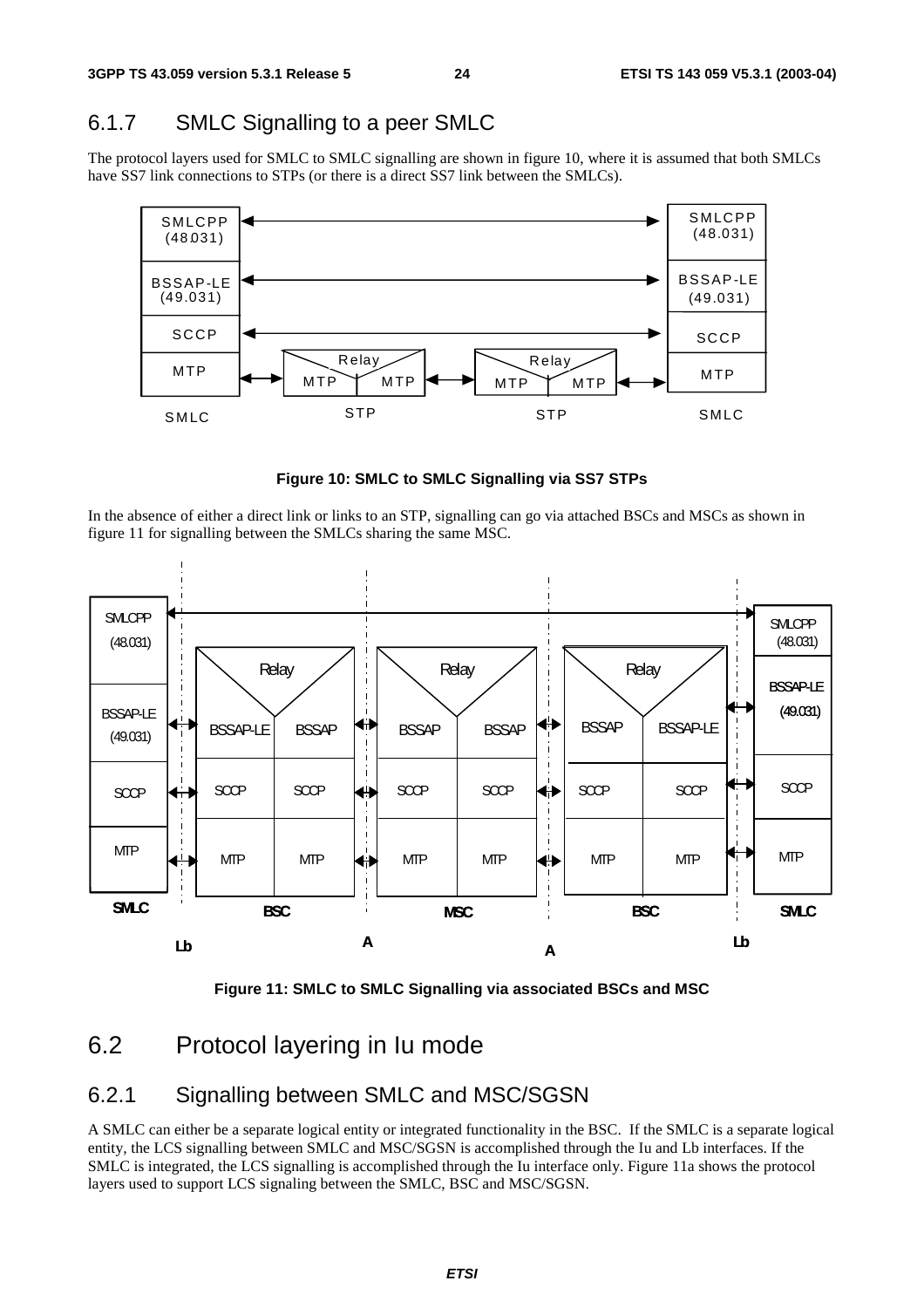### 6.1.7 SMLC Signalling to a peer SMLC

The protocol layers used for SMLC to SMLC signalling are shown in figure 10, where it is assumed that both SMLCs have SS7 link connections to STPs (or there is a direct SS7 link between the SMLCs).

**Figure 10: SMLC to SMLC Signalling via SS7 STPs**

In the absence of either a direct link or links to an STP, signalling can go via attached BSCs and MSCs as shown in figure 11 for signalling between the SMLCs sharing the same MSC.

**Figure 11: SMLC to SMLC Signalling via associated BSCs and MSC**

## 6.2 Protocol layering in Iu mode

### 6.2.1 Signalling between SMLC and MSC/SGSN

A SMLC can either be a separate logical entity or integrated functionality in the BSC. If the SMLC is a separate logical entity, the LCS signalling between SMLC and MSC/SGSN is accomplished through the Iu and Lb interfaces. If the SMLC is integrated, the LCS signalling is accomplished through the Iu interface only. Figure 11a shows the protocol layers used to support LCS signaling between the SMLC, BSC and MSC/SGSN.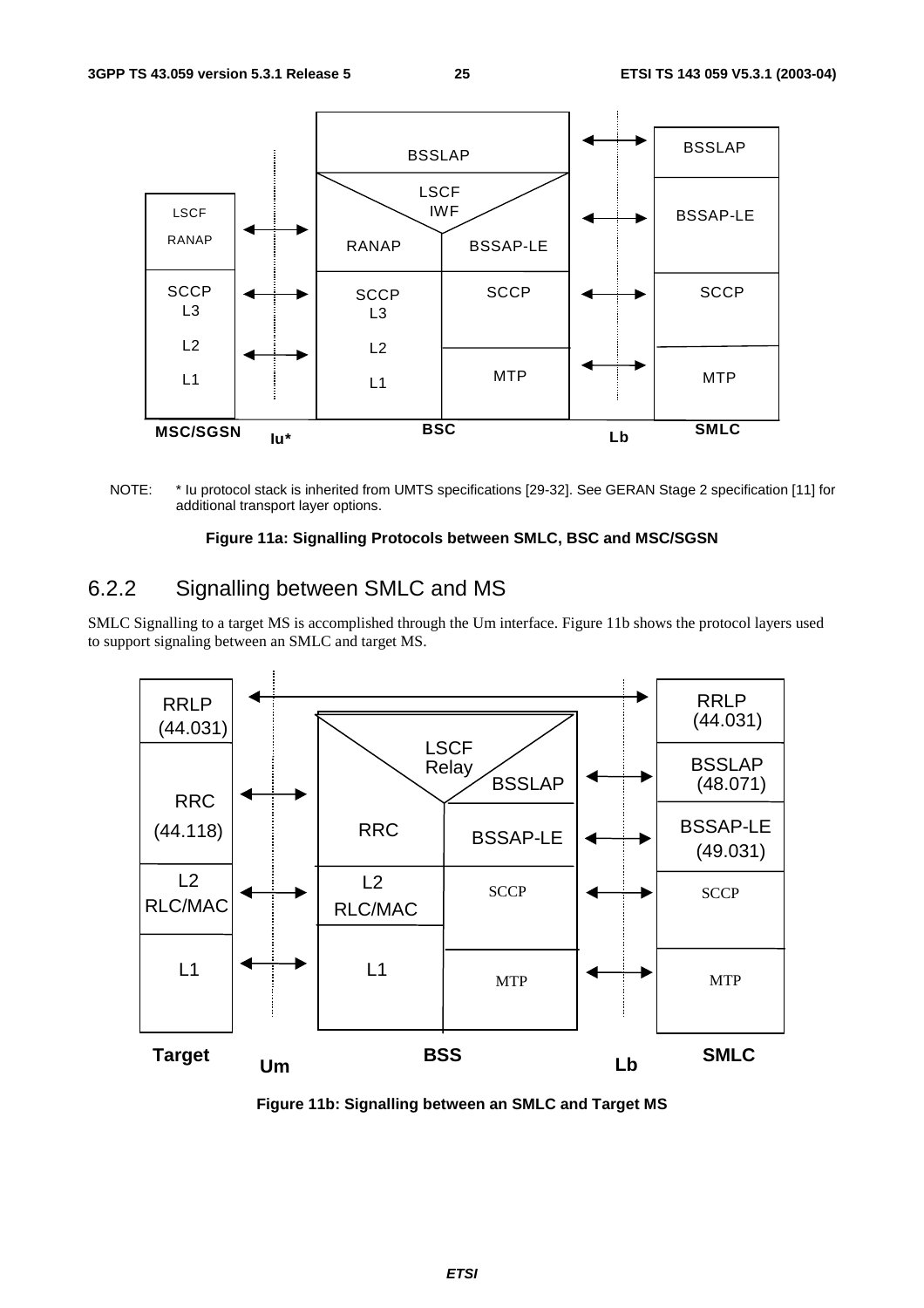NOTE: * Iu protocol stack is inherited from UMTS specifications [29-32]. See GERAN Stage 2 specification [11] for additional transport layer options.

**Figure 11a: Signalling Protocols between SMLC, BSC and MSC/SGSN**

## 6.2.2 Signalling between SMLC and MS

SMLC Signalling to a target MS is accomplished through the Um interface. Figure 11b shows the protocol layers used to support signaling between an SMLC and target MS.

**Figure 11b: Signalling between an SMLC and Target MS**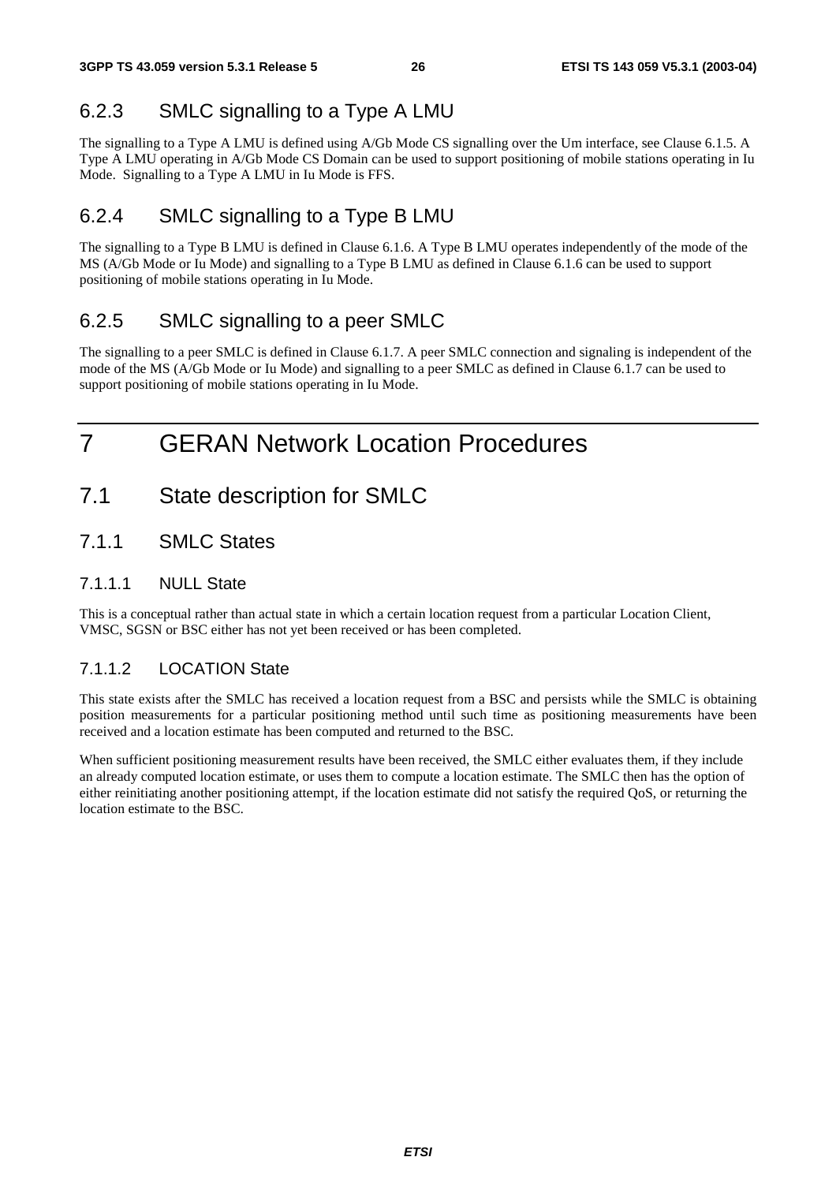### 6.2.3 SMLC signalling to a Type A LMU

The signalling to a Type A LMU is defined using A/Gb Mode CS signalling over the Um interface, see Clause 6.1.5. A Type A LMU operating in A/Gb Mode CS Domain can be used to support positioning of mobile stations operating in Iu Mode. Signalling to a Type A LMU in Iu Mode is FFS.

### 6.2.4 SMLC signalling to a Type B LMU

The signalling to a Type B LMU is defined in Clause 6.1.6. A Type B LMU operates independently of the mode of the MS (A/Gb Mode or Iu Mode) and signalling to a Type B LMU as defined in Clause 6.1.6 can be used to support positioning of mobile stations operating in Iu Mode.

### 6.2.5 SMLC signalling to a peer SMLC

The signalling to a peer SMLC is defined in Clause 6.1.7. A peer SMLC connection and signaling is independent of the mode of the MS (A/Gb Mode or Iu Mode) and signalling to a peer SMLC as defined in Clause 6.1.7 can be used to support positioning of mobile stations operating in Iu Mode.

# 7 GERAN Network Location Procedures

## 7.1 State description for SMLC

### 7.1.1 SMLC States

#### 7.1.1.1 NULL State

This is a conceptual rather than actual state in which a certain location request from a particular Location Client, VMSC, SGSN or BSC either has not yet been received or has been completed.

#### 7.1.1.2 LOCATION State

This state exists after the SMLC has received a location request from a BSC and persists while the SMLC is obtaining position measurements for a particular positioning method until such time as positioning measurements have been received and a location estimate has been computed and returned to the BSC.

When sufficient positioning measurement results have been received, the SMLC either evaluates them, if they include an already computed location estimate, or uses them to compute a location estimate. The SMLC then has the option of either reinitiating another positioning attempt, if the location estimate did not satisfy the required QoS, or returning the location estimate to the BSC.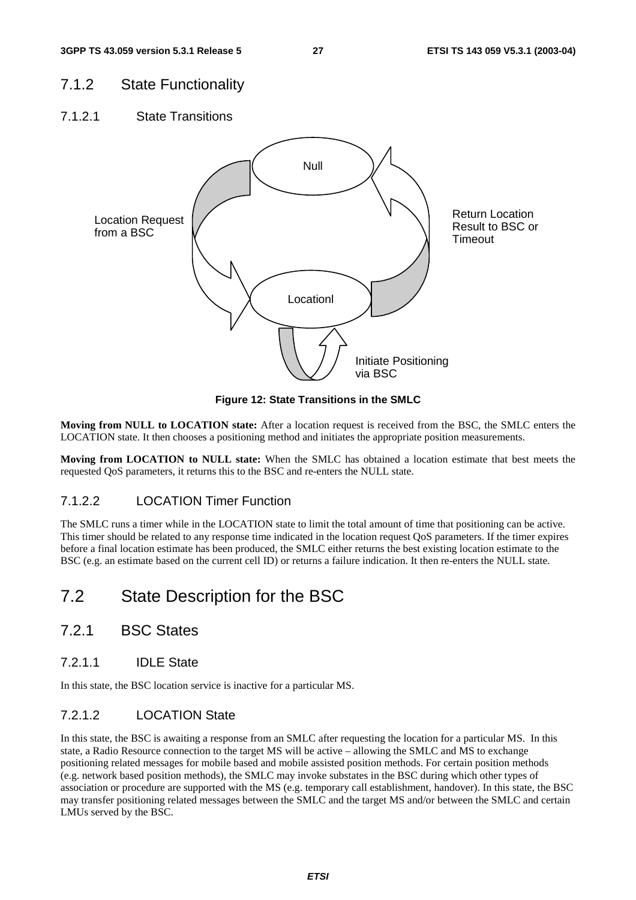### 7.1.2 State Functionality

#### 7.1.2.1 State Transitions

Null

Location Request from a BSC

Return Location Result to BSC or Timeout

Locationl

Initiate Positioning via BSC

**Figure 12: State Transitions in the SMLC**

**Moving from NULL to LOCATION state:** After a location request is received from the BSC, the SMLC enters the LOCATION state. It then chooses a positioning method and initiates the appropriate position measurements.

**Moving from LOCATION to NULL state:** When the SMLC has obtained a location estimate that best meets the requested QoS parameters, it returns this to the BSC and re-enters the NULL state.

#### 7.1.2.2 LOCATION Timer Function

The SMLC runs a timer while in the LOCATION state to limit the total amount of time that positioning can be active. This timer should be related to any response time indicated in the location request QoS parameters. If the timer expires before a final location estimate has been produced, the SMLC either returns the best existing location estimate to the BSC (e.g. an estimate based on the current cell ID) or returns a failure indication. It then re-enters the NULL state.

## 7.2 State Description for the BSC

### 7.2.1 BSC States

#### 7.2.1.1 IDLE State

In this state, the BSC location service is inactive for a particular MS.

#### 7.2.1.2 LOCATION State

In this state, the BSC is awaiting a response from an SMLC after requesting the location for a particular MS. In this state, a Radio Resource connection to the target MS will be active – allowing the SMLC and MS to exchange positioning related messages for mobile based and mobile assisted position methods. For certain position methods (e.g. network based position methods), the SMLC may invoke substates in the BSC during which other types of association or procedure are supported with the MS (e.g. temporary call establishment, handover). In this state, the BSC may transfer positioning related messages between the SMLC and the target MS and/or between the SMLC and certain LMUs served by the BSC.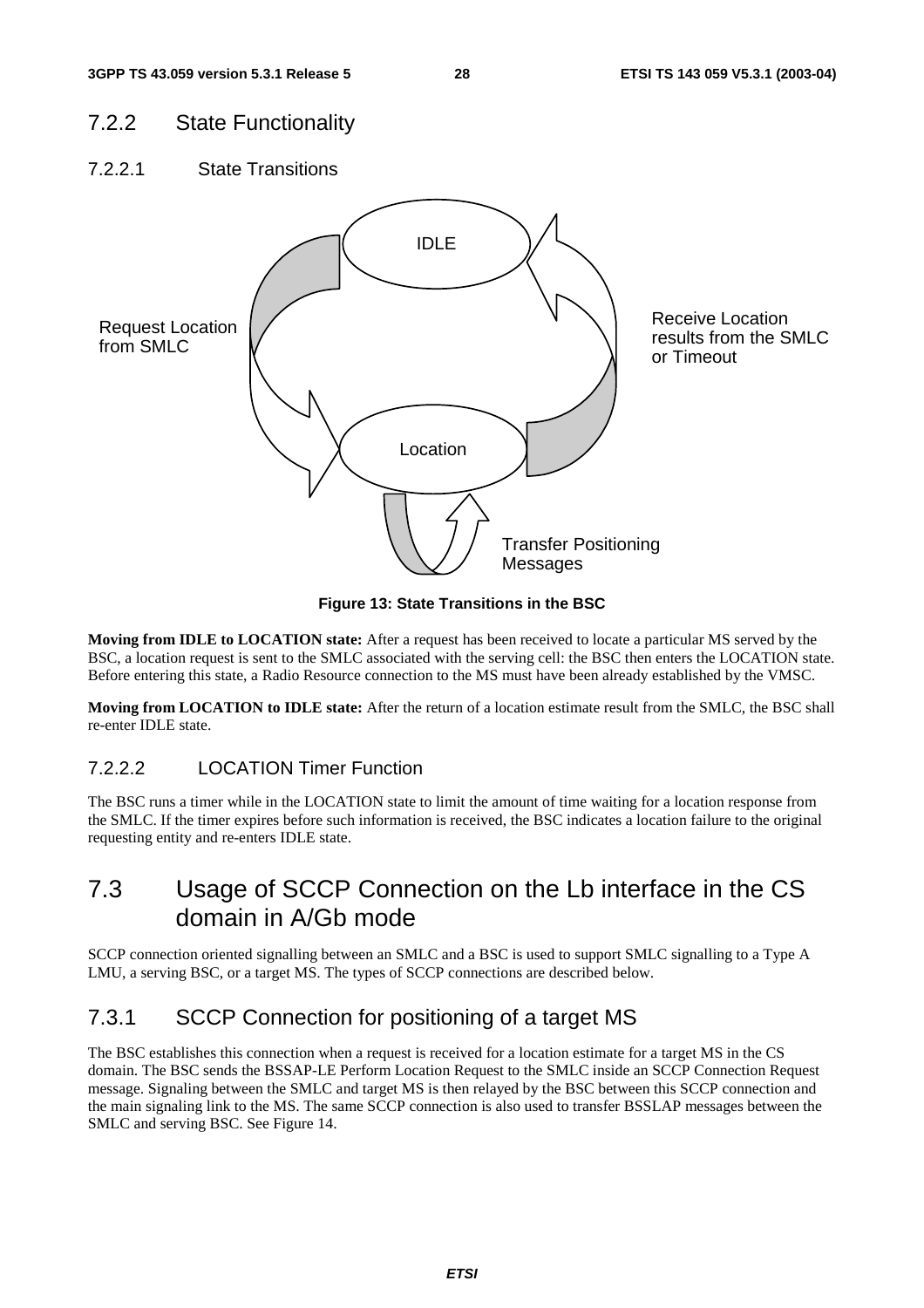### 7.2.2 State Functionality

#### 7.2.2.1 State Transitions

IDLE

Request Location from SMLC

Receive Location results from the SMLC or Timeout

Location

Transfer Positioning Messages

**Figure 13: State Transitions in the BSC**

**Moving from IDLE to LOCATION state:** After a request has been received to locate a particular MS served by the BSC, a location request is sent to the SMLC associated with the serving cell: the BSC then enters the LOCATION state. Before entering this state, a Radio Resource connection to the MS must have been already established by the VMSC.

**Moving from LOCATION to IDLE state:** After the return of a location estimate result from the SMLC, the BSC shall re-enter IDLE state.

#### 7.2.2.2 LOCATION Timer Function

The BSC runs a timer while in the LOCATION state to limit the amount of time waiting for a location response from the SMLC. If the timer expires before such information is received, the BSC indicates a location failure to the original requesting entity and re-enters IDLE state.

## 7.3 Usage of SCCP Connection on the Lb interface in the CS domain in A/Gb mode

SCCP connection oriented signalling between an SMLC and a BSC is used to support SMLC signalling to a Type A LMU, a serving BSC, or a target MS. The types of SCCP connections are described below.

### 7.3.1 SCCP Connection for positioning of a target MS

The BSC establishes this connection when a request is received for a location estimate for a target MS in the CS domain. The BSC sends the BSSAP-LE Perform Location Request to the SMLC inside an SCCP Connection Request message. Signaling between the SMLC and target MS is then relayed by the BSC between this SCCP connection and the main signaling link to the MS. The same SCCP connection is also used to transfer BSSLAP messages between the SMLC and serving BSC. See Figure 14.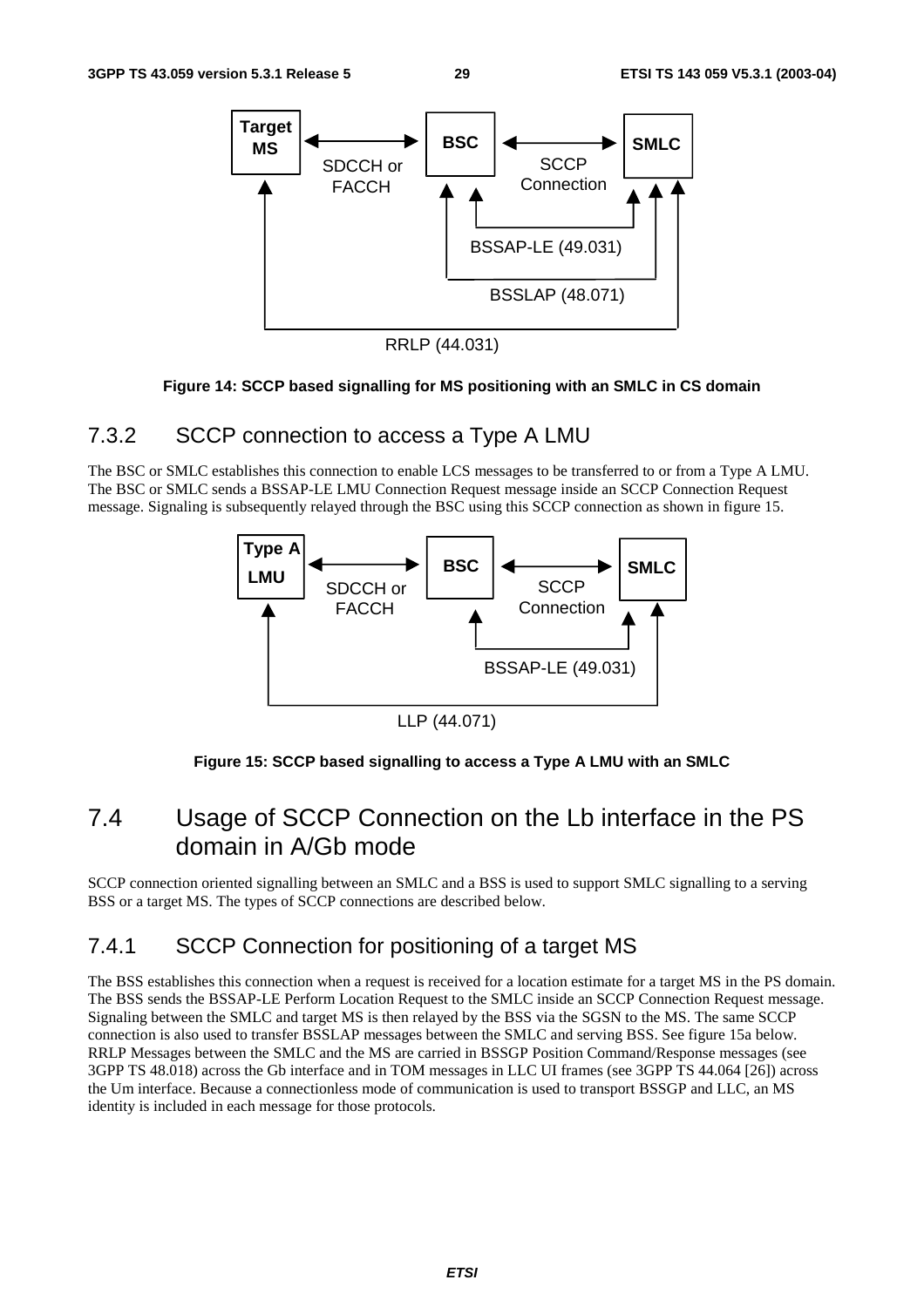Figure 14: SCCP based signalling for MS positioning with an SMLC in CS domain

### 7.3.2 SCCP connection to access a Type A LMU

The BSC or SMLC establishes this connection to enable LCS messages to be transferred to or from a Type A LMU. The BSC or SMLC sends a BSSAP-LE LMU Connection Request message inside an SCCP Connection Request message. Signaling is subsequently relayed through the BSC using this SCCP connection as shown in figure 15.

Figure 15: SCCP based signalling to access a Type A LMU with an SMLC

## 7.4 Usage of SCCP Connection on the Lb interface in the PS domain in A/Gb mode

SCCP connection oriented signalling between an SMLC and a BSS is used to support SMLC signalling to a serving BSS or a target MS. The types of SCCP connections are described below.

### 7.4.1 SCCP Connection for positioning of a target MS

The BSS establishes this connection when a request is received for a location estimate for a target MS in the PS domain. The BSS sends the BSSAP-LE Perform Location Request to the SMLC inside an SCCP Connection Request message. Signaling between the SMLC and target MS is then relayed by the BSS via the SGSN to the MS. The same SCCP connection is also used to transfer BSSLAP messages between the SMLC and serving BSS. See figure 15a below. RRLP Messages between the SMLC and the MS are carried in BSSGP Position Command/Response messages (see 3GPP TS 48.018) across the Gb interface and in TOM messages in LLC UI frames (see 3GPP TS 44.064 [26]) across the Um interface. Because a connectionless mode of communication is used to transport BSSGP and LLC, an MS identity is included in each message for those protocols.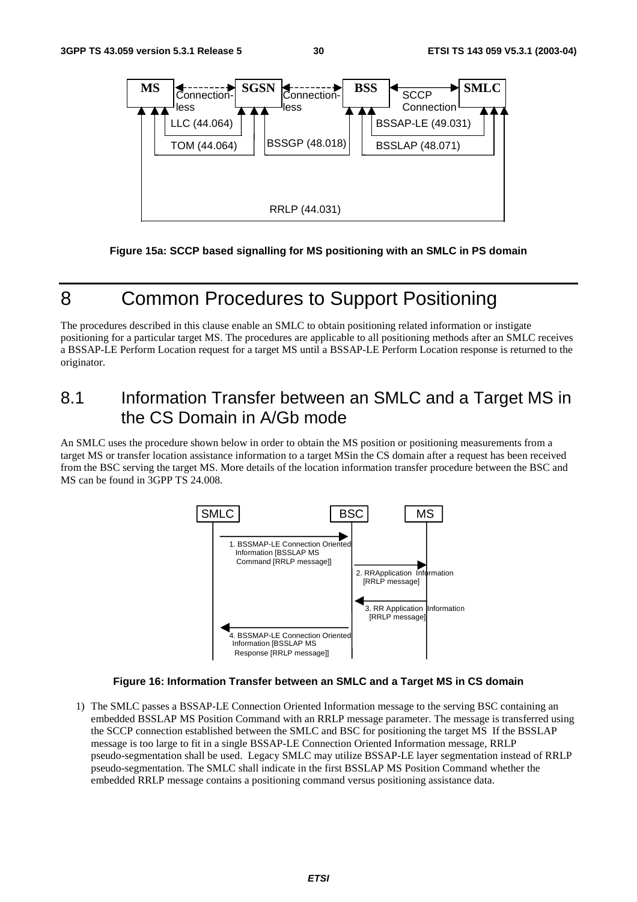Figure 15a: SCCP based signalling for MS positioning with an SMLC in PS domain

# 8 Common Procedures to Support Positioning

The procedures described in this clause enable an SMLC to obtain positioning related information or instigate positioning for a particular target MS. The procedures are applicable to all positioning methods after an SMLC receives a BSSAP-LE Perform Location request for a target MS until a BSSAP-LE Perform Location response is returned to the originator.

## 8.1 Information Transfer between an SMLC and a Target MS in the CS Domain in A/Gb mode

An SMLC uses the procedure shown below in order to obtain the MS position or positioning measurements from a target MS or transfer location assistance information to a target MSin the CS domain after a request has been received from the BSC serving the target MS. More details of the location information transfer procedure between the BSC and MS can be found in 3GPP TS 24.008.

Figure 16: Information Transfer between an SMLC and a Target MS in CS domain

1) The SMLC passes a BSSAP-LE Connection Oriented Information message to the serving BSC containing an embedded BSSLAP MS Position Command with an RRLP message parameter. The message is transferred using the SCCP connection established between the SMLC and BSC for positioning the target MS If the BSSLAP message is too large to fit in a single BSSAP-LE Connection Oriented Information message, RRLP pseudo-segmentation shall be used. Legacy SMLC may utilize BSSAP-LE layer segmentation instead of RRLP pseudo-segmentation. The SMLC shall indicate in the first BSSLAP MS Position Command whether the embedded RRLP message contains a positioning command versus positioning assistance data.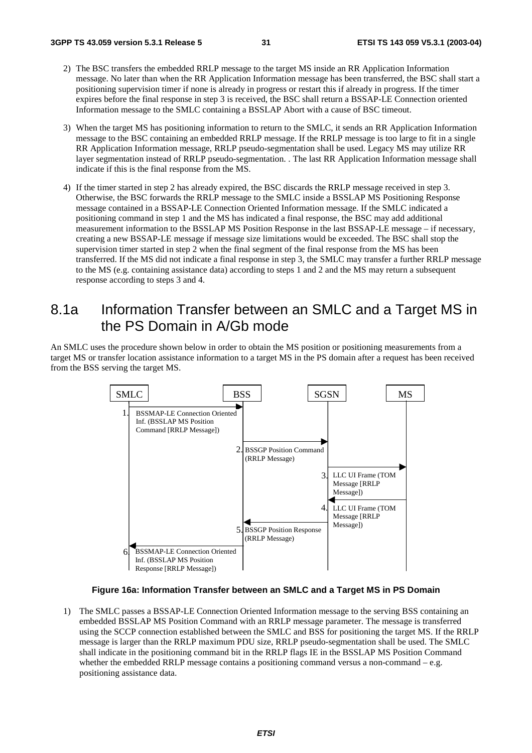2) The BSC transfers the embedded RRLP message to the target MS inside an RR Application Information message. No later than when the RR Application Information message has been transferred, the BSC shall start a positioning supervision timer if none is already in progress or restart this if already in progress. If the timer expires before the final response in step 3 is received, the BSC shall return a BSSAP-LE Connection oriented Information message to the SMLC containing a BSSLAP Abort with a cause of BSC timeout.

3) When the target MS has positioning information to return to the SMLC, it sends an RR Application Information message to the BSC containing an embedded RRLP message. If the RRLP message is too large to fit in a single RR Application Information message, RRLP pseudo-segmentation shall be used. Legacy MS may utilize RR layer segmentation instead of RRLP pseudo-segmentation. . The last RR Application Information message shall indicate if this is the final response from the MS.

4) If the timer started in step 2 has already expired, the BSC discards the RRLP message received in step 3. Otherwise, the BSC forwards the RRLP message to the SMLC inside a BSSLAP MS Positioning Response message contained in a BSSAP-LE Connection Oriented Information message. If the SMLC indicated a positioning command in step 1 and the MS has indicated a final response, the BSC may add additional measurement information to the BSSLAP MS Position Response in the last BSSAP-LE message – if necessary, creating a new BSSAP-LE message if message size limitations would be exceeded. The BSC shall stop the supervision timer started in step 2 when the final segment of the final response from the MS has been transferred. If the MS did not indicate a final response in step 3, the SMLC may transfer a further RRLP message to the MS (e.g. containing assistance data) according to steps 1 and 2 and the MS may return a subsequent response according to steps 3 and 4.

## 8.1a Information Transfer between an SMLC and a Target MS in the PS Domain in A/Gb mode

An SMLC uses the procedure shown below in order to obtain the MS position or positioning measurements from a target MS or transfer location assistance information to a target MS in the PS domain after a request has been received from the BSS serving the target MS.

```
SMLC                      BSS                       SGSN                MS
 |  1. BSSMAP-LE Connection Oriented                 |                   |
 |     Inf. (BSSLAP MS Position                      |                   |
 |---> Command [RRLP Message])                       |                   |
 |                         | 2. BSSGP Position Command                   |
 |                         |--> (RRLP Message)       |                   |
 |                         |                         | 3. LLC UI Frame (TOM
 |                         |                         |--> Message [RRLP Message])
 |                         |                         | 4. LLC UI Frame (TOM
 |                         |                         |<-- Message [RRLP Message])
 |                         | 5. BSSGP Position Response                  |
 |                         |<-- (RRLP Message)       |                   |
 |  6. BSSMAP-LE Connection Oriented                 |                   |
 |<--- Inf. (BSSLAP MS Position                      |                   |
 |     Response [RRLP Message])                      |                   |
```

**Figure 16a: Information Transfer between an SMLC and a Target MS in PS Domain**

1) The SMLC passes a BSSAP-LE Connection Oriented Information message to the serving BSS containing an embedded BSSLAP MS Position Command with an RRLP message parameter. The message is transferred using the SCCP connection established between the SMLC and BSS for positioning the target MS. If the RRLP message is larger than the RRLP maximum PDU size, RRLP pseudo-segmentation shall be used. The SMLC shall indicate in the positioning command bit in the RRLP flags IE in the BSSLAP MS Position Command whether the embedded RRLP message contains a positioning command versus a non-command – e.g. positioning assistance data.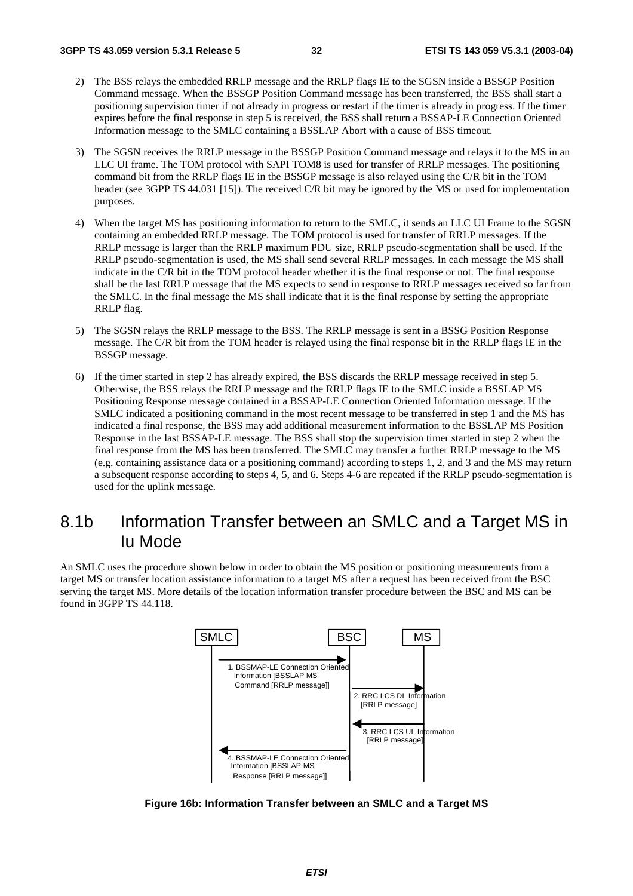2) The BSS relays the embedded RRLP message and the RRLP flags IE to the SGSN inside a BSSGP Position Command message. When the BSSGP Position Command message has been transferred, the BSS shall start a positioning supervision timer if not already in progress or restart if the timer is already in progress. If the timer expires before the final response in step 5 is received, the BSS shall return a BSSAP-LE Connection Oriented Information message to the SMLC containing a BSSLAP Abort with a cause of BSS timeout.

3) The SGSN receives the RRLP message in the BSSGP Position Command message and relays it to the MS in an LLC UI frame. The TOM protocol with SAPI TOM8 is used for transfer of RRLP messages. The positioning command bit from the RRLP flags IE in the BSSGP message is also relayed using the C/R bit in the TOM header (see 3GPP TS 44.031 [15]). The received C/R bit may be ignored by the MS or used for implementation purposes.

4) When the target MS has positioning information to return to the SMLC, it sends an LLC UI Frame to the SGSN containing an embedded RRLP message. The TOM protocol is used for transfer of RRLP messages. If the RRLP message is larger than the RRLP maximum PDU size, RRLP pseudo-segmentation shall be used. If the RRLP pseudo-segmentation is used, the MS shall send several RRLP messages. In each message the MS shall indicate in the C/R bit in the TOM protocol header whether it is the final response or not. The final response shall be the last RRLP message that the MS expects to send in response to RRLP messages received so far from the SMLC. In the final message the MS shall indicate that it is the final response by setting the appropriate RRLP flag.

5) The SGSN relays the RRLP message to the BSS. The RRLP message is sent in a BSSG Position Response message. The C/R bit from the TOM header is relayed using the final response bit in the RRLP flags IE in the BSSGP message.

6) If the timer started in step 2 has already expired, the BSS discards the RRLP message received in step 5. Otherwise, the BSS relays the RRLP message and the RRLP flags IE to the SMLC inside a BSSLAP MS Positioning Response message contained in a BSSAP-LE Connection Oriented Information message. If the SMLC indicated a positioning command in the most recent message to be transferred in step 1 and the MS has indicated a final response, the BSS may add additional measurement information to the BSSLAP MS Position Response in the last BSSAP-LE message. The BSS shall stop the supervision timer started in step 2 when the final response from the MS has been transferred. The SMLC may transfer a further RRLP message to the MS (e.g. containing assistance data or a positioning command) according to steps 1, 2, and 3 and the MS may return a subsequent response according to steps 4, 5, and 6. Steps 4-6 are repeated if the RRLP pseudo-segmentation is used for the uplink message.

# 8.1b Information Transfer between an SMLC and a Target MS in Iu Mode

An SMLC uses the procedure shown below in order to obtain the MS position or positioning measurements from a target MS or transfer location assistance information to a target MS after a request has been received from the BSC serving the target MS. More details of the location information transfer procedure between the BSC and MS can be found in 3GPP TS 44.118.

SMLC | BSC | MS

1. BSSMAP-LE Connection Oriented Information [BSSLAP MS Command [RRLP message]]
2. RRC LCS DL Information [RRLP message]
3. RRC LCS UL Information [RRLP message]
4. BSSMAP-LE Connection Oriented Information [BSSLAP MS Response [RRLP message]]

**Figure 16b: Information Transfer between an SMLC and a Target MS**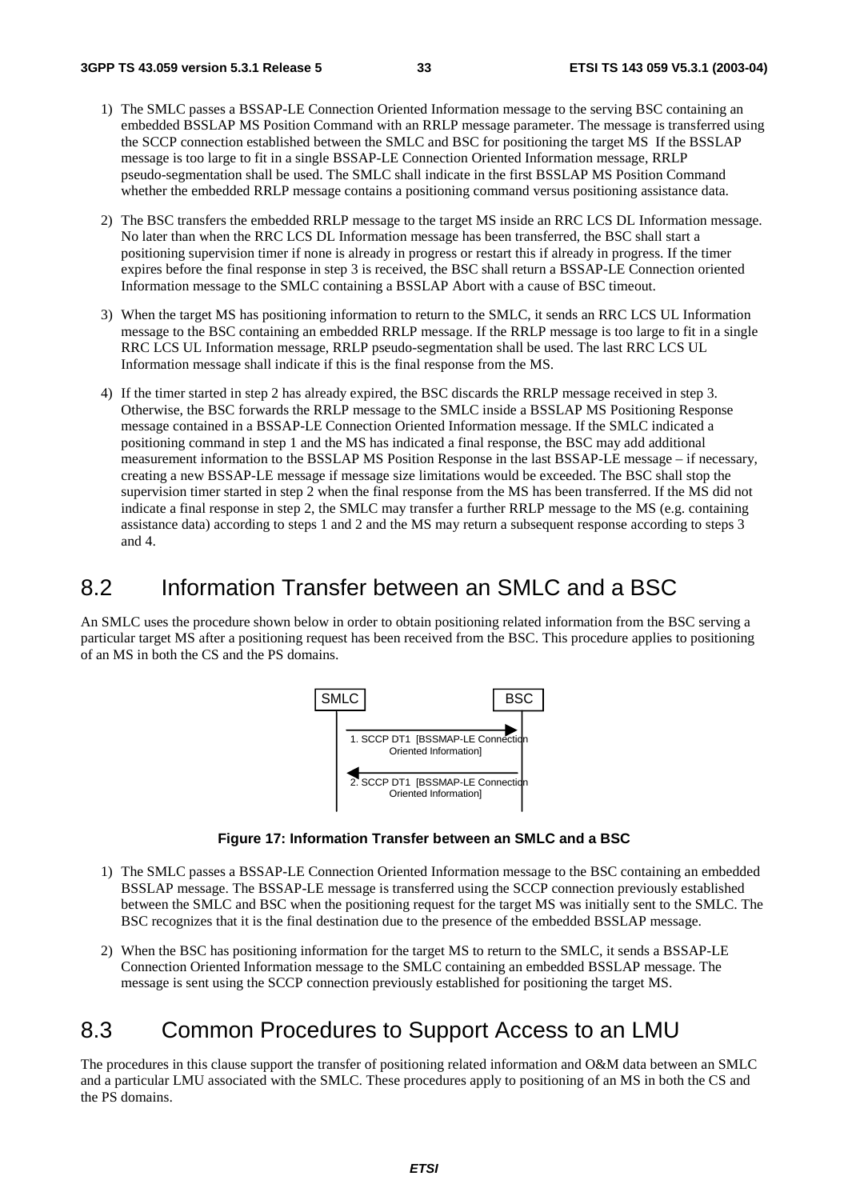1) The SMLC passes a BSSAP-LE Connection Oriented Information message to the serving BSC containing an embedded BSSLAP MS Position Command with an RRLP message parameter. The message is transferred using the SCCP connection established between the SMLC and BSC for positioning the target MS If the BSSLAP message is too large to fit in a single BSSAP-LE Connection Oriented Information message, RRLP pseudo-segmentation shall be used. The SMLC shall indicate in the first BSSLAP MS Position Command whether the embedded RRLP message contains a positioning command versus positioning assistance data.

2) The BSC transfers the embedded RRLP message to the target MS inside an RRC LCS DL Information message. No later than when the RRC LCS DL Information message has been transferred, the BSC shall start a positioning supervision timer if none is already in progress or restart this if already in progress. If the timer expires before the final response in step 3 is received, the BSC shall return a BSSAP-LE Connection oriented Information message to the SMLC containing a BSSLAP Abort with a cause of BSC timeout.

3) When the target MS has positioning information to return to the SMLC, it sends an RRC LCS UL Information message to the BSC containing an embedded RRLP message. If the RRLP message is too large to fit in a single RRC LCS UL Information message, RRLP pseudo-segmentation shall be used. The last RRC LCS UL Information message shall indicate if this is the final response from the MS.

4) If the timer started in step 2 has already expired, the BSC discards the RRLP message received in step 3. Otherwise, the BSC forwards the RRLP message to the SMLC inside a BSSLAP MS Positioning Response message contained in a BSSAP-LE Connection Oriented Information message. If the SMLC indicated a positioning command in step 1 and the MS has indicated a final response, the BSC may add additional measurement information to the BSSLAP MS Position Response in the last BSSAP-LE message – if necessary, creating a new BSSAP-LE message if message size limitations would be exceeded. The BSC shall stop the supervision timer started in step 2 when the final response from the MS has been transferred. If the MS did not indicate a final response in step 2, the SMLC may transfer a further RRLP message to the MS (e.g. containing assistance data) according to steps 1 and 2 and the MS may return a subsequent response according to steps 3 and 4.

## 8.2 Information Transfer between an SMLC and a BSC

An SMLC uses the procedure shown below in order to obtain positioning related information from the BSC serving a particular target MS after a positioning request has been received from the BSC. This procedure applies to positioning of an MS in both the CS and the PS domains.

SMLC → BSC: 1. SCCP DT1 [BSSMAP-LE Connection Oriented Information]

BSC → SMLC: 2. SCCP DT1 [BSSMAP-LE Connection Oriented Information]

**Figure 17: Information Transfer between an SMLC and a BSC**

1) The SMLC passes a BSSAP-LE Connection Oriented Information message to the BSC containing an embedded BSSLAP message. The BSSAP-LE message is transferred using the SCCP connection previously established between the SMLC and BSC when the positioning request for the target MS was initially sent to the SMLC. The BSC recognizes that it is the final destination due to the presence of the embedded BSSLAP message.

2) When the BSC has positioning information for the target MS to return to the SMLC, it sends a BSSAP-LE Connection Oriented Information message to the SMLC containing an embedded BSSLAP message. The message is sent using the SCCP connection previously established for positioning the target MS.

## 8.3 Common Procedures to Support Access to an LMU

The procedures in this clause support the transfer of positioning related information and O&M data between an SMLC and a particular LMU associated with the SMLC. These procedures apply to positioning of an MS in both the CS and the PS domains.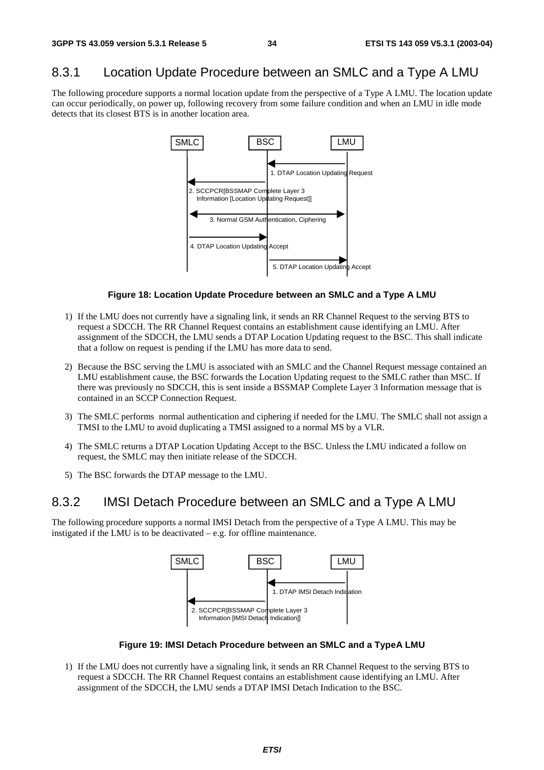## 8.3.1 Location Update Procedure between an SMLC and a Type A LMU

The following procedure supports a normal location update from the perspective of a Type A LMU. The location update can occur periodically, on power up, following recovery from some failure condition and when an LMU in idle mode detects that its closest BTS is in another location area.

**Figure 18: Location Update Procedure between an SMLC and a Type A LMU**

1) If the LMU does not currently have a signaling link, it sends an RR Channel Request to the serving BTS to request a SDCCH. The RR Channel Request contains an establishment cause identifying an LMU. After assignment of the SDCCH, the LMU sends a DTAP Location Updating request to the BSC. This shall indicate that a follow on request is pending if the LMU has more data to send.

2) Because the BSC serving the LMU is associated with an SMLC and the Channel Request message contained an LMU establishment cause, the BSC forwards the Location Updating request to the SMLC rather than MSC. If there was previously no SDCCH, this is sent inside a BSSMAP Complete Layer 3 Information message that is contained in an SCCP Connection Request.

3) The SMLC performs normal authentication and ciphering if needed for the LMU. The SMLC shall not assign a TMSI to the LMU to avoid duplicating a TMSI assigned to a normal MS by a VLR.

4) The SMLC returns a DTAP Location Updating Accept to the BSC. Unless the LMU indicated a follow on request, the SMLC may then initiate release of the SDCCH.

5) The BSC forwards the DTAP message to the LMU.

## 8.3.2 IMSI Detach Procedure between an SMLC and a Type A LMU

The following procedure supports a normal IMSI Detach from the perspective of a Type A LMU. This may be instigated if the LMU is to be deactivated – e.g. for offline maintenance.

**Figure 19: IMSI Detach Procedure between an SMLC and a TypeA LMU**

1) If the LMU does not currently have a signaling link, it sends an RR Channel Request to the serving BTS to request a SDCCH. The RR Channel Request contains an establishment cause identifying an LMU. After assignment of the SDCCH, the LMU sends a DTAP IMSI Detach Indication to the BSC.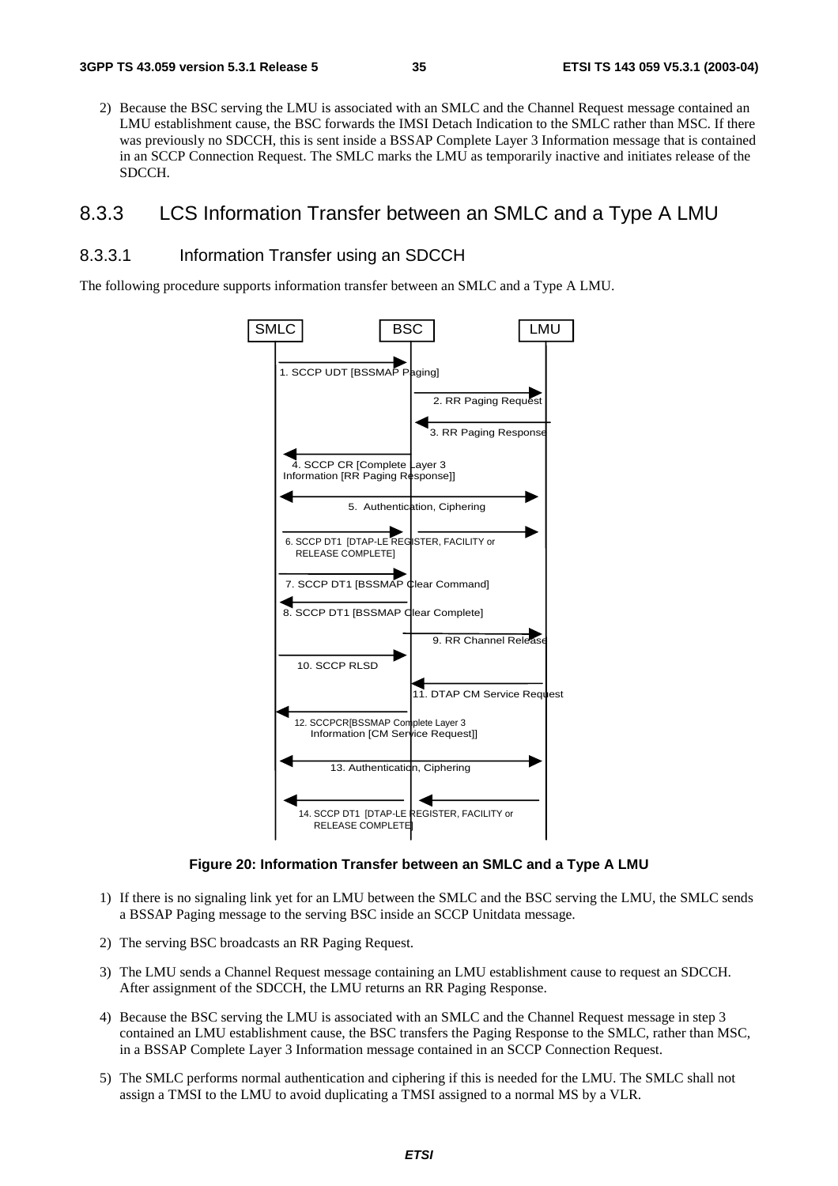2) Because the BSC serving the LMU is associated with an SMLC and the Channel Request message contained an LMU establishment cause, the BSC forwards the IMSI Detach Indication to the SMLC rather than MSC. If there was previously no SDCCH, this is sent inside a BSSAP Complete Layer 3 Information message that is contained in an SCCP Connection Request. The SMLC marks the LMU as temporarily inactive and initiates release of the SDCCH.

## 8.3.3 LCS Information Transfer between an SMLC and a Type A LMU

### 8.3.3.1 Information Transfer using an SDCCH

The following procedure supports information transfer between an SMLC and a Type A LMU.

SMLC BSC LMU

1. SCCP UDT [BSSMAP Paging]

2. RR Paging Request

3. RR Paging Response

4. SCCP CR [Complete Layer 3 Information [RR Paging Response]]

5. Authentication, Ciphering

6. SCCP DT1 [DTAP-LE REGISTER, FACILITY or RELEASE COMPLETE]

7. SCCP DT1 [BSSMAP Clear Command]

8. SCCP DT1 [BSSMAP Clear Complete]

9. RR Channel Release

10. SCCP RLSD

11. DTAP CM Service Request

12. SCCPCR[BSSMAP Complete Layer 3 Information [CM Service Request]]

13. Authentication, Ciphering

14. SCCP DT1 [DTAP-LE REGISTER, FACILITY or RELEASE COMPLETE]

**Figure 20: Information Transfer between an SMLC and a Type A LMU**

1) If there is no signaling link yet for an LMU between the SMLC and the BSC serving the LMU, the SMLC sends a BSSAP Paging message to the serving BSC inside an SCCP Unitdata message.

2) The serving BSC broadcasts an RR Paging Request.

3) The LMU sends a Channel Request message containing an LMU establishment cause to request an SDCCH. After assignment of the SDCCH, the LMU returns an RR Paging Response.

4) Because the BSC serving the LMU is associated with an SMLC and the Channel Request message in step 3 contained an LMU establishment cause, the BSC transfers the Paging Response to the SMLC, rather than MSC, in a BSSAP Complete Layer 3 Information message contained in an SCCP Connection Request.

5) The SMLC performs normal authentication and ciphering if this is needed for the LMU. The SMLC shall not assign a TMSI to the LMU to avoid duplicating a TMSI assigned to a normal MS by a VLR.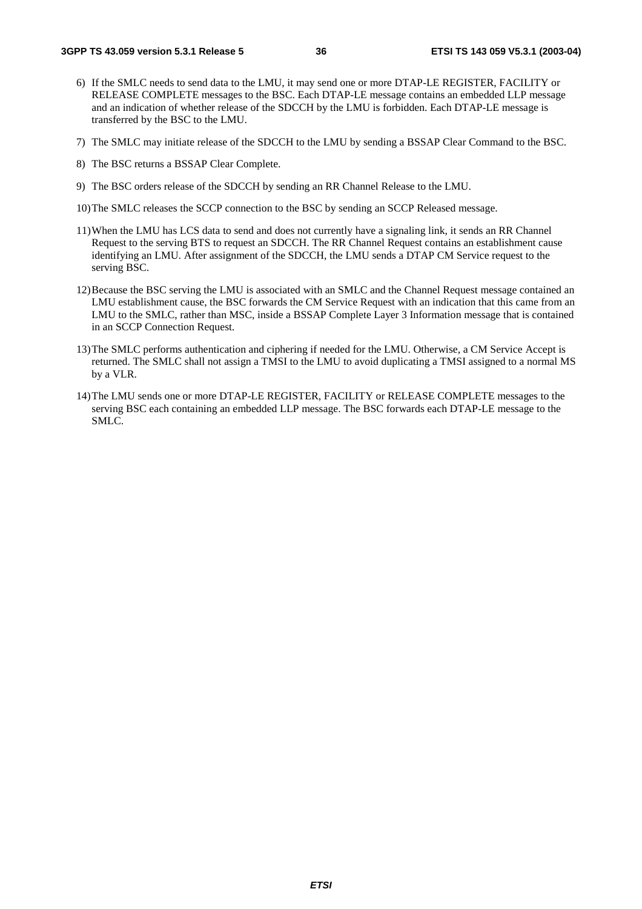6) If the SMLC needs to send data to the LMU, it may send one or more DTAP-LE REGISTER, FACILITY or RELEASE COMPLETE messages to the BSC. Each DTAP-LE message contains an embedded LLP message and an indication of whether release of the SDCCH by the LMU is forbidden. Each DTAP-LE message is transferred by the BSC to the LMU.

7) The SMLC may initiate release of the SDCCH to the LMU by sending a BSSAP Clear Command to the BSC.

8) The BSC returns a BSSAP Clear Complete.

9) The BSC orders release of the SDCCH by sending an RR Channel Release to the LMU.

10) The SMLC releases the SCCP connection to the BSC by sending an SCCP Released message.

11) When the LMU has LCS data to send and does not currently have a signaling link, it sends an RR Channel Request to the serving BTS to request an SDCCH. The RR Channel Request contains an establishment cause identifying an LMU. After assignment of the SDCCH, the LMU sends a DTAP CM Service request to the serving BSC.

12) Because the BSC serving the LMU is associated with an SMLC and the Channel Request message contained an LMU establishment cause, the BSC forwards the CM Service Request with an indication that this came from an LMU to the SMLC, rather than MSC, inside a BSSAP Complete Layer 3 Information message that is contained in an SCCP Connection Request.

13) The SMLC performs authentication and ciphering if needed for the LMU. Otherwise, a CM Service Accept is returned. The SMLC shall not assign a TMSI to the LMU to avoid duplicating a TMSI assigned to a normal MS by a VLR.

14) The LMU sends one or more DTAP-LE REGISTER, FACILITY or RELEASE COMPLETE messages to the serving BSC each containing an embedded LLP message. The BSC forwards each DTAP-LE message to the SMLC.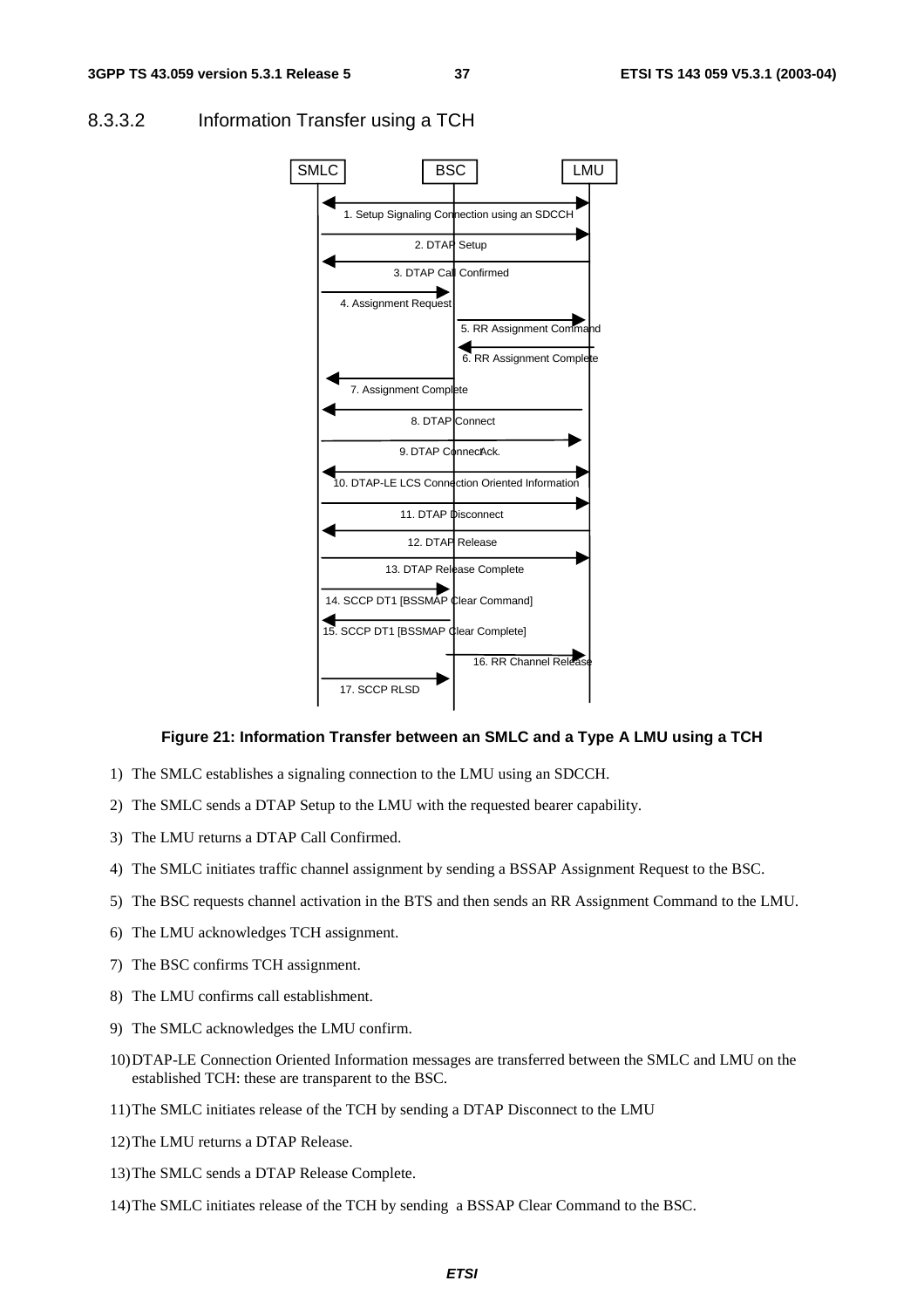### 8.3.3.2 Information Transfer using a TCH

**Figure 21: Information Transfer between an SMLC and a Type A LMU using a TCH**

1) The SMLC establishes a signaling connection to the LMU using an SDCCH.

2) The SMLC sends a DTAP Setup to the LMU with the requested bearer capability.

3) The LMU returns a DTAP Call Confirmed.

4) The SMLC initiates traffic channel assignment by sending a BSSAP Assignment Request to the BSC.

5) The BSC requests channel activation in the BTS and then sends an RR Assignment Command to the LMU.

6) The LMU acknowledges TCH assignment.

7) The BSC confirms TCH assignment.

8) The LMU confirms call establishment.

9) The SMLC acknowledges the LMU confirm.

10) DTAP-LE Connection Oriented Information messages are transferred between the SMLC and LMU on the established TCH: these are transparent to the BSC.

11) The SMLC initiates release of the TCH by sending a DTAP Disconnect to the LMU

12) The LMU returns a DTAP Release.

13) The SMLC sends a DTAP Release Complete.

14) The SMLC initiates release of the TCH by sending a BSSAP Clear Command to the BSC.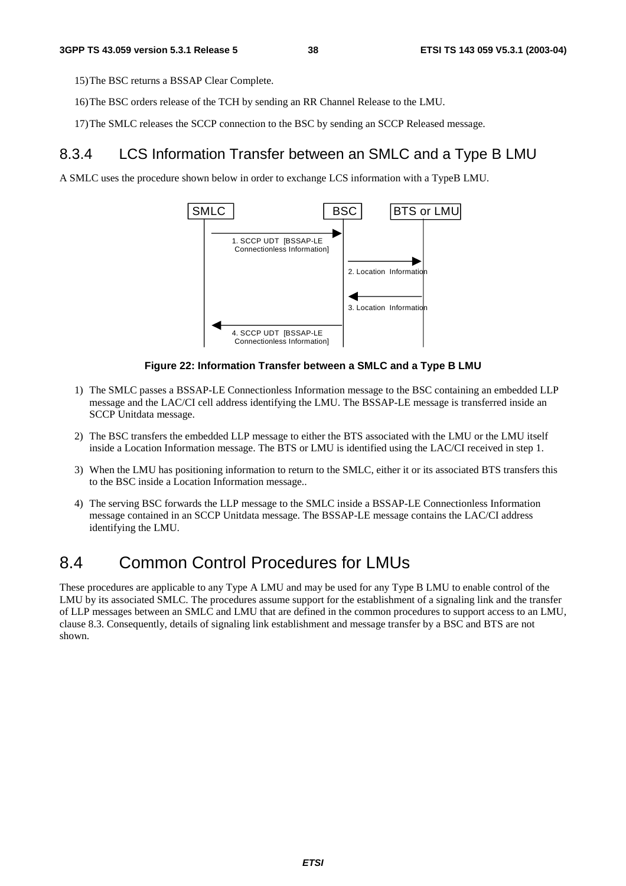15) The BSC returns a BSSAP Clear Complete.

16) The BSC orders release of the TCH by sending an RR Channel Release to the LMU.

17) The SMLC releases the SCCP connection to the BSC by sending an SCCP Released message.

### 8.3.4 LCS Information Transfer between an SMLC and a Type B LMU

A SMLC uses the procedure shown below in order to exchange LCS information with a TypeB LMU.

**Figure 22: Information Transfer between a SMLC and a Type B LMU**

1) The SMLC passes a BSSAP-LE Connectionless Information message to the BSC containing an embedded LLP message and the LAC/CI cell address identifying the LMU. The BSSAP-LE message is transferred inside an SCCP Unitdata message.

2) The BSC transfers the embedded LLP message to either the BTS associated with the LMU or the LMU itself inside a Location Information message. The BTS or LMU is identified using the LAC/CI received in step 1.

3) When the LMU has positioning information to return to the SMLC, either it or its associated BTS transfers this to the BSC inside a Location Information message..

4) The serving BSC forwards the LLP message to the SMLC inside a BSSAP-LE Connectionless Information message contained in an SCCP Unitdata message. The BSSAP-LE message contains the LAC/CI address identifying the LMU.

## 8.4 Common Control Procedures for LMUs

These procedures are applicable to any Type A LMU and may be used for any Type B LMU to enable control of the LMU by its associated SMLC. The procedures assume support for the establishment of a signaling link and the transfer of LLP messages between an SMLC and LMU that are defined in the common procedures to support access to an LMU, clause 8.3. Consequently, details of signaling link establishment and message transfer by a BSC and BTS are not shown.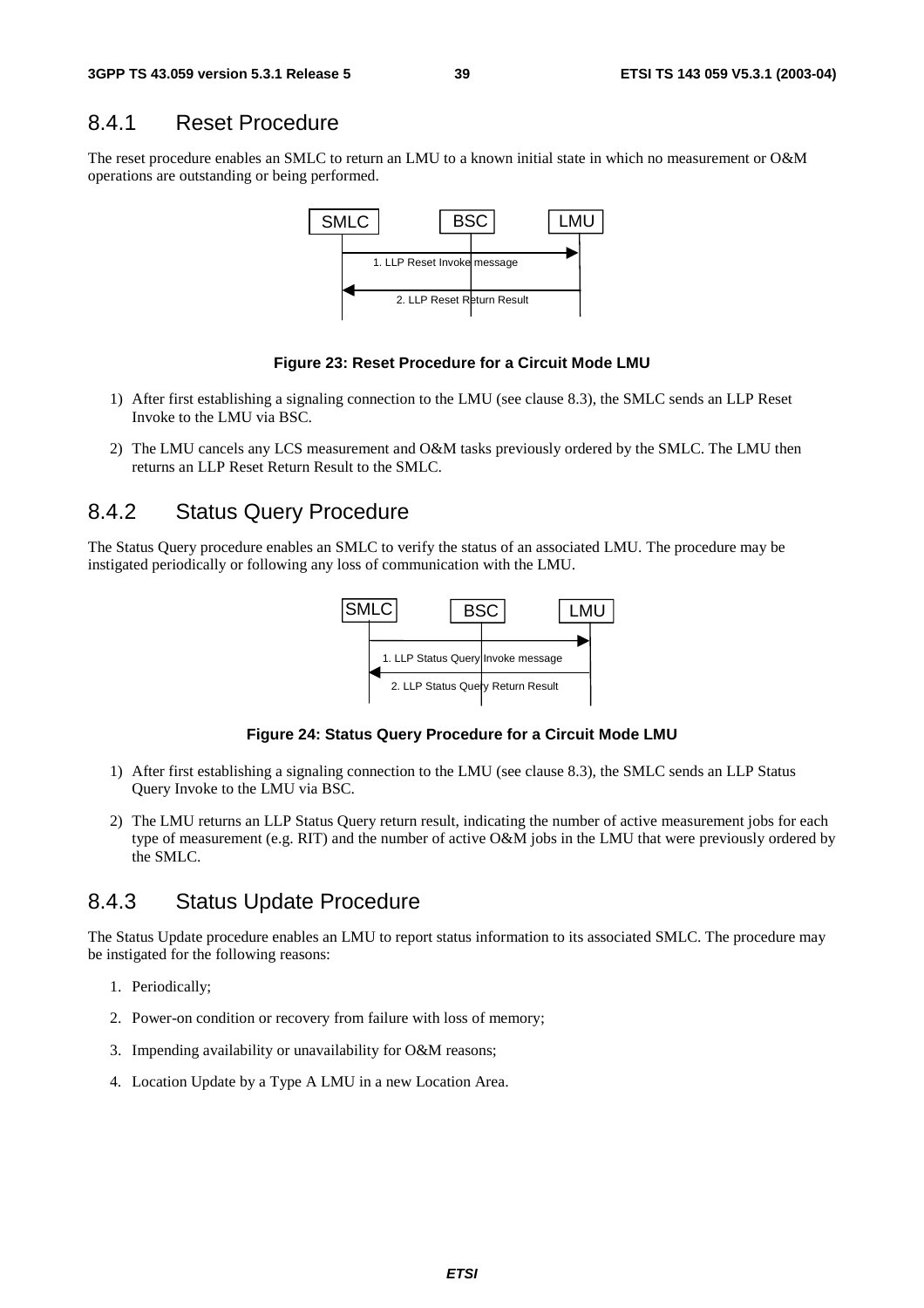### 8.4.1 Reset Procedure

The reset procedure enables an SMLC to return an LMU to a known initial state in which no measurement or O&M operations are outstanding or being performed.

SMLC BSC LMU

1. LLP Reset Invoke message

2. LLP Reset Return Result

**Figure 23: Reset Procedure for a Circuit Mode LMU**

1) After first establishing a signaling connection to the LMU (see clause 8.3), the SMLC sends an LLP Reset Invoke to the LMU via BSC.

2) The LMU cancels any LCS measurement and O&M tasks previously ordered by the SMLC. The LMU then returns an LLP Reset Return Result to the SMLC.

### 8.4.2 Status Query Procedure

The Status Query procedure enables an SMLC to verify the status of an associated LMU. The procedure may be instigated periodically or following any loss of communication with the LMU.

SMLC BSC LMU

1. LLP Status Query Invoke message

2. LLP Status Query Return Result

**Figure 24: Status Query Procedure for a Circuit Mode LMU**

1) After first establishing a signaling connection to the LMU (see clause 8.3), the SMLC sends an LLP Status Query Invoke to the LMU via BSC.

2) The LMU returns an LLP Status Query return result, indicating the number of active measurement jobs for each type of measurement (e.g. RIT) and the number of active O&M jobs in the LMU that were previously ordered by the SMLC.

### 8.4.3 Status Update Procedure

The Status Update procedure enables an LMU to report status information to its associated SMLC. The procedure may be instigated for the following reasons:

1. Periodically;

2. Power-on condition or recovery from failure with loss of memory;

3. Impending availability or unavailability for O&M reasons;

4. Location Update by a Type A LMU in a new Location Area.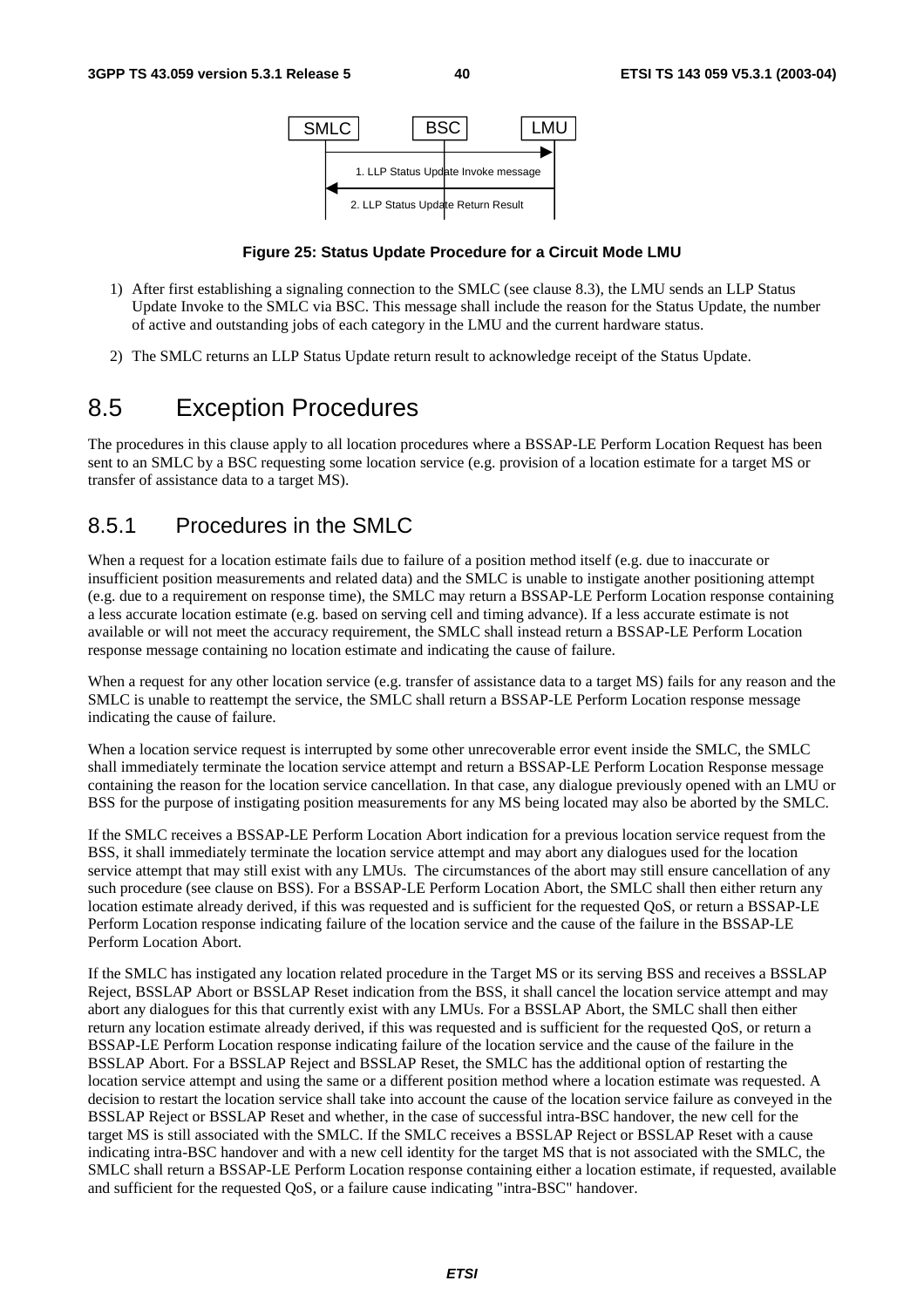SMLC BSC LMU

1. LLP Status Update Invoke message

2. LLP Status Update Return Result

**Figure 25: Status Update Procedure for a Circuit Mode LMU**

1) After first establishing a signaling connection to the SMLC (see clause 8.3), the LMU sends an LLP Status Update Invoke to the SMLC via BSC. This message shall include the reason for the Status Update, the number of active and outstanding jobs of each category in the LMU and the current hardware status.

2) The SMLC returns an LLP Status Update return result to acknowledge receipt of the Status Update.

# 8.5 Exception Procedures

The procedures in this clause apply to all location procedures where a BSSAP-LE Perform Location Request has been sent to an SMLC by a BSC requesting some location service (e.g. provision of a location estimate for a target MS or transfer of assistance data to a target MS).

## 8.5.1 Procedures in the SMLC

When a request for a location estimate fails due to failure of a position method itself (e.g. due to inaccurate or insufficient position measurements and related data) and the SMLC is unable to instigate another positioning attempt (e.g. due to a requirement on response time), the SMLC may return a BSSAP-LE Perform Location response containing a less accurate location estimate (e.g. based on serving cell and timing advance). If a less accurate estimate is not available or will not meet the accuracy requirement, the SMLC shall instead return a BSSAP-LE Perform Location response message containing no location estimate and indicating the cause of failure.

When a request for any other location service (e.g. transfer of assistance data to a target MS) fails for any reason and the SMLC is unable to reattempt the service, the SMLC shall return a BSSAP-LE Perform Location response message indicating the cause of failure.

When a location service request is interrupted by some other unrecoverable error event inside the SMLC, the SMLC shall immediately terminate the location service attempt and return a BSSAP-LE Perform Location Response message containing the reason for the location service cancellation. In that case, any dialogue previously opened with an LMU or BSS for the purpose of instigating position measurements for any MS being located may also be aborted by the SMLC.

If the SMLC receives a BSSAP-LE Perform Location Abort indication for a previous location service request from the BSS, it shall immediately terminate the location service attempt and may abort any dialogues used for the location service attempt that may still exist with any LMUs. The circumstances of the abort may still ensure cancellation of any such procedure (see clause on BSS). For a BSSAP-LE Perform Location Abort, the SMLC shall then either return any location estimate already derived, if this was requested and is sufficient for the requested QoS, or return a BSSAP-LE Perform Location response indicating failure of the location service and the cause of the failure in the BSSAP-LE Perform Location Abort.

If the SMLC has instigated any location related procedure in the Target MS or its serving BSS and receives a BSSLAP Reject, BSSLAP Abort or BSSLAP Reset indication from the BSS, it shall cancel the location service attempt and may abort any dialogues for this that currently exist with any LMUs. For a BSSLAP Abort, the SMLC shall then either return any location estimate already derived, if this was requested and is sufficient for the requested QoS, or return a BSSAP-LE Perform Location response indicating failure of the location service and the cause of the failure in the BSSLAP Abort. For a BSSLAP Reject and BSSLAP Reset, the SMLC has the additional option of restarting the location service attempt and using the same or a different position method where a location estimate was requested. A decision to restart the location service shall take into account the cause of the location service failure as conveyed in the BSSLAP Reject or BSSLAP Reset and whether, in the case of successful intra-BSC handover, the new cell for the target MS is still associated with the SMLC. If the SMLC receives a BSSLAP Reject or BSSLAP Reset with a cause indicating intra-BSC handover and with a new cell identity for the target MS that is not associated with the SMLC, the SMLC shall return a BSSAP-LE Perform Location response containing either a location estimate, if requested, available and sufficient for the requested QoS, or a failure cause indicating "intra-BSC" handover.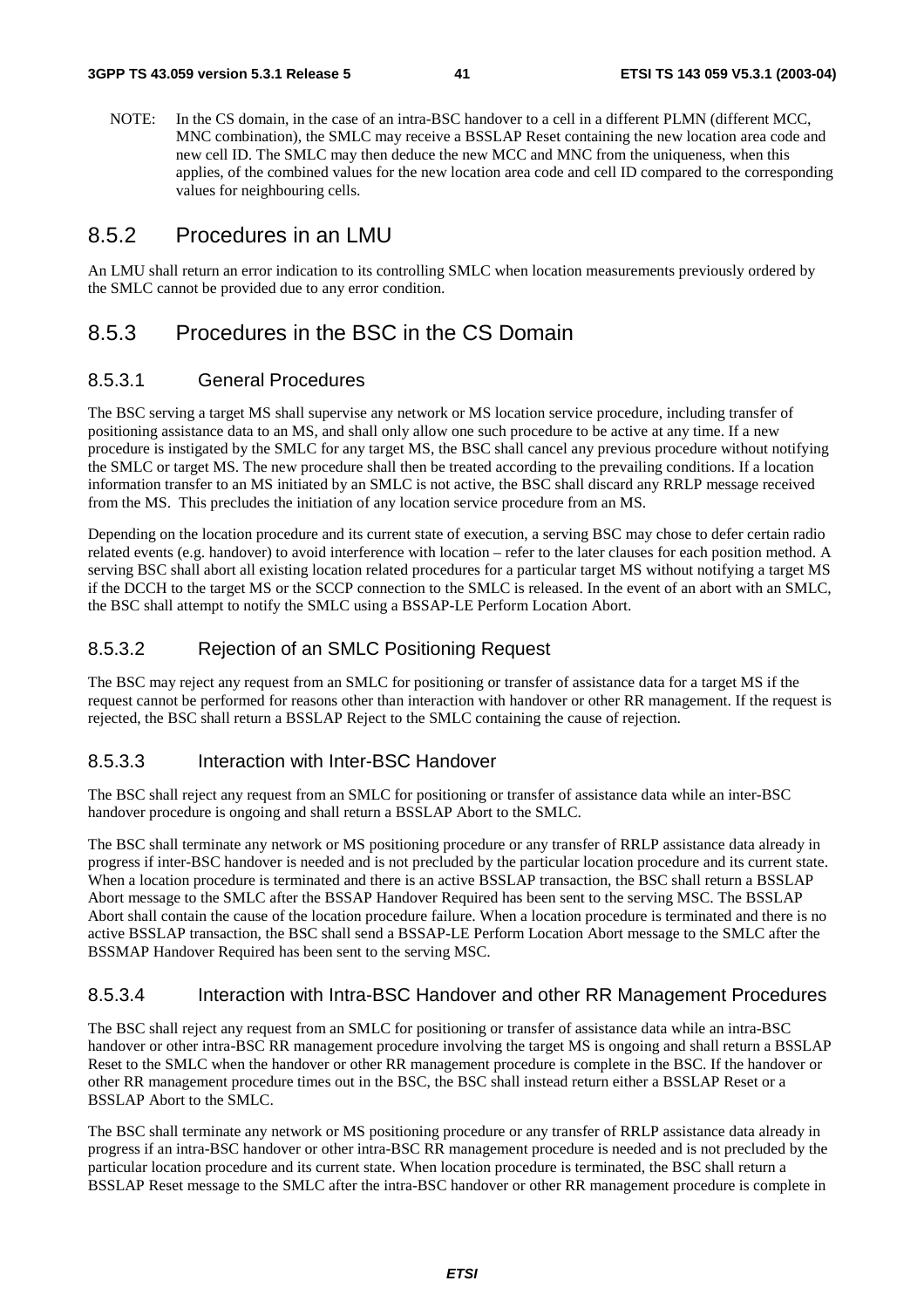NOTE: In the CS domain, in the case of an intra-BSC handover to a cell in a different PLMN (different MCC, MNC combination), the SMLC may receive a BSSLAP Reset containing the new location area code and new cell ID. The SMLC may then deduce the new MCC and MNC from the uniqueness, when this applies, of the combined values for the new location area code and cell ID compared to the corresponding values for neighbouring cells.

## 8.5.2 Procedures in an LMU

An LMU shall return an error indication to its controlling SMLC when location measurements previously ordered by the SMLC cannot be provided due to any error condition.

## 8.5.3 Procedures in the BSC in the CS Domain

### 8.5.3.1 General Procedures

The BSC serving a target MS shall supervise any network or MS location service procedure, including transfer of positioning assistance data to an MS, and shall only allow one such procedure to be active at any time. If a new procedure is instigated by the SMLC for any target MS, the BSC shall cancel any previous procedure without notifying the SMLC or target MS. The new procedure shall then be treated according to the prevailing conditions. If a location information transfer to an MS initiated by an SMLC is not active, the BSC shall discard any RRLP message received from the MS. This precludes the initiation of any location service procedure from an MS.

Depending on the location procedure and its current state of execution, a serving BSC may chose to defer certain radio related events (e.g. handover) to avoid interference with location – refer to the later clauses for each position method. A serving BSC shall abort all existing location related procedures for a particular target MS without notifying a target MS if the DCCH to the target MS or the SCCP connection to the SMLC is released. In the event of an abort with an SMLC, the BSC shall attempt to notify the SMLC using a BSSAP-LE Perform Location Abort.

### 8.5.3.2 Rejection of an SMLC Positioning Request

The BSC may reject any request from an SMLC for positioning or transfer of assistance data for a target MS if the request cannot be performed for reasons other than interaction with handover or other RR management. If the request is rejected, the BSC shall return a BSSLAP Reject to the SMLC containing the cause of rejection.

### 8.5.3.3 Interaction with Inter-BSC Handover

The BSC shall reject any request from an SMLC for positioning or transfer of assistance data while an inter-BSC handover procedure is ongoing and shall return a BSSLAP Abort to the SMLC.

The BSC shall terminate any network or MS positioning procedure or any transfer of RRLP assistance data already in progress if inter-BSC handover is needed and is not precluded by the particular location procedure and its current state. When a location procedure is terminated and there is an active BSSLAP transaction, the BSC shall return a BSSLAP Abort message to the SMLC after the BSSAP Handover Required has been sent to the serving MSC. The BSSLAP Abort shall contain the cause of the location procedure failure. When a location procedure is terminated and there is no active BSSLAP transaction, the BSC shall send a BSSAP-LE Perform Location Abort message to the SMLC after the BSSMAP Handover Required has been sent to the serving MSC.

### 8.5.3.4 Interaction with Intra-BSC Handover and other RR Management Procedures

The BSC shall reject any request from an SMLC for positioning or transfer of assistance data while an intra-BSC handover or other intra-BSC RR management procedure involving the target MS is ongoing and shall return a BSSLAP Reset to the SMLC when the handover or other RR management procedure is complete in the BSC. If the handover or other RR management procedure times out in the BSC, the BSC shall instead return either a BSSLAP Reset or a BSSLAP Abort to the SMLC.

The BSC shall terminate any network or MS positioning procedure or any transfer of RRLP assistance data already in progress if an intra-BSC handover or other intra-BSC RR management procedure is needed and is not precluded by the particular location procedure and its current state. When location procedure is terminated, the BSC shall return a BSSLAP Reset message to the SMLC after the intra-BSC handover or other RR management procedure is complete in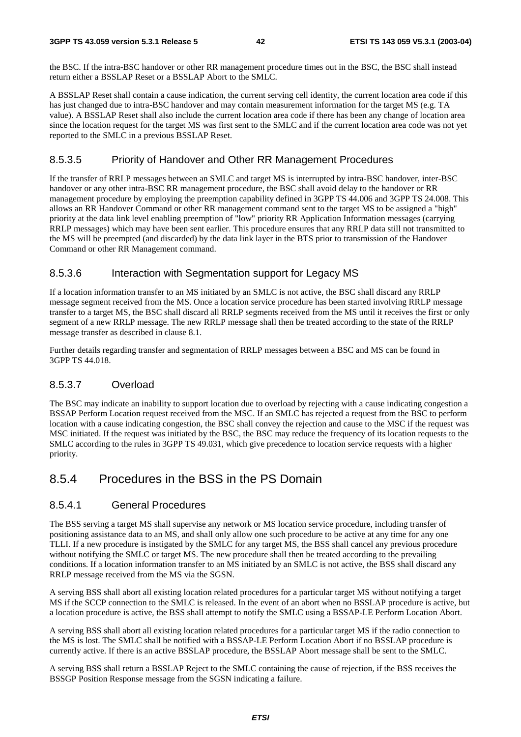the BSC. If the intra-BSC handover or other RR management procedure times out in the BSC, the BSC shall instead return either a BSSLAP Reset or a BSSLAP Abort to the SMLC.

A BSSLAP Reset shall contain a cause indication, the current serving cell identity, the current location area code if this has just changed due to intra-BSC handover and may contain measurement information for the target MS (e.g. TA value). A BSSLAP Reset shall also include the current location area code if there has been any change of location area since the location request for the target MS was first sent to the SMLC and if the current location area code was not yet reported to the SMLC in a previous BSSLAP Reset.

#### 8.5.3.5 Priority of Handover and Other RR Management Procedures

If the transfer of RRLP messages between an SMLC and target MS is interrupted by intra-BSC handover, inter-BSC handover or any other intra-BSC RR management procedure, the BSC shall avoid delay to the handover or RR management procedure by employing the preemption capability defined in 3GPP TS 44.006 and 3GPP TS 24.008. This allows an RR Handover Command or other RR management command sent to the target MS to be assigned a "high" priority at the data link level enabling preemption of "low" priority RR Application Information messages (carrying RRLP messages) which may have been sent earlier. This procedure ensures that any RRLP data still not transmitted to the MS will be preempted (and discarded) by the data link layer in the BTS prior to transmission of the Handover Command or other RR Management command.

#### 8.5.3.6 Interaction with Segmentation support for Legacy MS

If a location information transfer to an MS initiated by an SMLC is not active, the BSC shall discard any RRLP message segment received from the MS. Once a location service procedure has been started involving RRLP message transfer to a target MS, the BSC shall discard all RRLP segments received from the MS until it receives the first or only segment of a new RRLP message. The new RRLP message shall then be treated according to the state of the RRLP message transfer as described in clause 8.1.

Further details regarding transfer and segmentation of RRLP messages between a BSC and MS can be found in 3GPP TS 44.018.

#### 8.5.3.7 Overload

The BSC may indicate an inability to support location due to overload by rejecting with a cause indicating congestion a BSSAP Perform Location request received from the MSC. If an SMLC has rejected a request from the BSC to perform location with a cause indicating congestion, the BSC shall convey the rejection and cause to the MSC if the request was MSC initiated. If the request was initiated by the BSC, the BSC may reduce the frequency of its location requests to the SMLC according to the rules in 3GPP TS 49.031, which give precedence to location service requests with a higher priority.

### 8.5.4 Procedures in the BSS in the PS Domain

#### 8.5.4.1 General Procedures

The BSS serving a target MS shall supervise any network or MS location service procedure, including transfer of positioning assistance data to an MS, and shall only allow one such procedure to be active at any time for any one TLLI. If a new procedure is instigated by the SMLC for any target MS, the BSS shall cancel any previous procedure without notifying the SMLC or target MS. The new procedure shall then be treated according to the prevailing conditions. If a location information transfer to an MS initiated by an SMLC is not active, the BSS shall discard any RRLP message received from the MS via the SGSN.

A serving BSS shall abort all existing location related procedures for a particular target MS without notifying a target MS if the SCCP connection to the SMLC is released. In the event of an abort when no BSSLAP procedure is active, but a location procedure is active, the BSS shall attempt to notify the SMLC using a BSSAP-LE Perform Location Abort.

A serving BSS shall abort all existing location related procedures for a particular target MS if the radio connection to the MS is lost. The SMLC shall be notified with a BSSAP-LE Perform Location Abort if no BSSLAP procedure is currently active. If there is an active BSSLAP procedure, the BSSLAP Abort message shall be sent to the SMLC.

A serving BSS shall return a BSSLAP Reject to the SMLC containing the cause of rejection, if the BSS receives the BSSGP Position Response message from the SGSN indicating a failure.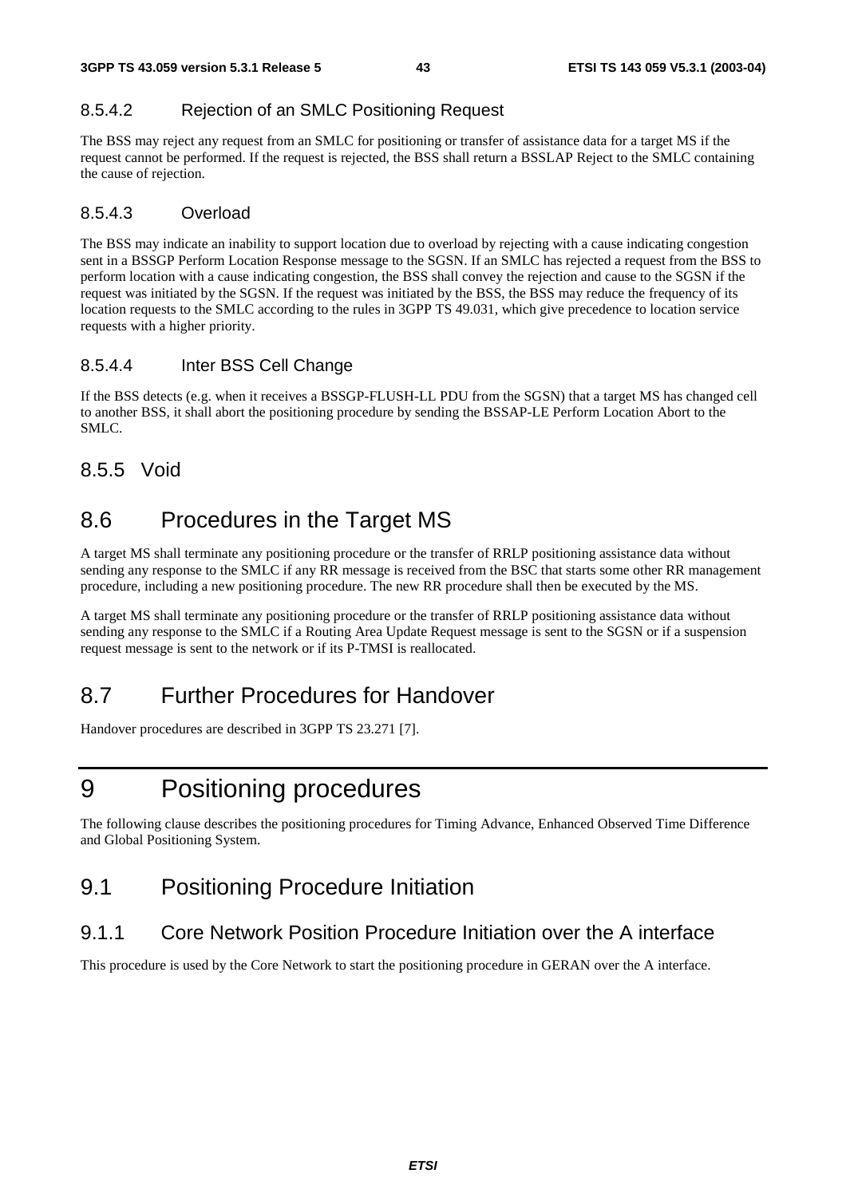#### 8.5.4.2 Rejection of an SMLC Positioning Request

The BSS may reject any request from an SMLC for positioning or transfer of assistance data for a target MS if the request cannot be performed. If the request is rejected, the BSS shall return a BSSLAP Reject to the SMLC containing the cause of rejection.

#### 8.5.4.3 Overload

The BSS may indicate an inability to support location due to overload by rejecting with a cause indicating congestion sent in a BSSGP Perform Location Response message to the SGSN. If an SMLC has rejected a request from the BSS to perform location with a cause indicating congestion, the BSS shall convey the rejection and cause to the SGSN if the request was initiated by the SGSN. If the request was initiated by the BSS, the BSS may reduce the frequency of its location requests to the SMLC according to the rules in 3GPP TS 49.031, which give precedence to location service requests with a higher priority.

#### 8.5.4.4 Inter BSS Cell Change

If the BSS detects (e.g. when it receives a BSSGP-FLUSH-LL PDU from the SGSN) that a target MS has changed cell to another BSS, it shall abort the positioning procedure by sending the BSSAP-LE Perform Location Abort to the SMLC.

### 8.5.5 Void

## 8.6 Procedures in the Target MS

A target MS shall terminate any positioning procedure or the transfer of RRLP positioning assistance data without sending any response to the SMLC if any RR message is received from the BSC that starts some other RR management procedure, including a new positioning procedure. The new RR procedure shall then be executed by the MS.

A target MS shall terminate any positioning procedure or the transfer of RRLP positioning assistance data without sending any response to the SMLC if a Routing Area Update Request message is sent to the SGSN or if a suspension request message is sent to the network or if its P-TMSI is reallocated.

## 8.7 Further Procedures for Handover

Handover procedures are described in 3GPP TS 23.271 [7].

# 9 Positioning procedures

The following clause describes the positioning procedures for Timing Advance, Enhanced Observed Time Difference and Global Positioning System.

## 9.1 Positioning Procedure Initiation

### 9.1.1 Core Network Position Procedure Initiation over the A interface

This procedure is used by the Core Network to start the positioning procedure in GERAN over the A interface.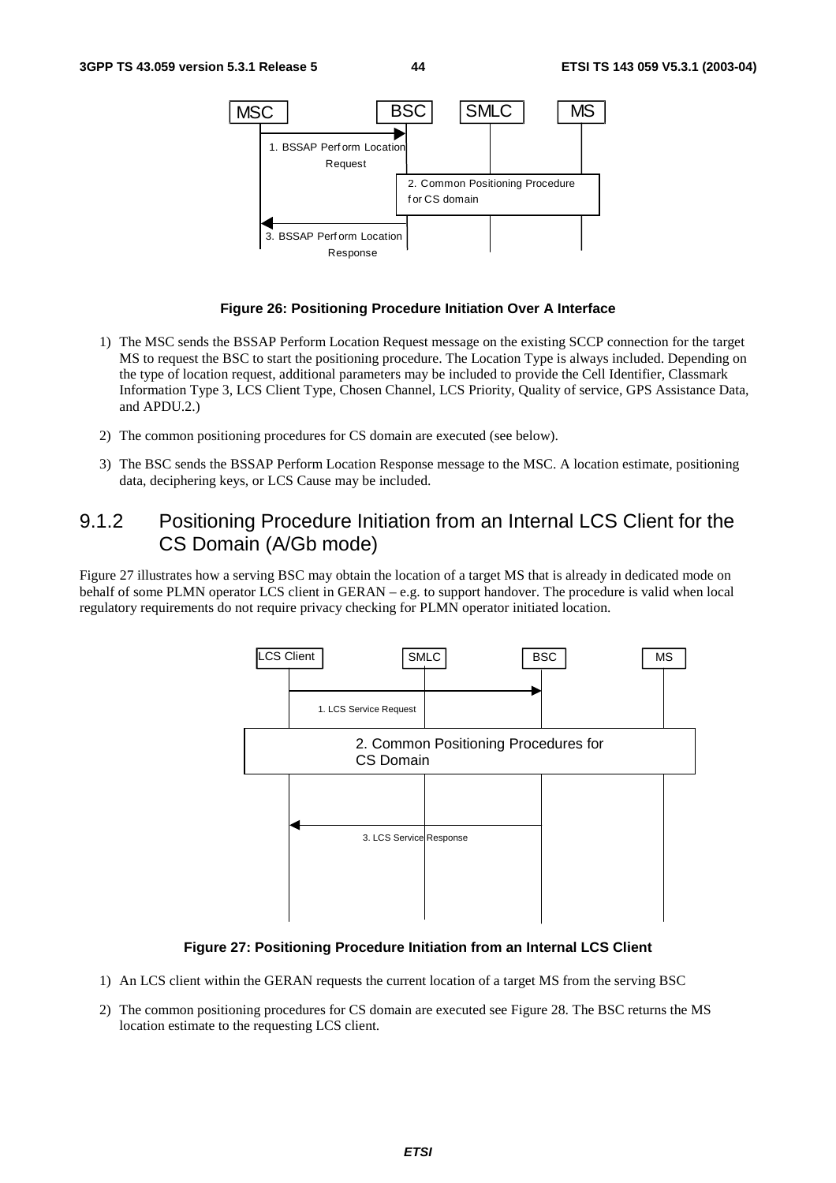**Figure 26: Positioning Procedure Initiation Over A Interface**

1) The MSC sends the BSSAP Perform Location Request message on the existing SCCP connection for the target MS to request the BSC to start the positioning procedure. The Location Type is always included. Depending on the type of location request, additional parameters may be included to provide the Cell Identifier, Classmark Information Type 3, LCS Client Type, Chosen Channel, LCS Priority, Quality of service, GPS Assistance Data, and APDU.2.)

2) The common positioning procedures for CS domain are executed (see below).

3) The BSC sends the BSSAP Perform Location Response message to the MSC. A location estimate, positioning data, deciphering keys, or LCS Cause may be included.

### 9.1.2 Positioning Procedure Initiation from an Internal LCS Client for the CS Domain (A/Gb mode)

Figure 27 illustrates how a serving BSC may obtain the location of a target MS that is already in dedicated mode on behalf of some PLMN operator LCS client in GERAN – e.g. to support handover. The procedure is valid when local regulatory requirements do not require privacy checking for PLMN operator initiated location.

**Figure 27: Positioning Procedure Initiation from an Internal LCS Client**

1) An LCS client within the GERAN requests the current location of a target MS from the serving BSC

2) The common positioning procedures for CS domain are executed see Figure 28. The BSC returns the MS location estimate to the requesting LCS client.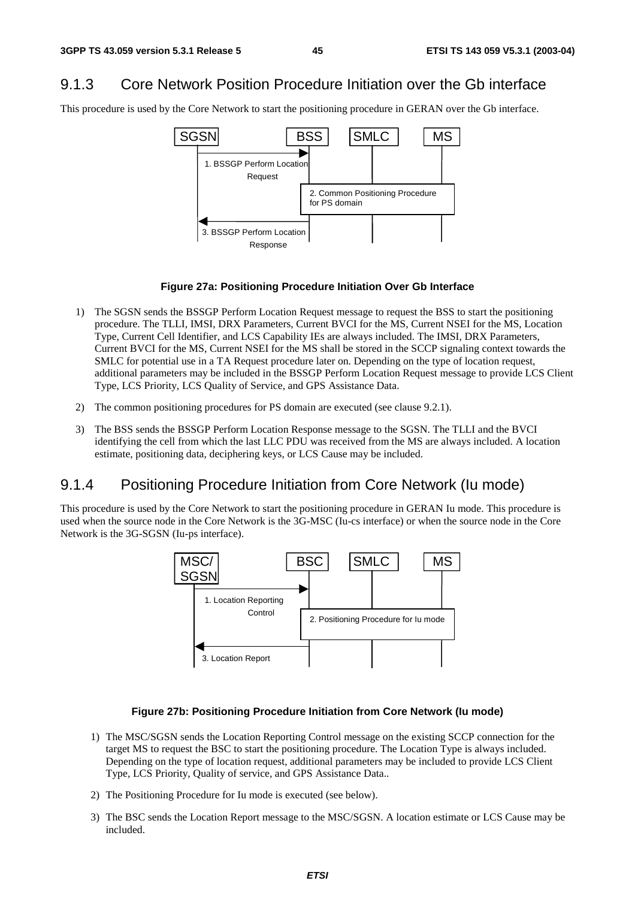## 9.1.3 Core Network Position Procedure Initiation over the Gb interface

This procedure is used by the Core Network to start the positioning procedure in GERAN over the Gb interface.

**Figure 27a: Positioning Procedure Initiation Over Gb Interface**

1) The SGSN sends the BSSGP Perform Location Request message to request the BSS to start the positioning procedure. The TLLI, IMSI, DRX Parameters, Current BVCI for the MS, Current NSEI for the MS, Location Type, Current Cell Identifier, and LCS Capability IEs are always included. The IMSI, DRX Parameters, Current BVCI for the MS, Current NSEI for the MS shall be stored in the SCCP signaling context towards the SMLC for potential use in a TA Request procedure later on. Depending on the type of location request, additional parameters may be included in the BSSGP Perform Location Request message to provide LCS Client Type, LCS Priority, LCS Quality of Service, and GPS Assistance Data.

2) The common positioning procedures for PS domain are executed (see clause 9.2.1).

3) The BSS sends the BSSGP Perform Location Response message to the SGSN. The TLLI and the BVCI identifying the cell from which the last LLC PDU was received from the MS are always included. A location estimate, positioning data, deciphering keys, or LCS Cause may be included.

## 9.1.4 Positioning Procedure Initiation from Core Network (Iu mode)

This procedure is used by the Core Network to start the positioning procedure in GERAN Iu mode. This procedure is used when the source node in the Core Network is the 3G-MSC (Iu-cs interface) or when the source node in the Core Network is the 3G-SGSN (Iu-ps interface).

**Figure 27b: Positioning Procedure Initiation from Core Network (Iu mode)**

1) The MSC/SGSN sends the Location Reporting Control message on the existing SCCP connection for the target MS to request the BSC to start the positioning procedure. The Location Type is always included. Depending on the type of location request, additional parameters may be included to provide LCS Client Type, LCS Priority, Quality of service, and GPS Assistance Data..

2) The Positioning Procedure for Iu mode is executed (see below).

3) The BSC sends the Location Report message to the MSC/SGSN. A location estimate or LCS Cause may be included.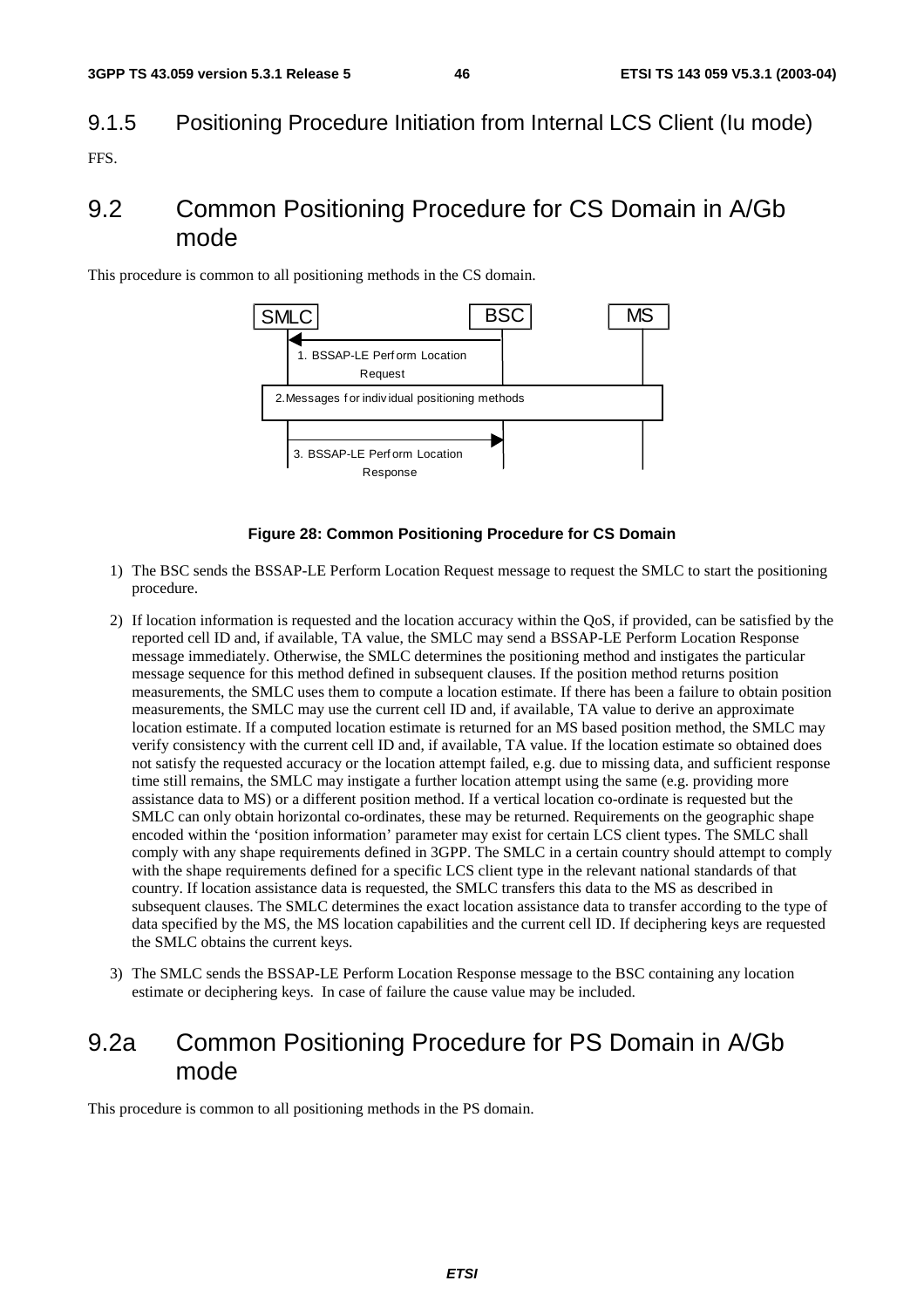### 9.1.5 Positioning Procedure Initiation from Internal LCS Client (Iu mode)

FFS.

## 9.2 Common Positioning Procedure for CS Domain in A/Gb mode

This procedure is common to all positioning methods in the CS domain.

**Figure 28: Common Positioning Procedure for CS Domain**

1) The BSC sends the BSSAP-LE Perform Location Request message to request the SMLC to start the positioning procedure.

2) If location information is requested and the location accuracy within the QoS, if provided, can be satisfied by the reported cell ID and, if available, TA value, the SMLC may send a BSSAP-LE Perform Location Response message immediately. Otherwise, the SMLC determines the positioning method and instigates the particular message sequence for this method defined in subsequent clauses. If the position method returns position measurements, the SMLC uses them to compute a location estimate. If there has been a failure to obtain position measurements, the SMLC may use the current cell ID and, if available, TA value to derive an approximate location estimate. If a computed location estimate is returned for an MS based position method, the SMLC may verify consistency with the current cell ID and, if available, TA value. If the location estimate so obtained does not satisfy the requested accuracy or the location attempt failed, e.g. due to missing data, and sufficient response time still remains, the SMLC may instigate a further location attempt using the same (e.g. providing more assistance data to MS) or a different position method. If a vertical location co-ordinate is requested but the SMLC can only obtain horizontal co-ordinates, these may be returned. Requirements on the geographic shape encoded within the 'position information' parameter may exist for certain LCS client types. The SMLC shall comply with any shape requirements defined in 3GPP. The SMLC in a certain country should attempt to comply with the shape requirements defined for a specific LCS client type in the relevant national standards of that country. If location assistance data is requested, the SMLC transfers this data to the MS as described in subsequent clauses. The SMLC determines the exact location assistance data to transfer according to the type of data specified by the MS, the MS location capabilities and the current cell ID. If deciphering keys are requested the SMLC obtains the current keys.

3) The SMLC sends the BSSAP-LE Perform Location Response message to the BSC containing any location estimate or deciphering keys. In case of failure the cause value may be included.

## 9.2a Common Positioning Procedure for PS Domain in A/Gb mode

This procedure is common to all positioning methods in the PS domain.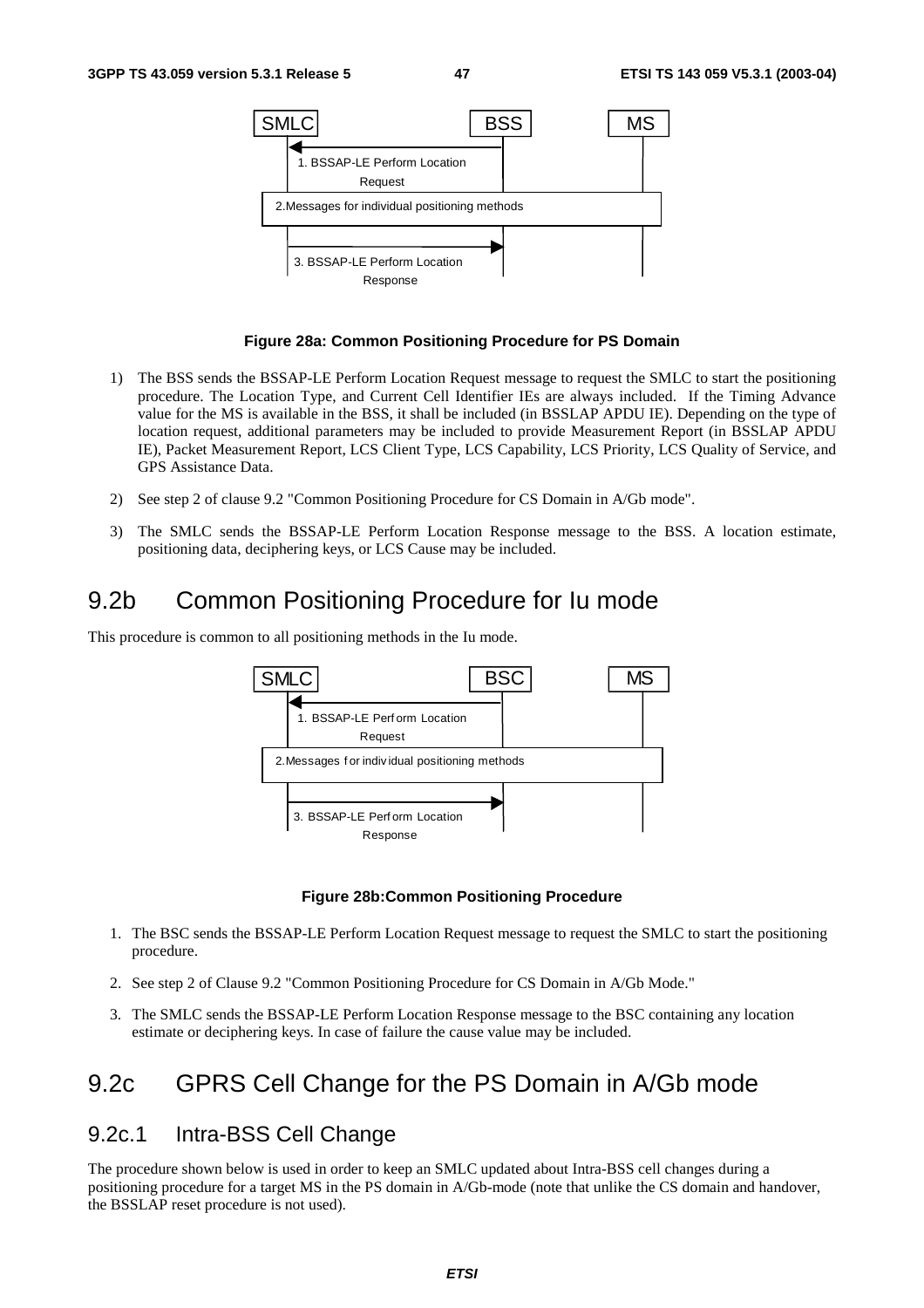Figure 28a: Common Positioning Procedure for PS Domain

1) The BSS sends the BSSAP-LE Perform Location Request message to request the SMLC to start the positioning procedure. The Location Type, and Current Cell Identifier IEs are always included. If the Timing Advance value for the MS is available in the BSS, it shall be included (in BSSLAP APDU IE). Depending on the type of location request, additional parameters may be included to provide Measurement Report (in BSSLAP APDU IE), Packet Measurement Report, LCS Client Type, LCS Capability, LCS Priority, LCS Quality of Service, and GPS Assistance Data.

2) See step 2 of clause 9.2 "Common Positioning Procedure for CS Domain in A/Gb mode".

3) The SMLC sends the BSSAP-LE Perform Location Response message to the BSS. A location estimate, positioning data, deciphering keys, or LCS Cause may be included.

# 9.2b Common Positioning Procedure for Iu mode

This procedure is common to all positioning methods in the Iu mode.

Figure 28b:Common Positioning Procedure

1. The BSC sends the BSSAP-LE Perform Location Request message to request the SMLC to start the positioning procedure.

2. See step 2 of Clause 9.2 "Common Positioning Procedure for CS Domain in A/Gb Mode."

3. The SMLC sends the BSSAP-LE Perform Location Response message to the BSC containing any location estimate or deciphering keys. In case of failure the cause value may be included.

# 9.2c GPRS Cell Change for the PS Domain in A/Gb mode

## 9.2c.1 Intra-BSS Cell Change

The procedure shown below is used in order to keep an SMLC updated about Intra-BSS cell changes during a positioning procedure for a target MS in the PS domain in A/Gb-mode (note that unlike the CS domain and handover, the BSSLAP reset procedure is not used).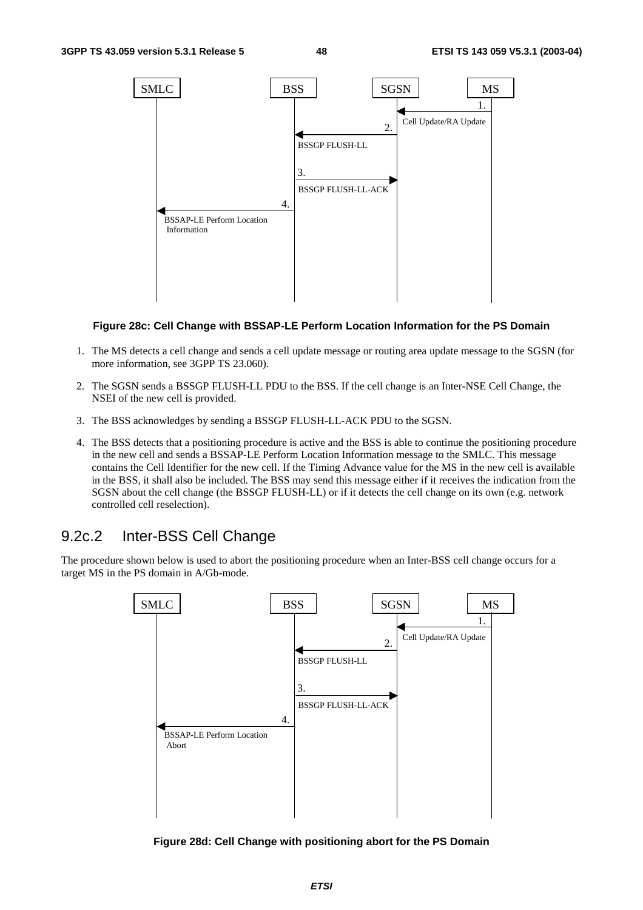Figure 28c: Cell Change with BSSAP-LE Perform Location Information for the PS Domain

1. The MS detects a cell change and sends a cell update message or routing area update message to the SGSN (for more information, see 3GPP TS 23.060).
2. The SGSN sends a BSSGP FLUSH-LL PDU to the BSS. If the cell change is an Inter-NSE Cell Change, the NSEI of the new cell is provided.
3. The BSS acknowledges by sending a BSSGP FLUSH-LL-ACK PDU to the SGSN.
4. The BSS detects that a positioning procedure is active and the BSS is able to continue the positioning procedure in the new cell and sends a BSSAP-LE Perform Location Information message to the SMLC. This message contains the Cell Identifier for the new cell. If the Timing Advance value for the MS in the new cell is available in the BSS, it shall also be included. The BSS may send this message either if it receives the indication from the SGSN about the cell change (the BSSGP FLUSH-LL) or if it detects the cell change on its own (e.g. network controlled cell reselection).

## 9.2c.2 Inter-BSS Cell Change

The procedure shown below is used to abort the positioning procedure when an Inter-BSS cell change occurs for a target MS in the PS domain in A/Gb-mode.

Figure 28d: Cell Change with positioning abort for the PS Domain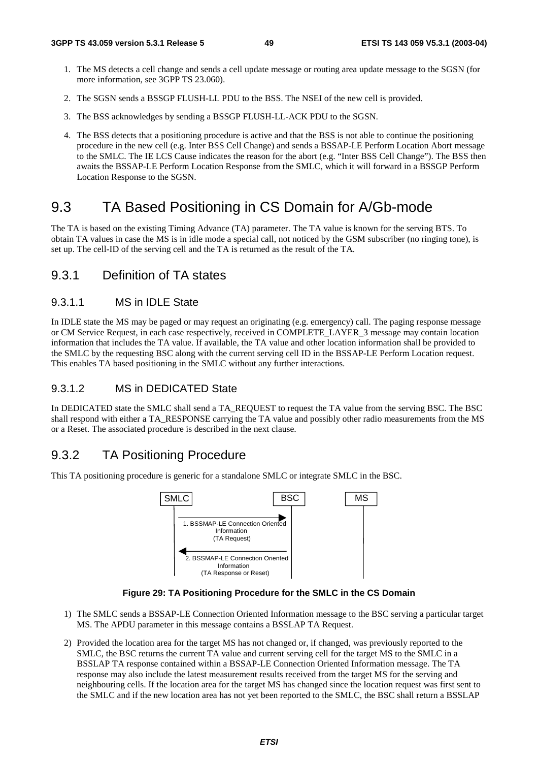1. The MS detects a cell change and sends a cell update message or routing area update message to the SGSN (for more information, see 3GPP TS 23.060).
2. The SGSN sends a BSSGP FLUSH-LL PDU to the BSS. The NSEI of the new cell is provided.
3. The BSS acknowledges by sending a BSSGP FLUSH-LL-ACK PDU to the SGSN.
4. The BSS detects that a positioning procedure is active and that the BSS is not able to continue the positioning procedure in the new cell (e.g. Inter BSS Cell Change) and sends a BSSAP-LE Perform Location Abort message to the SMLC. The IE LCS Cause indicates the reason for the abort (e.g. "Inter BSS Cell Change"). The BSS then awaits the BSSAP-LE Perform Location Response from the SMLC, which it will forward in a BSSGP Perform Location Response to the SGSN.

# 9.3 TA Based Positioning in CS Domain for A/Gb-mode

The TA is based on the existing Timing Advance (TA) parameter. The TA value is known for the serving BTS. To obtain TA values in case the MS is in idle mode a special call, not noticed by the GSM subscriber (no ringing tone), is set up. The cell-ID of the serving cell and the TA is returned as the result of the TA.

## 9.3.1 Definition of TA states

### 9.3.1.1 MS in IDLE State

In IDLE state the MS may be paged or may request an originating (e.g. emergency) call. The paging response message or CM Service Request, in each case respectively, received in COMPLETE_LAYER_3 message may contain location information that includes the TA value. If available, the TA value and other location information shall be provided to the SMLC by the requesting BSC along with the current serving cell ID in the BSSAP-LE Perform Location request. This enables TA based positioning in the SMLC without any further interactions.

### 9.3.1.2 MS in DEDICATED State

In DEDICATED state the SMLC shall send a TA_REQUEST to request the TA value from the serving BSC. The BSC shall respond with either a TA_RESPONSE carrying the TA value and possibly other radio measurements from the MS or a Reset. The associated procedure is described in the next clause.

## 9.3.2 TA Positioning Procedure

This TA positioning procedure is generic for a standalone SMLC or integrate SMLC in the BSC.

SMLC | BSC | MS

1. BSSMAP-LE Connection Oriented Information (TA Request)

2. BSSMAP-LE Connection Oriented Information (TA Response or Reset)

**Figure 29: TA Positioning Procedure for the SMLC in the CS Domain**

1) The SMLC sends a BSSAP-LE Connection Oriented Information message to the BSC serving a particular target MS. The APDU parameter in this message contains a BSSLAP TA Request.

2) Provided the location area for the target MS has not changed or, if changed, was previously reported to the SMLC, the BSC returns the current TA value and current serving cell for the target MS to the SMLC in a BSSLAP TA response contained within a BSSAP-LE Connection Oriented Information message. The TA response may also include the latest measurement results received from the target MS for the serving and neighbouring cells. If the location area for the target MS has changed since the location request was first sent to the SMLC and if the new location area has not yet been reported to the SMLC, the BSC shall return a BSSLAP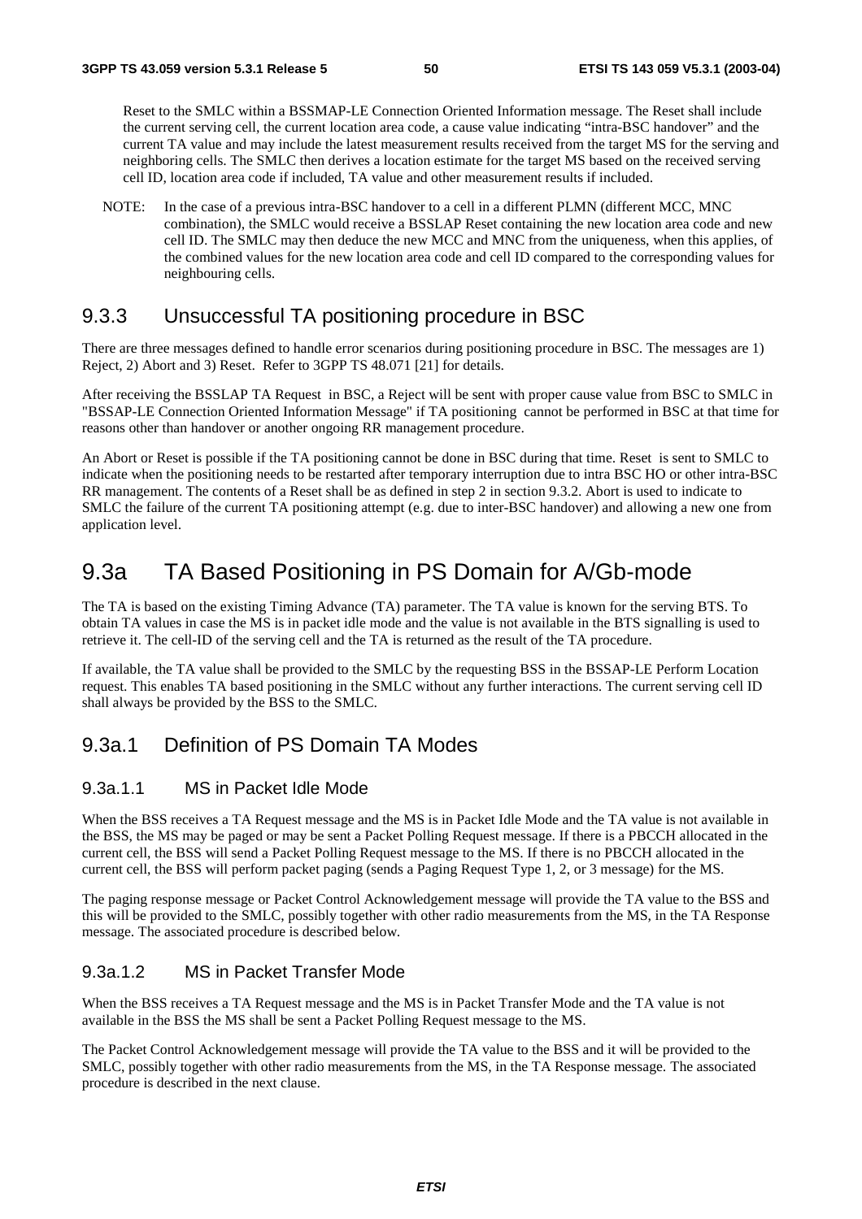Reset to the SMLC within a BSSMAP-LE Connection Oriented Information message. The Reset shall include the current serving cell, the current location area code, a cause value indicating "intra-BSC handover" and the current TA value and may include the latest measurement results received from the target MS for the serving and neighboring cells. The SMLC then derives a location estimate for the target MS based on the received serving cell ID, location area code if included, TA value and other measurement results if included.

NOTE: In the case of a previous intra-BSC handover to a cell in a different PLMN (different MCC, MNC combination), the SMLC would receive a BSSLAP Reset containing the new location area code and new cell ID. The SMLC may then deduce the new MCC and MNC from the uniqueness, when this applies, of the combined values for the new location area code and cell ID compared to the corresponding values for neighbouring cells.

### 9.3.3 Unsuccessful TA positioning procedure in BSC

There are three messages defined to handle error scenarios during positioning procedure in BSC. The messages are 1) Reject, 2) Abort and 3) Reset. Refer to 3GPP TS 48.071 [21] for details.

After receiving the BSSLAP TA Request in BSC, a Reject will be sent with proper cause value from BSC to SMLC in "BSSAP-LE Connection Oriented Information Message" if TA positioning cannot be performed in BSC at that time for reasons other than handover or another ongoing RR management procedure.

An Abort or Reset is possible if the TA positioning cannot be done in BSC during that time. Reset is sent to SMLC to indicate when the positioning needs to be restarted after temporary interruption due to intra BSC HO or other intra-BSC RR management. The contents of a Reset shall be as defined in step 2 in section 9.3.2. Abort is used to indicate to SMLC the failure of the current TA positioning attempt (e.g. due to inter-BSC handover) and allowing a new one from application level.

## 9.3a TA Based Positioning in PS Domain for A/Gb-mode

The TA is based on the existing Timing Advance (TA) parameter. The TA value is known for the serving BTS. To obtain TA values in case the MS is in packet idle mode and the value is not available in the BTS signalling is used to retrieve it. The cell-ID of the serving cell and the TA is returned as the result of the TA procedure.

If available, the TA value shall be provided to the SMLC by the requesting BSS in the BSSAP-LE Perform Location request. This enables TA based positioning in the SMLC without any further interactions. The current serving cell ID shall always be provided by the BSS to the SMLC.

### 9.3a.1 Definition of PS Domain TA Modes

#### 9.3a.1.1 MS in Packet Idle Mode

When the BSS receives a TA Request message and the MS is in Packet Idle Mode and the TA value is not available in the BSS, the MS may be paged or may be sent a Packet Polling Request message. If there is a PBCCH allocated in the current cell, the BSS will send a Packet Polling Request message to the MS. If there is no PBCCH allocated in the current cell, the BSS will perform packet paging (sends a Paging Request Type 1, 2, or 3 message) for the MS.

The paging response message or Packet Control Acknowledgement message will provide the TA value to the BSS and this will be provided to the SMLC, possibly together with other radio measurements from the MS, in the TA Response message. The associated procedure is described below.

#### 9.3a.1.2 MS in Packet Transfer Mode

When the BSS receives a TA Request message and the MS is in Packet Transfer Mode and the TA value is not available in the BSS the MS shall be sent a Packet Polling Request message to the MS.

The Packet Control Acknowledgement message will provide the TA value to the BSS and it will be provided to the SMLC, possibly together with other radio measurements from the MS, in the TA Response message. The associated procedure is described in the next clause.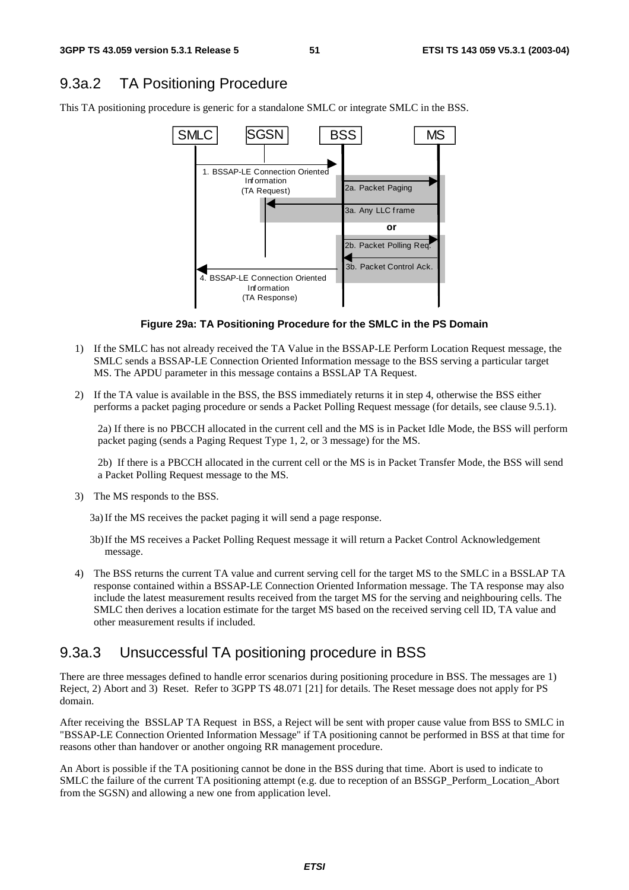## 9.3a.2 TA Positioning Procedure

This TA positioning procedure is generic for a standalone SMLC or integrate SMLC in the BSS.

**Figure 29a: TA Positioning Procedure for the SMLC in the PS Domain**

1) If the SMLC has not already received the TA Value in the BSSAP-LE Perform Location Request message, the SMLC sends a BSSAP-LE Connection Oriented Information message to the BSS serving a particular target MS. The APDU parameter in this message contains a BSSLAP TA Request.

2) If the TA value is available in the BSS, the BSS immediately returns it in step 4, otherwise the BSS either performs a packet paging procedure or sends a Packet Polling Request message (for details, see clause 9.5.1).

   2a) If there is no PBCCH allocated in the current cell and the MS is in Packet Idle Mode, the BSS will perform packet paging (sends a Paging Request Type 1, 2, or 3 message) for the MS.

   2b) If there is a PBCCH allocated in the current cell or the MS is in Packet Transfer Mode, the BSS will send a Packet Polling Request message to the MS.

3) The MS responds to the BSS.

   3a) If the MS receives the packet paging it will send a page response.

   3b) If the MS receives a Packet Polling Request message it will return a Packet Control Acknowledgement message.

4) The BSS returns the current TA value and current serving cell for the target MS to the SMLC in a BSSLAP TA response contained within a BSSAP-LE Connection Oriented Information message. The TA response may also include the latest measurement results received from the target MS for the serving and neighbouring cells. The SMLC then derives a location estimate for the target MS based on the received serving cell ID, TA value and other measurement results if included.

## 9.3a.3 Unsuccessful TA positioning procedure in BSS

There are three messages defined to handle error scenarios during positioning procedure in BSS. The messages are 1) Reject, 2) Abort and 3) Reset. Refer to 3GPP TS 48.071 [21] for details. The Reset message does not apply for PS domain.

After receiving the BSSLAP TA Request in BSS, a Reject will be sent with proper cause value from BSS to SMLC in "BSSAP-LE Connection Oriented Information Message" if TA positioning cannot be performed in BSS at that time for reasons other than handover or another ongoing RR management procedure.

An Abort is possible if the TA positioning cannot be done in the BSS during that time. Abort is used to indicate to SMLC the failure of the current TA positioning attempt (e.g. due to reception of an BSSGP_Perform_Location_Abort from the SGSN) and allowing a new one from application level.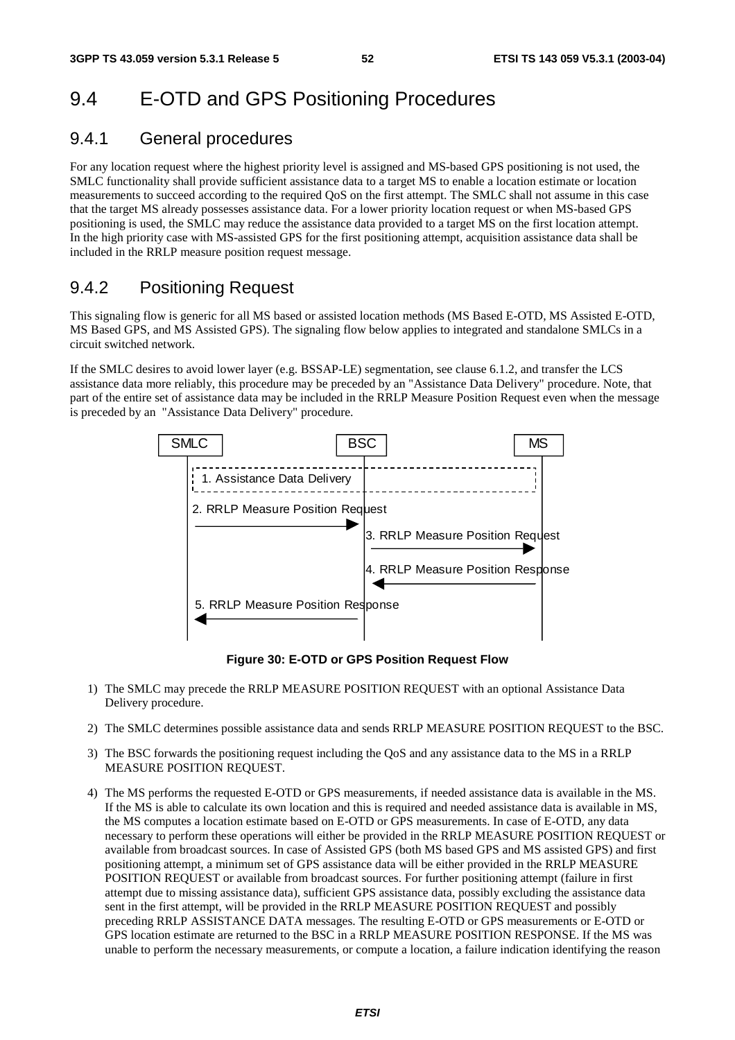## 9.4 E-OTD and GPS Positioning Procedures

### 9.4.1 General procedures

For any location request where the highest priority level is assigned and MS-based GPS positioning is not used, the SMLC functionality shall provide sufficient assistance data to a target MS to enable a location estimate or location measurements to succeed according to the required QoS on the first attempt. The SMLC shall not assume in this case that the target MS already possesses assistance data. For a lower priority location request or when MS-based GPS positioning is used, the SMLC may reduce the assistance data provided to a target MS on the first location attempt. In the high priority case with MS-assisted GPS for the first positioning attempt, acquisition assistance data shall be included in the RRLP measure position request message.

### 9.4.2 Positioning Request

This signaling flow is generic for all MS based or assisted location methods (MS Based E-OTD, MS Assisted E-OTD, MS Based GPS, and MS Assisted GPS). The signaling flow below applies to integrated and standalone SMLCs in a circuit switched network.

If the SMLC desires to avoid lower layer (e.g. BSSAP-LE) segmentation, see clause 6.1.2, and transfer the LCS assistance data more reliably, this procedure may be preceded by an "Assistance Data Delivery" procedure. Note, that part of the entire set of assistance data may be included in the RRLP Measure Position Request even when the message is preceded by an "Assistance Data Delivery" procedure.

SMLC | BSC | MS

1. Assistance Data Delivery
2. RRLP Measure Position Request
3. RRLP Measure Position Request
4. RRLP Measure Position Response
5. RRLP Measure Position Response

**Figure 30: E-OTD or GPS Position Request Flow**

1) The SMLC may precede the RRLP MEASURE POSITION REQUEST with an optional Assistance Data Delivery procedure.

2) The SMLC determines possible assistance data and sends RRLP MEASURE POSITION REQUEST to the BSC.

3) The BSC forwards the positioning request including the QoS and any assistance data to the MS in a RRLP MEASURE POSITION REQUEST.

4) The MS performs the requested E-OTD or GPS measurements, if needed assistance data is available in the MS. If the MS is able to calculate its own location and this is required and needed assistance data is available in MS, the MS computes a location estimate based on E-OTD or GPS measurements. In case of E-OTD, any data necessary to perform these operations will either be provided in the RRLP MEASURE POSITION REQUEST or available from broadcast sources. In case of Assisted GPS (both MS based GPS and MS assisted GPS) and first positioning attempt, a minimum set of GPS assistance data will be either provided in the RRLP MEASURE POSITION REQUEST or available from broadcast sources. For further positioning attempt (failure in first attempt due to missing assistance data), sufficient GPS assistance data, possibly excluding the assistance data sent in the first attempt, will be provided in the RRLP MEASURE POSITION REQUEST and possibly preceding RRLP ASSISTANCE DATA messages. The resulting E-OTD or GPS measurements or E-OTD or GPS location estimate are returned to the BSC in a RRLP MEASURE POSITION RESPONSE. If the MS was unable to perform the necessary measurements, or compute a location, a failure indication identifying the reason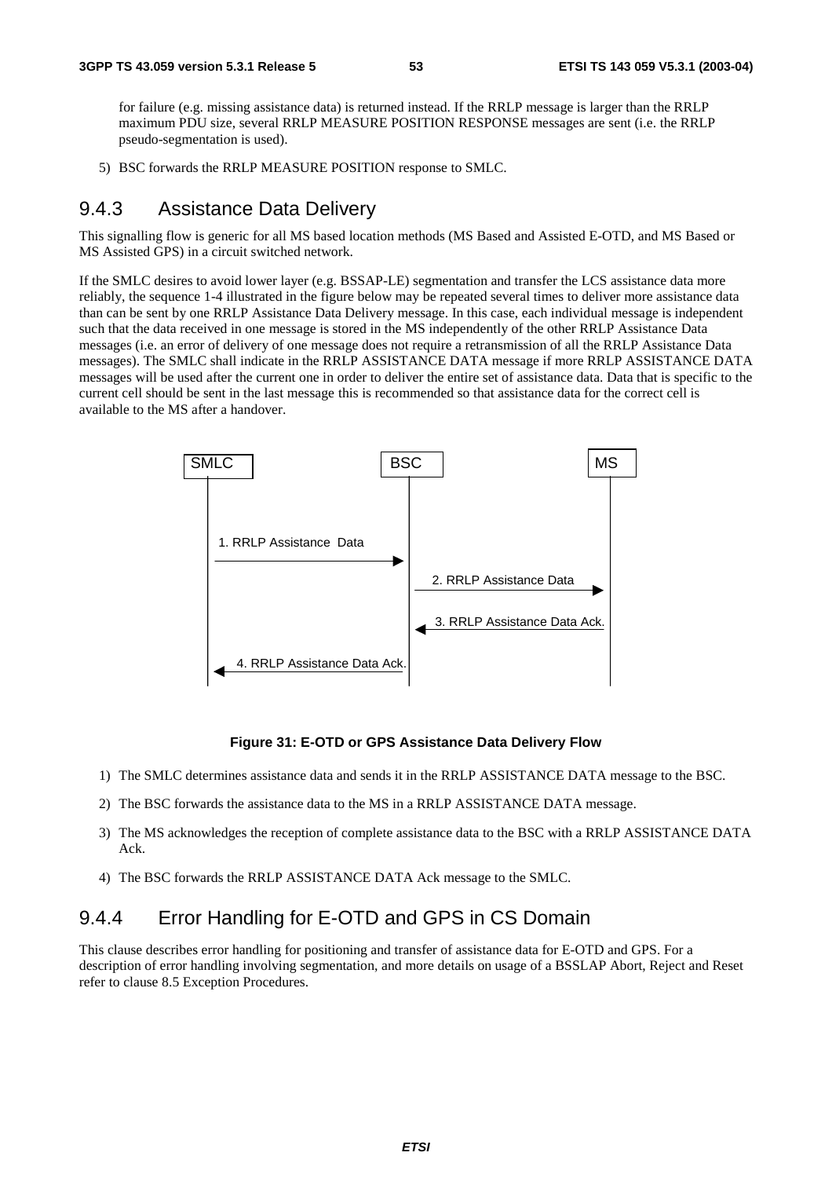for failure (e.g. missing assistance data) is returned instead. If the RRLP message is larger than the RRLP maximum PDU size, several RRLP MEASURE POSITION RESPONSE messages are sent (i.e. the RRLP pseudo-segmentation is used).

5) BSC forwards the RRLP MEASURE POSITION response to SMLC.

### 9.4.3 Assistance Data Delivery

This signalling flow is generic for all MS based location methods (MS Based and Assisted E-OTD, and MS Based or MS Assisted GPS) in a circuit switched network.

If the SMLC desires to avoid lower layer (e.g. BSSAP-LE) segmentation and transfer the LCS assistance data more reliably, the sequence 1-4 illustrated in the figure below may be repeated several times to deliver more assistance data than can be sent by one RRLP Assistance Data Delivery message. In this case, each individual message is independent such that the data received in one message is stored in the MS independently of the other RRLP Assistance Data messages (i.e. an error of delivery of one message does not require a retransmission of all the RRLP Assistance Data messages). The SMLC shall indicate in the RRLP ASSISTANCE DATA message if more RRLP ASSISTANCE DATA messages will be used after the current one in order to deliver the entire set of assistance data. Data that is specific to the current cell should be sent in the last message this is recommended so that assistance data for the correct cell is available to the MS after a handover.

SMLC — BSC — MS

1. RRLP Assistance Data (SMLC → BSC)
2. RRLP Assistance Data (BSC → MS)
3. RRLP Assistance Data Ack. (MS → BSC)
4. RRLP Assistance Data Ack. (BSC → SMLC)

**Figure 31: E-OTD or GPS Assistance Data Delivery Flow**

1) The SMLC determines assistance data and sends it in the RRLP ASSISTANCE DATA message to the BSC.

2) The BSC forwards the assistance data to the MS in a RRLP ASSISTANCE DATA message.

3) The MS acknowledges the reception of complete assistance data to the BSC with a RRLP ASSISTANCE DATA Ack.

4) The BSC forwards the RRLP ASSISTANCE DATA Ack message to the SMLC.

### 9.4.4 Error Handling for E-OTD and GPS in CS Domain

This clause describes error handling for positioning and transfer of assistance data for E-OTD and GPS. For a description of error handling involving segmentation, and more details on usage of a BSSLAP Abort, Reject and Reset refer to clause 8.5 Exception Procedures.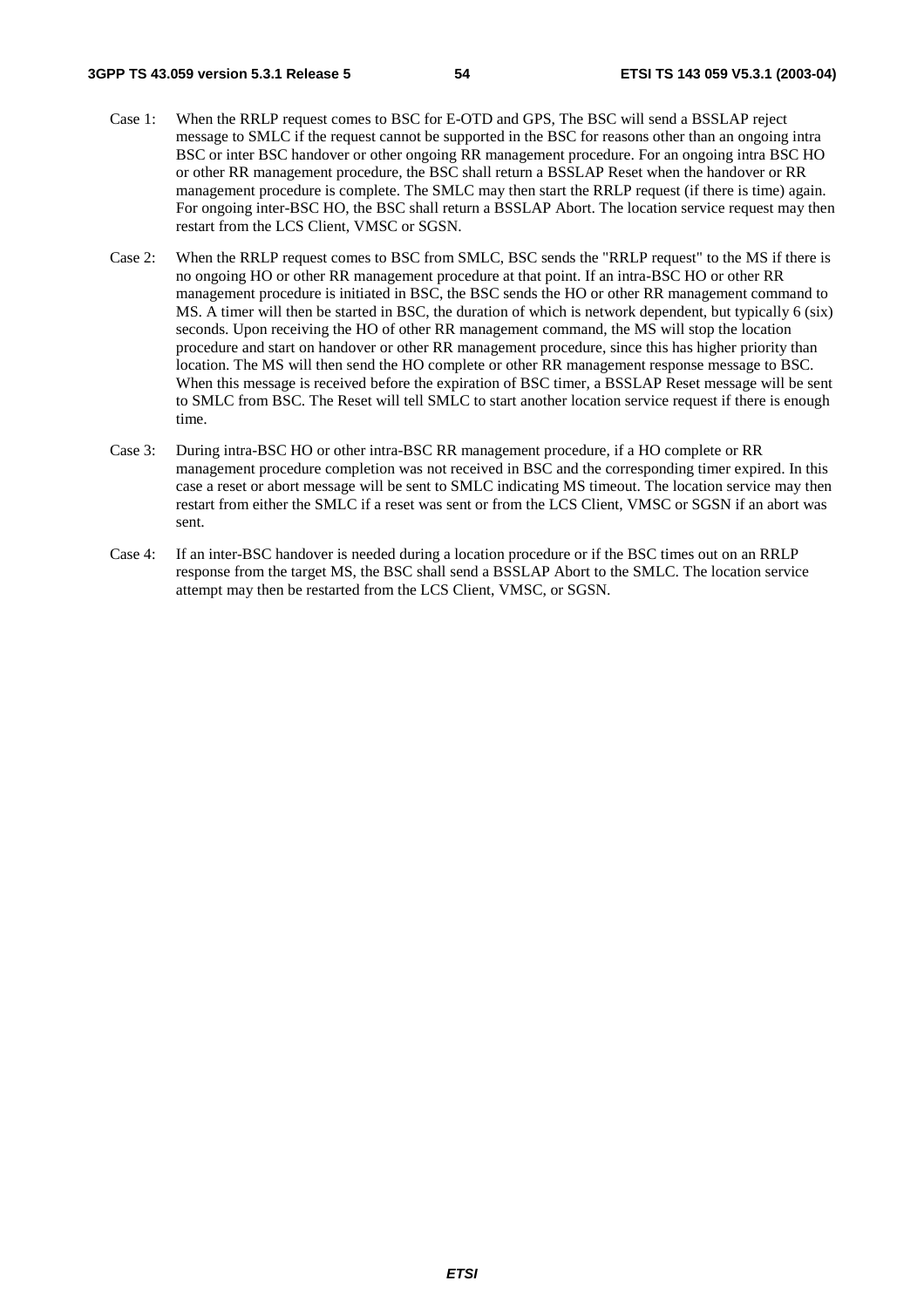Case 1: When the RRLP request comes to BSC for E-OTD and GPS, The BSC will send a BSSLAP reject message to SMLC if the request cannot be supported in the BSC for reasons other than an ongoing intra BSC or inter BSC handover or other ongoing RR management procedure. For an ongoing intra BSC HO or other RR management procedure, the BSC shall return a BSSLAP Reset when the handover or RR management procedure is complete. The SMLC may then start the RRLP request (if there is time) again. For ongoing inter-BSC HO, the BSC shall return a BSSLAP Abort. The location service request may then restart from the LCS Client, VMSC or SGSN.

Case 2: When the RRLP request comes to BSC from SMLC, BSC sends the "RRLP request" to the MS if there is no ongoing HO or other RR management procedure at that point. If an intra-BSC HO or other RR management procedure is initiated in BSC, the BSC sends the HO or other RR management command to MS. A timer will then be started in BSC, the duration of which is network dependent, but typically 6 (six) seconds. Upon receiving the HO of other RR management command, the MS will stop the location procedure and start on handover or other RR management procedure, since this has higher priority than location. The MS will then send the HO complete or other RR management response message to BSC. When this message is received before the expiration of BSC timer, a BSSLAP Reset message will be sent to SMLC from BSC. The Reset will tell SMLC to start another location service request if there is enough time.

Case 3: During intra-BSC HO or other intra-BSC RR management procedure, if a HO complete or RR management procedure completion was not received in BSC and the corresponding timer expired. In this case a reset or abort message will be sent to SMLC indicating MS timeout. The location service may then restart from either the SMLC if a reset was sent or from the LCS Client, VMSC or SGSN if an abort was sent.

Case 4: If an inter-BSC handover is needed during a location procedure or if the BSC times out on an RRLP response from the target MS, the BSC shall send a BSSLAP Abort to the SMLC. The location service attempt may then be restarted from the LCS Client, VMSC, or SGSN.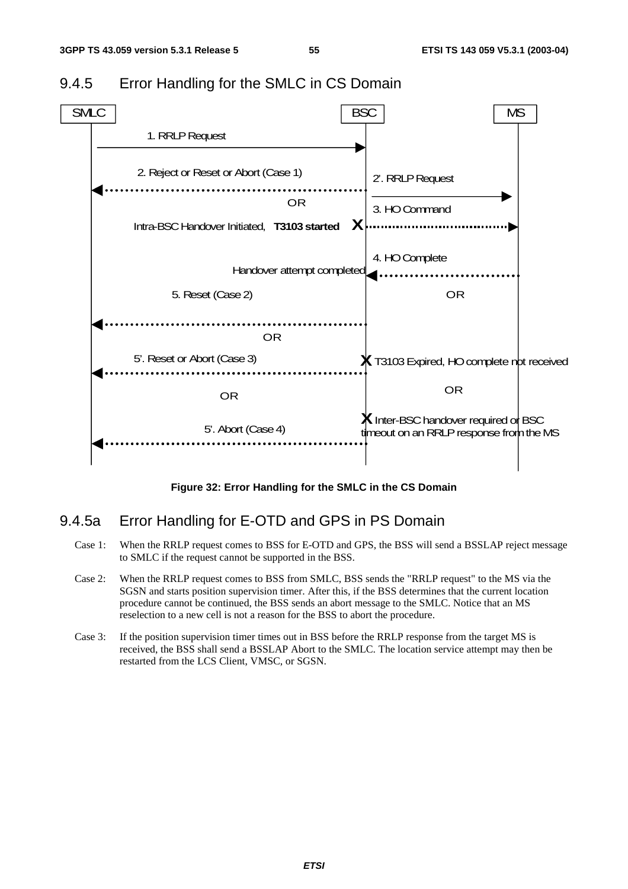## 9.4.5 Error Handling for the SMLC in CS Domain

Figure 32: Error Handling for the SMLC in the CS Domain

## 9.4.5a Error Handling for E-OTD and GPS in PS Domain

Case 1: When the RRLP request comes to BSS for E-OTD and GPS, the BSS will send a BSSLAP reject message to SMLC if the request cannot be supported in the BSS.

Case 2: When the RRLP request comes to BSS from SMLC, BSS sends the "RRLP request" to the MS via the SGSN and starts position supervision timer. After this, if the BSS determines that the current location procedure cannot be continued, the BSS sends an abort message to the SMLC. Notice that an MS reselection to a new cell is not a reason for the BSS to abort the procedure.

Case 3: If the position supervision timer times out in BSS before the RRLP response from the target MS is received, the BSS shall send a BSSLAP Abort to the SMLC. The location service attempt may then be restarted from the LCS Client, VMSC, or SGSN.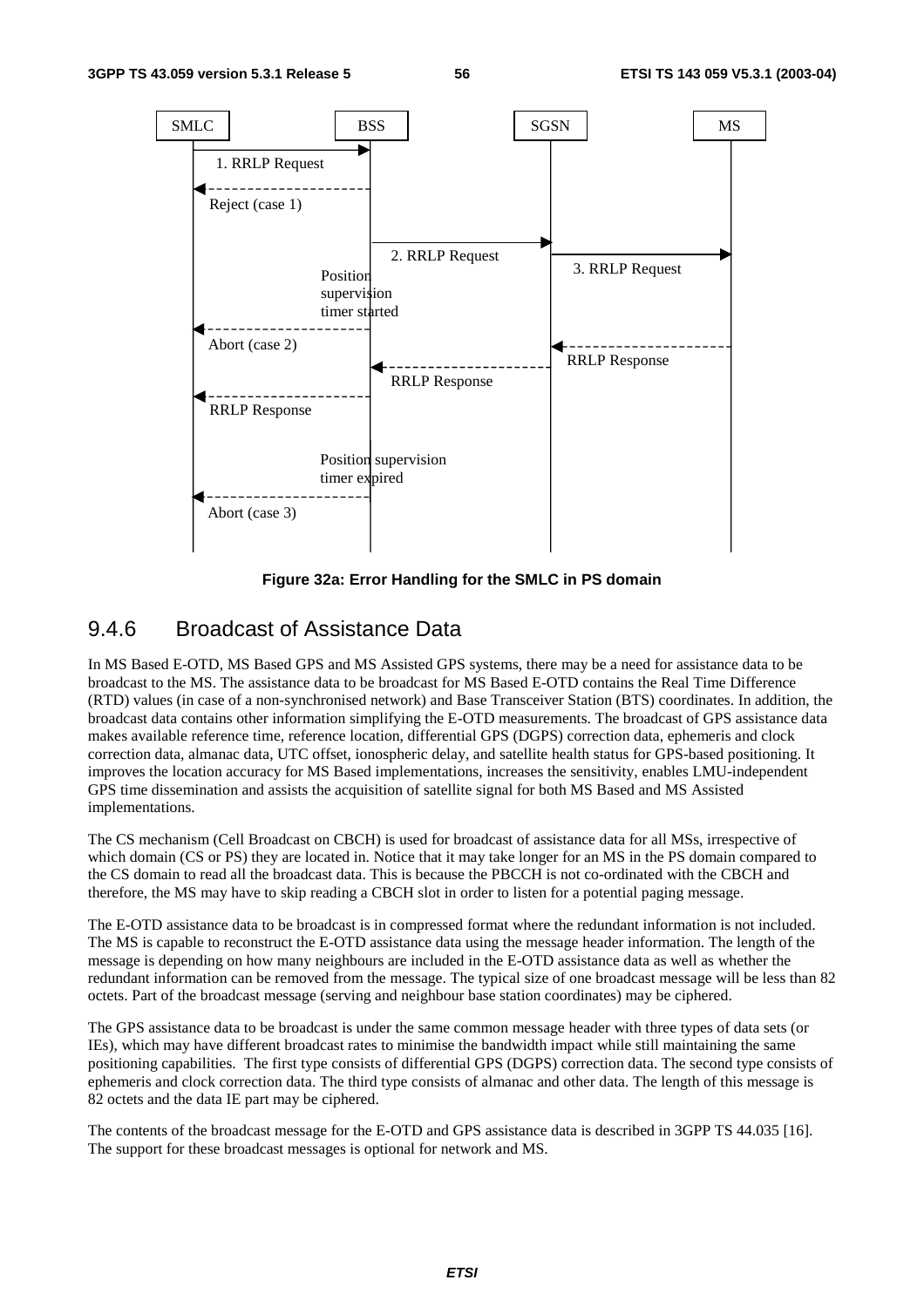Figure 32a: Error Handling for the SMLC in PS domain

### 9.4.6 Broadcast of Assistance Data

In MS Based E-OTD, MS Based GPS and MS Assisted GPS systems, there may be a need for assistance data to be broadcast to the MS. The assistance data to be broadcast for MS Based E-OTD contains the Real Time Difference (RTD) values (in case of a non-synchronised network) and Base Transceiver Station (BTS) coordinates. In addition, the broadcast data contains other information simplifying the E-OTD measurements. The broadcast of GPS assistance data makes available reference time, reference location, differential GPS (DGPS) correction data, ephemeris and clock correction data, almanac data, UTC offset, ionospheric delay, and satellite health status for GPS-based positioning. It improves the location accuracy for MS Based implementations, increases the sensitivity, enables LMU-independent GPS time dissemination and assists the acquisition of satellite signal for both MS Based and MS Assisted implementations.

The CS mechanism (Cell Broadcast on CBCH) is used for broadcast of assistance data for all MSs, irrespective of which domain (CS or PS) they are located in. Notice that it may take longer for an MS in the PS domain compared to the CS domain to read all the broadcast data. This is because the PBCCH is not co-ordinated with the CBCH and therefore, the MS may have to skip reading a CBCH slot in order to listen for a potential paging message.

The E-OTD assistance data to be broadcast is in compressed format where the redundant information is not included. The MS is capable to reconstruct the E-OTD assistance data using the message header information. The length of the message is depending on how many neighbours are included in the E-OTD assistance data as well as whether the redundant information can be removed from the message. The typical size of one broadcast message will be less than 82 octets. Part of the broadcast message (serving and neighbour base station coordinates) may be ciphered.

The GPS assistance data to be broadcast is under the same common message header with three types of data sets (or IEs), which may have different broadcast rates to minimise the bandwidth impact while still maintaining the same positioning capabilities. The first type consists of differential GPS (DGPS) correction data. The second type consists of ephemeris and clock correction data. The third type consists of almanac and other data. The length of this message is 82 octets and the data IE part may be ciphered.

The contents of the broadcast message for the E-OTD and GPS assistance data is described in 3GPP TS 44.035 [16]. The support for these broadcast messages is optional for network and MS.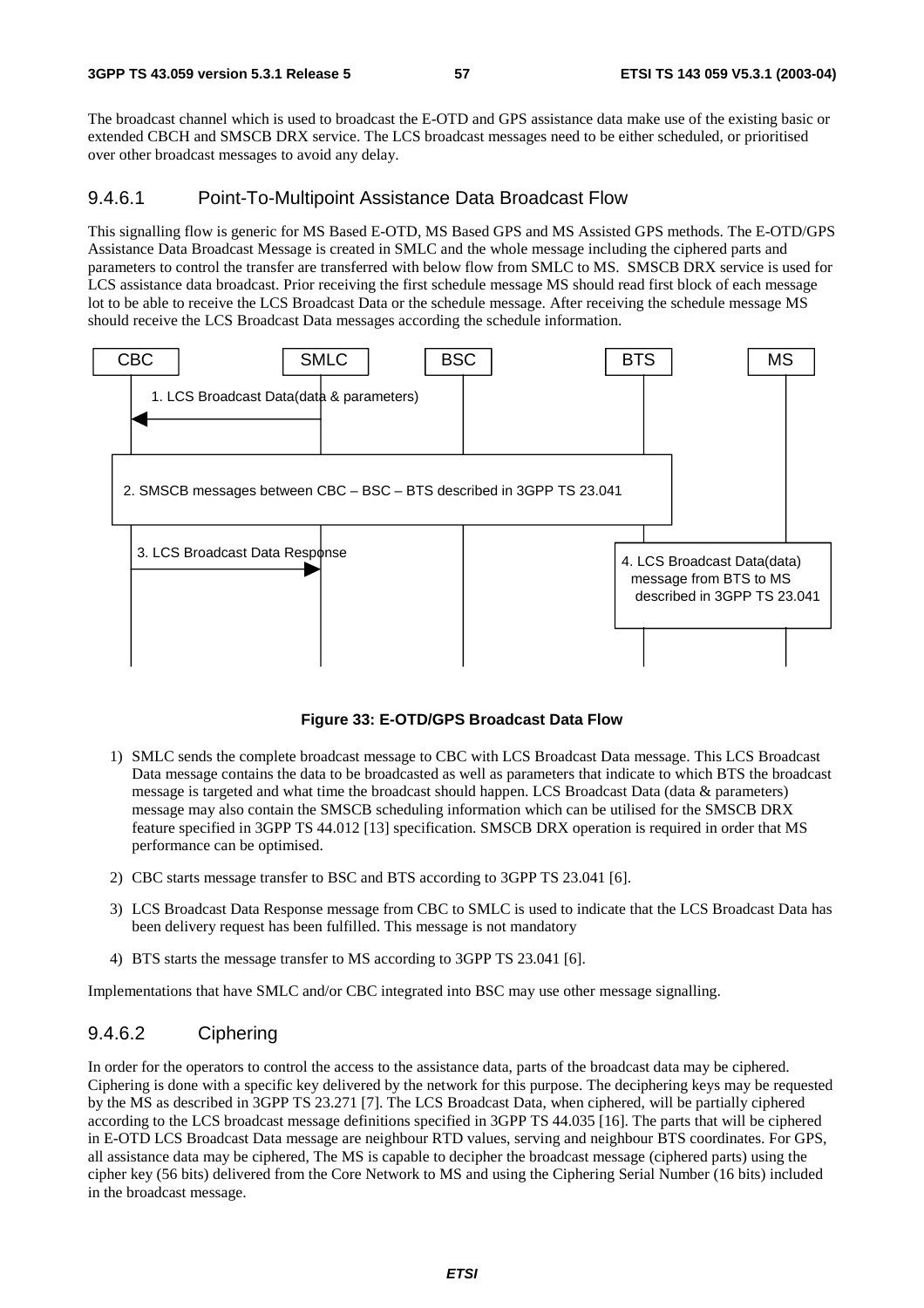The broadcast channel which is used to broadcast the E-OTD and GPS assistance data make use of the existing basic or extended CBCH and SMSCB DRX service. The LCS broadcast messages need to be either scheduled, or prioritised over other broadcast messages to avoid any delay.

#### 9.4.6.1 Point-To-Multipoint Assistance Data Broadcast Flow

This signalling flow is generic for MS Based E-OTD, MS Based GPS and MS Assisted GPS methods. The E-OTD/GPS Assistance Data Broadcast Message is created in SMLC and the whole message including the ciphered parts and parameters to control the transfer are transferred with below flow from SMLC to MS. SMSCB DRX service is used for LCS assistance data broadcast. Prior receiving the first schedule message MS should read first block of each message lot to be able to receive the LCS Broadcast Data or the schedule message. After receiving the schedule message MS should receive the LCS Broadcast Data messages according the schedule information.

CBC SMLC BSC BTS MS

1. LCS Broadcast Data(data & parameters)

2. SMSCB messages between CBC – BSC – BTS described in 3GPP TS 23.041

3. LCS Broadcast Data Response

4. LCS Broadcast Data(data) message from BTS to MS described in 3GPP TS 23.041

**Figure 33: E-OTD/GPS Broadcast Data Flow**

1) SMLC sends the complete broadcast message to CBC with LCS Broadcast Data message. This LCS Broadcast Data message contains the data to be broadcasted as well as parameters that indicate to which BTS the broadcast message is targeted and what time the broadcast should happen. LCS Broadcast Data (data & parameters) message may also contain the SMSCB scheduling information which can be utilised for the SMSCB DRX feature specified in 3GPP TS 44.012 [13] specification. SMSCB DRX operation is required in order that MS performance can be optimised.

2) CBC starts message transfer to BSC and BTS according to 3GPP TS 23.041 [6].

3) LCS Broadcast Data Response message from CBC to SMLC is used to indicate that the LCS Broadcast Data has been delivery request has been fulfilled. This message is not mandatory

4) BTS starts the message transfer to MS according to 3GPP TS 23.041 [6].

Implementations that have SMLC and/or CBC integrated into BSC may use other message signalling.

#### 9.4.6.2 Ciphering

In order for the operators to control the access to the assistance data, parts of the broadcast data may be ciphered. Ciphering is done with a specific key delivered by the network for this purpose. The deciphering keys may be requested by the MS as described in 3GPP TS 23.271 [7]. The LCS Broadcast Data, when ciphered, will be partially ciphered according to the LCS broadcast message definitions specified in 3GPP TS 44.035 [16]. The parts that will be ciphered in E-OTD LCS Broadcast Data message are neighbour RTD values, serving and neighbour BTS coordinates. For GPS, all assistance data may be ciphered, The MS is capable to decipher the broadcast message (ciphered parts) using the cipher key (56 bits) delivered from the Core Network to MS and using the Ciphering Serial Number (16 bits) included in the broadcast message.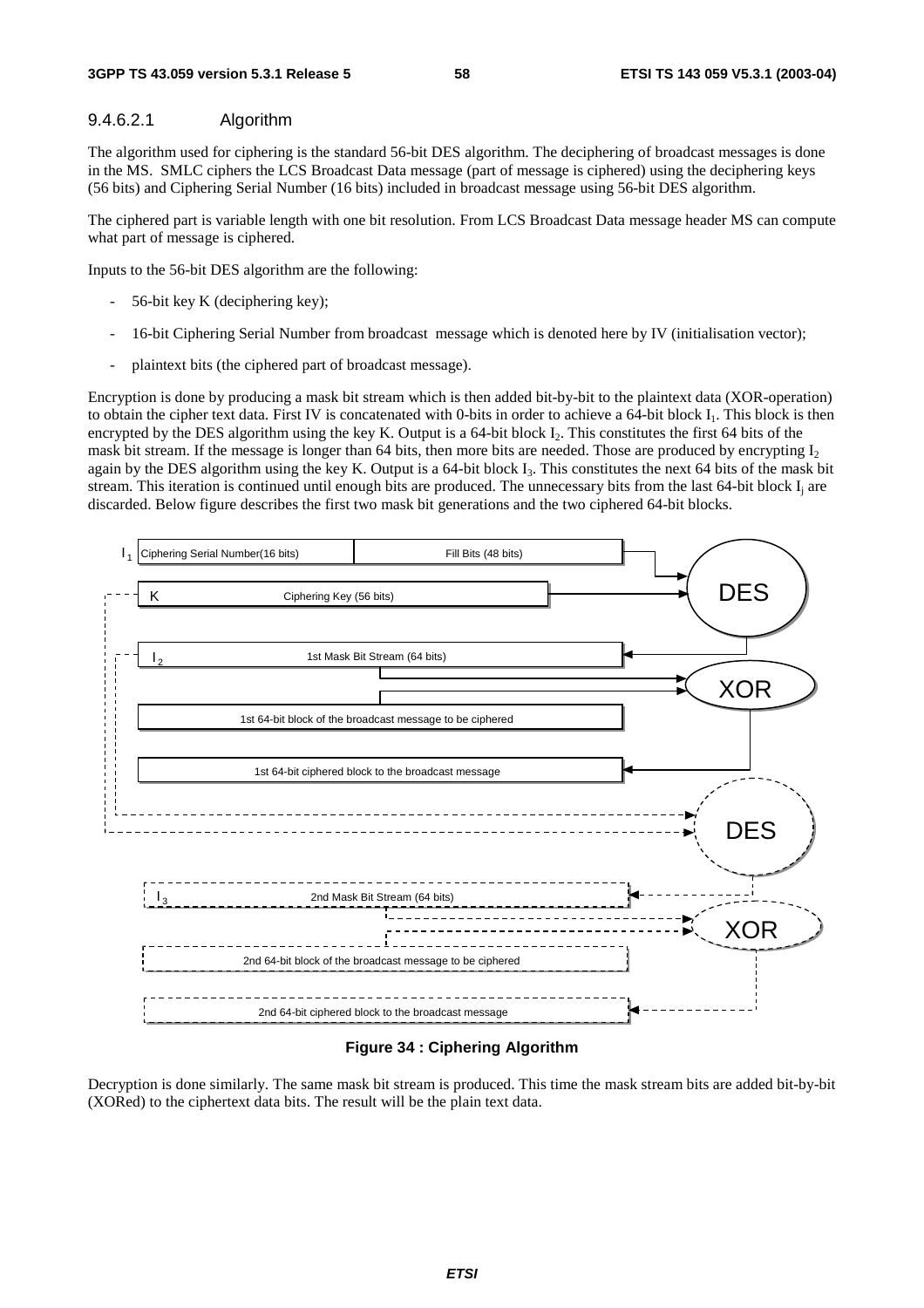#### 9.4.6.2.1 Algorithm

The algorithm used for ciphering is the standard 56-bit DES algorithm. The deciphering of broadcast messages is done in the MS. SMLC ciphers the LCS Broadcast Data message (part of message is ciphered) using the deciphering keys (56 bits) and Ciphering Serial Number (16 bits) included in broadcast message using 56-bit DES algorithm.

The ciphered part is variable length with one bit resolution. From LCS Broadcast Data message header MS can compute what part of message is ciphered.

Inputs to the 56-bit DES algorithm are the following:

- 56-bit key K (deciphering key);
- 16-bit Ciphering Serial Number from broadcast message which is denoted here by IV (initialisation vector);
- plaintext bits (the ciphered part of broadcast message).

Encryption is done by producing a mask bit stream which is then added bit-by-bit to the plaintext data (XOR-operation) to obtain the cipher text data. First IV is concatenated with 0-bits in order to achieve a 64-bit block $I_1$. This block is then encrypted by the DES algorithm using the key K. Output is a 64-bit block $I_2$. This constitutes the first 64 bits of the mask bit stream. If the message is longer than 64 bits, then more bits are needed. Those are produced by encrypting $I_2$ again by the DES algorithm using the key K. Output is a 64-bit block $I_3$. This constitutes the next 64 bits of the mask bit stream. This iteration is continued until enough bits are produced. The unnecessary bits from the last 64-bit block $I_j$ are discarded. Below figure describes the first two mask bit generations and the two ciphered 64-bit blocks.

**Figure 34 : Ciphering Algorithm**

Decryption is done similarly. The same mask bit stream is produced. This time the mask stream bits are added bit-by-bit (XORed) to the ciphertext data bits. The result will be the plain text data.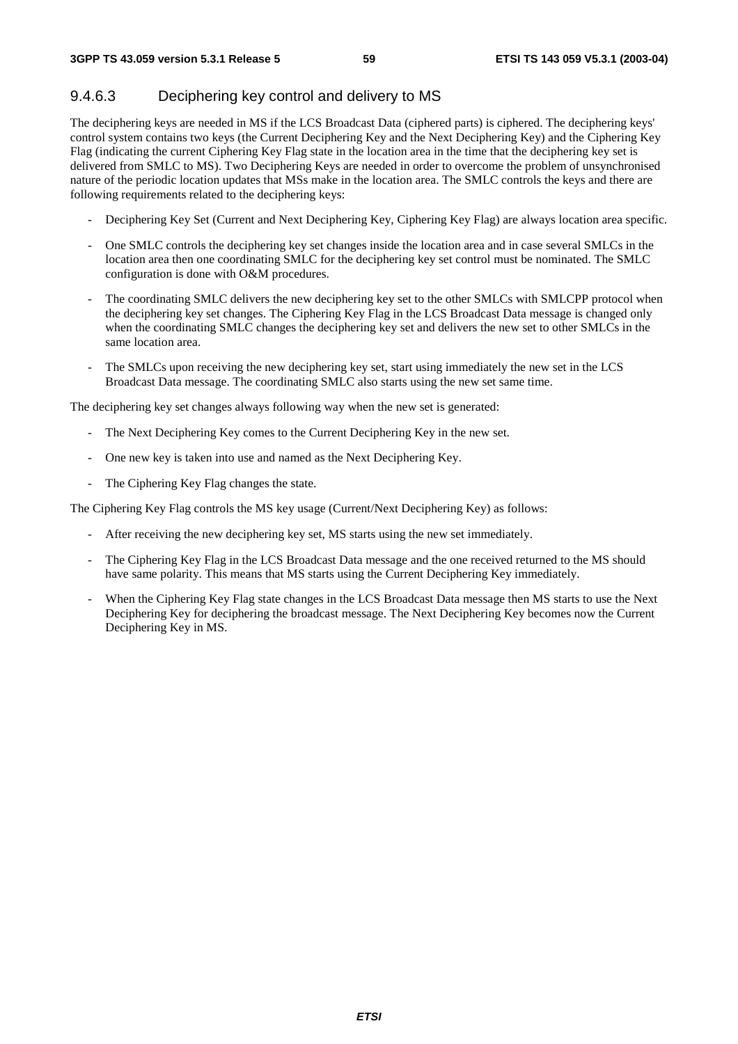### 9.4.6.3 Deciphering key control and delivery to MS

The deciphering keys are needed in MS if the LCS Broadcast Data (ciphered parts) is ciphered. The deciphering keys' control system contains two keys (the Current Deciphering Key and the Next Deciphering Key) and the Ciphering Key Flag (indicating the current Ciphering Key Flag state in the location area in the time that the deciphering key set is delivered from SMLC to MS). Two Deciphering Keys are needed in order to overcome the problem of unsynchronised nature of the periodic location updates that MSs make in the location area. The SMLC controls the keys and there are following requirements related to the deciphering keys:

- Deciphering Key Set (Current and Next Deciphering Key, Ciphering Key Flag) are always location area specific.
- One SMLC controls the deciphering key set changes inside the location area and in case several SMLCs in the location area then one coordinating SMLC for the deciphering key set control must be nominated. The SMLC configuration is done with O&M procedures.
- The coordinating SMLC delivers the new deciphering key set to the other SMLCs with SMLCPP protocol when the deciphering key set changes. The Ciphering Key Flag in the LCS Broadcast Data message is changed only when the coordinating SMLC changes the deciphering key set and delivers the new set to other SMLCs in the same location area.
- The SMLCs upon receiving the new deciphering key set, start using immediately the new set in the LCS Broadcast Data message. The coordinating SMLC also starts using the new set same time.

The deciphering key set changes always following way when the new set is generated:

- The Next Deciphering Key comes to the Current Deciphering Key in the new set.
- One new key is taken into use and named as the Next Deciphering Key.
- The Ciphering Key Flag changes the state.

The Ciphering Key Flag controls the MS key usage (Current/Next Deciphering Key) as follows:

- After receiving the new deciphering key set, MS starts using the new set immediately.
- The Ciphering Key Flag in the LCS Broadcast Data message and the one received returned to the MS should have same polarity. This means that MS starts using the Current Deciphering Key immediately.
- When the Ciphering Key Flag state changes in the LCS Broadcast Data message then MS starts to use the Next Deciphering Key for deciphering the broadcast message. The Next Deciphering Key becomes now the Current Deciphering Key in MS.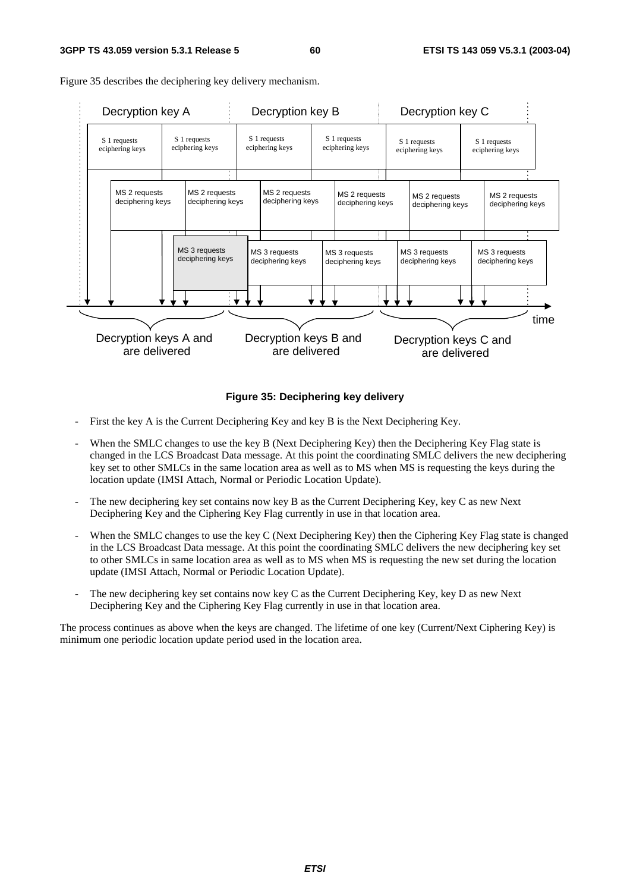Figure 35 describes the deciphering key delivery mechanism.

**Figure 35: Deciphering key delivery**

- First the key A is the Current Deciphering Key and key B is the Next Deciphering Key.
- When the SMLC changes to use the key B (Next Deciphering Key) then the Deciphering Key Flag state is changed in the LCS Broadcast Data message. At this point the coordinating SMLC delivers the new deciphering key set to other SMLCs in the same location area as well as to MS when MS is requesting the keys during the location update (IMSI Attach, Normal or Periodic Location Update).
- The new deciphering key set contains now key B as the Current Deciphering Key, key C as new Next Deciphering Key and the Ciphering Key Flag currently in use in that location area.
- When the SMLC changes to use the key C (Next Deciphering Key) then the Ciphering Key Flag state is changed in the LCS Broadcast Data message. At this point the coordinating SMLC delivers the new deciphering key set to other SMLCs in same location area as well as to MS when MS is requesting the new set during the location update (IMSI Attach, Normal or Periodic Location Update).
- The new deciphering key set contains now key C as the Current Deciphering Key, key D as new Next Deciphering Key and the Ciphering Key Flag currently in use in that location area.

The process continues as above when the keys are changed. The lifetime of one key (Current/Next Ciphering Key) is minimum one periodic location update period used in the location area.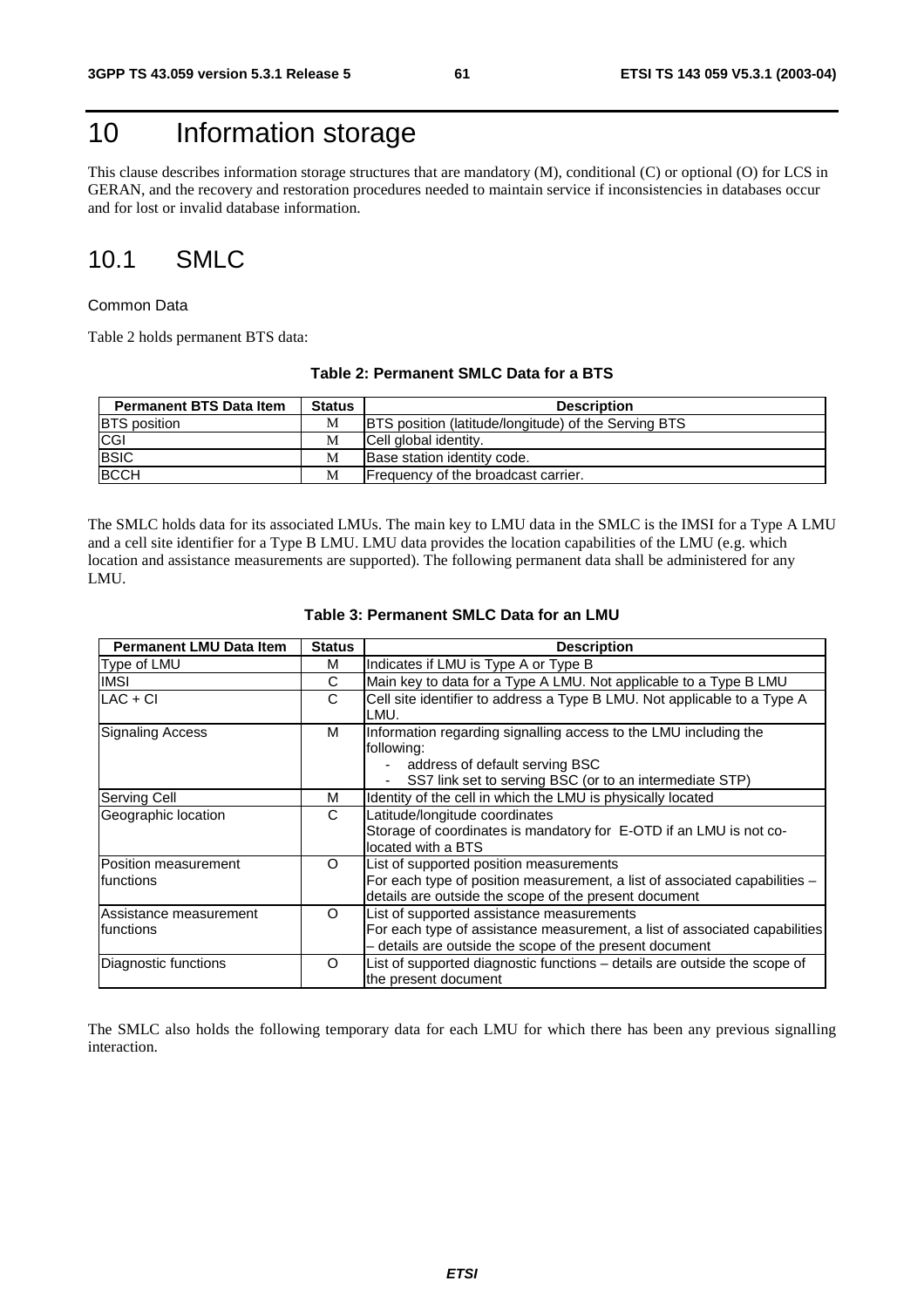# 10 Information storage

This clause describes information storage structures that are mandatory (M), conditional (C) or optional (O) for LCS in GERAN, and the recovery and restoration procedures needed to maintain service if inconsistencies in databases occur and for lost or invalid database information.

## 10.1 SMLC

Common Data

Table 2 holds permanent BTS data:

**Table 2: Permanent SMLC Data for a BTS**

| Permanent BTS Data Item | Status | Description |
|---|---|---|
| BTS position | M | BTS position (latitude/longitude) of the Serving BTS |
| CGI | M | Cell global identity. |
| BSIC | M | Base station identity code. |
| BCCH | M | Frequency of the broadcast carrier. |

The SMLC holds data for its associated LMUs. The main key to LMU data in the SMLC is the IMSI for a Type A LMU and a cell site identifier for a Type B LMU. LMU data provides the location capabilities of the LMU (e.g. which location and assistance measurements are supported). The following permanent data shall be administered for any LMU.

**Table 3: Permanent SMLC Data for an LMU**

| Permanent LMU Data Item | Status | Description |
|---|---|---|
| Type of LMU | M | Indicates if LMU is Type A or Type B |
| IMSI | C | Main key to data for a Type A LMU. Not applicable to a Type B LMU |
| LAC + CI | C | Cell site identifier to address a Type B LMU. Not applicable to a Type A LMU. |
| Signaling Access | M | Information regarding signalling access to the LMU including the following:<br>- address of default serving BSC<br>- SS7 link set to serving BSC (or to an intermediate STP) |
| Serving Cell | M | Identity of the cell in which the LMU is physically located |
| Geographic location | C | Latitude/longitude coordinates<br>Storage of coordinates is mandatory for E-OTD if an LMU is not co-located with a BTS |
| Position measurement functions | O | List of supported position measurements<br>For each type of position measurement, a list of associated capabilities – details are outside the scope of the present document |
| Assistance measurement functions | O | List of supported assistance measurements<br>For each type of assistance measurement, a list of associated capabilities – details are outside the scope of the present document |
| Diagnostic functions | O | List of supported diagnostic functions – details are outside the scope of the present document |

The SMLC also holds the following temporary data for each LMU for which there has been any previous signalling interaction.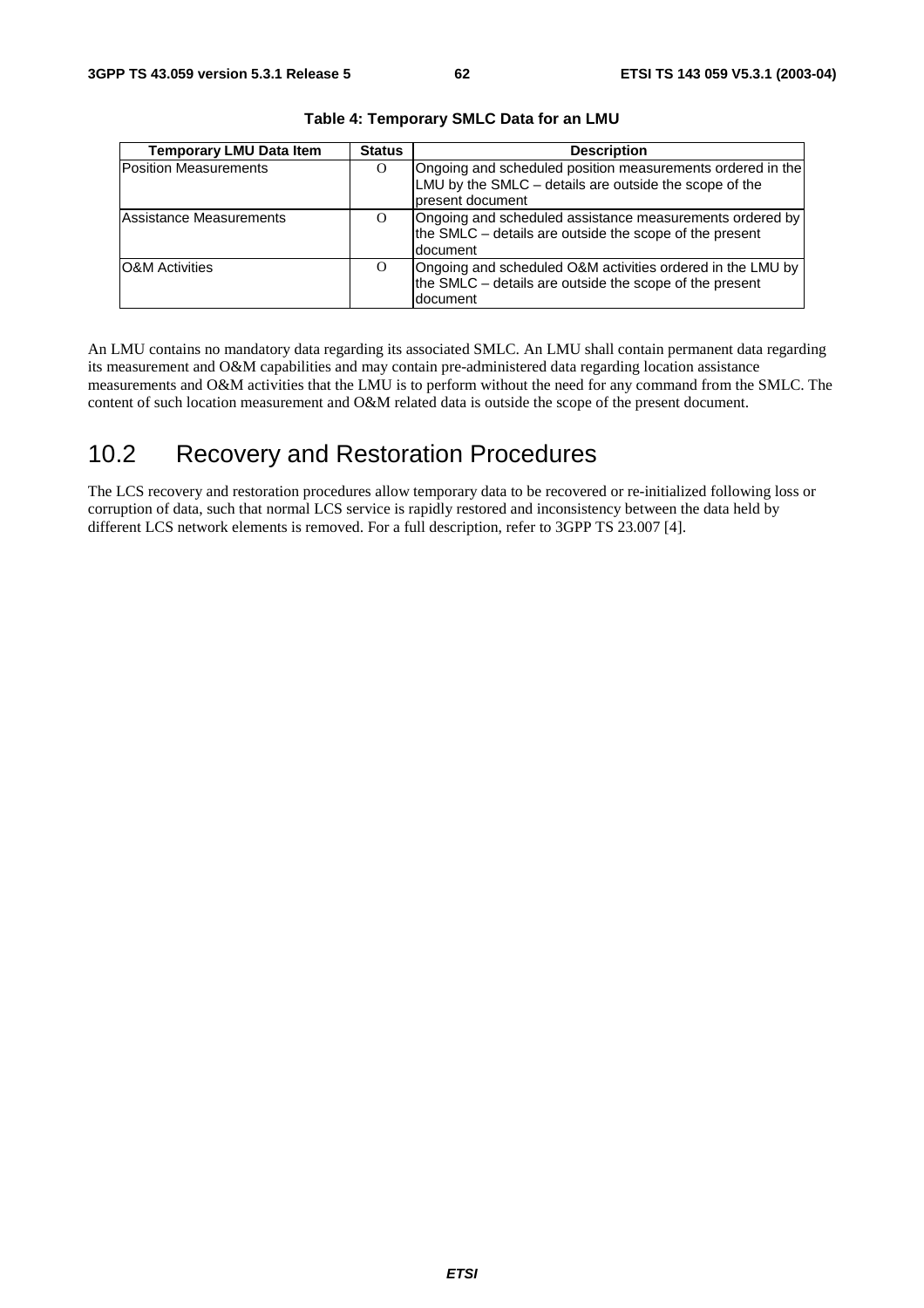**Table 4: Temporary SMLC Data for an LMU**

| Temporary LMU Data Item | Status | Description |
|---|---|---|
| Position Measurements | O | Ongoing and scheduled position measurements ordered in the LMU by the SMLC – details are outside the scope of the present document |
| Assistance Measurements | O | Ongoing and scheduled assistance measurements ordered by the SMLC – details are outside the scope of the present document |
| O&M Activities | O | Ongoing and scheduled O&M activities ordered in the LMU by the SMLC – details are outside the scope of the present document |

An LMU contains no mandatory data regarding its associated SMLC. An LMU shall contain permanent data regarding its measurement and O&M capabilities and may contain pre-administered data regarding location assistance measurements and O&M activities that the LMU is to perform without the need for any command from the SMLC. The content of such location measurement and O&M related data is outside the scope of the present document.

## 10.2 Recovery and Restoration Procedures

The LCS recovery and restoration procedures allow temporary data to be recovered or re-initialized following loss or corruption of data, such that normal LCS service is rapidly restored and inconsistency between the data held by different LCS network elements is removed. For a full description, refer to 3GPP TS 23.007 [4].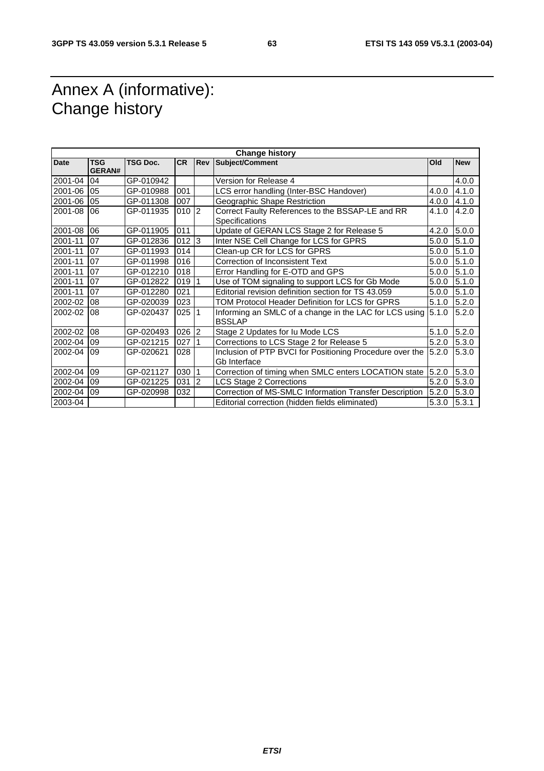# Annex A (informative): Change history

| Change history | | | | | | | |
|---|---|---|---|---|---|---|---|
| **Date** | **TSG GERAN#** | **TSG Doc.** | **CR** | **Rev** | **Subject/Comment** | **Old** | **New** |
| 2001-04 | 04 | GP-010942 | | | Version for Release 4 | | 4.0.0 |
| 2001-06 | 05 | GP-010988 | 001 | | LCS error handling (Inter-BSC Handover) | 4.0.0 | 4.1.0 |
| 2001-06 | 05 | GP-011308 | 007 | | Geographic Shape Restriction | 4.0.0 | 4.1.0 |
| 2001-08 | 06 | GP-011935 | 010 | 2 | Correct Faulty References to the BSSAP-LE and RR Specifications | 4.1.0 | 4.2.0 |
| 2001-08 | 06 | GP-011905 | 011 | | Update of GERAN LCS Stage 2 for Release 5 | 4.2.0 | 5.0.0 |
| 2001-11 | 07 | GP-012836 | 012 | 3 | Inter NSE Cell Change for LCS for GPRS | 5.0.0 | 5.1.0 |
| 2001-11 | 07 | GP-011993 | 014 | | Clean-up CR for LCS for GPRS | 5.0.0 | 5.1.0 |
| 2001-11 | 07 | GP-011998 | 016 | | Correction of Inconsistent Text | 5.0.0 | 5.1.0 |
| 2001-11 | 07 | GP-012210 | 018 | | Error Handling for E-OTD and GPS | 5.0.0 | 5.1.0 |
| 2001-11 | 07 | GP-012822 | 019 | 1 | Use of TOM signaling to support LCS for Gb Mode | 5.0.0 | 5.1.0 |
| 2001-11 | 07 | GP-012280 | 021 | | Editorial revision definition section for TS 43.059 | 5.0.0 | 5.1.0 |
| 2002-02 | 08 | GP-020039 | 023 | | TOM Protocol Header Definition for LCS for GPRS | 5.1.0 | 5.2.0 |
| 2002-02 | 08 | GP-020437 | 025 | 1 | Informing an SMLC of a change in the LAC for LCS using BSSLAP | 5.1.0 | 5.2.0 |
| 2002-02 | 08 | GP-020493 | 026 | 2 | Stage 2 Updates for Iu Mode LCS | 5.1.0 | 5.2.0 |
| 2002-04 | 09 | GP-021215 | 027 | 1 | Corrections to LCS Stage 2 for Release 5 | 5.2.0 | 5.3.0 |
| 2002-04 | 09 | GP-020621 | 028 | | Inclusion of PTP BVCI for Positioning Procedure over the Gb Interface | 5.2.0 | 5.3.0 |
| 2002-04 | 09 | GP-021127 | 030 | 1 | Correction of timing when SMLC enters LOCATION state | 5.2.0 | 5.3.0 |
| 2002-04 | 09 | GP-021225 | 031 | 2 | LCS Stage 2 Corrections | 5.2.0 | 5.3.0 |
| 2002-04 | 09 | GP-020998 | 032 | | Correction of MS-SMLC Information Transfer Description | 5.2.0 | 5.3.0 |
| 2003-04 | | | | | Editorial correction (hidden fields eliminated) | 5.3.0 | 5.3.1 |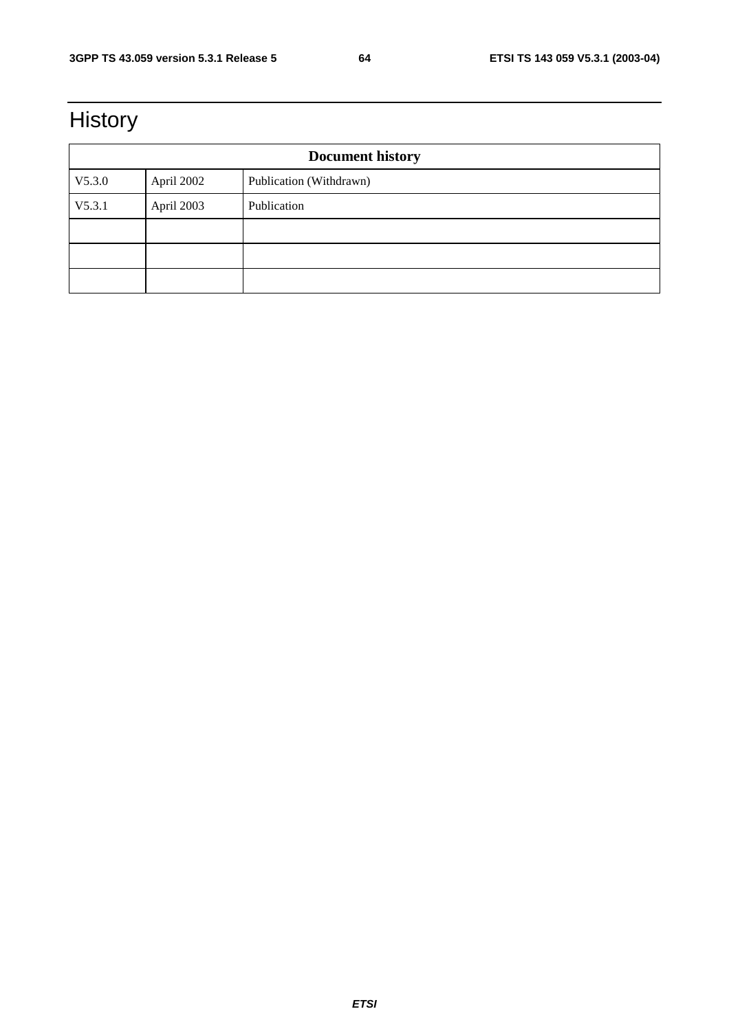# History

| Document history | | |
|---|---|---|
| V5.3.0 | April 2002 | Publication (Withdrawn) |
| V5.3.1 | April 2003 | Publication |
| | | |
| | | |
| | | |